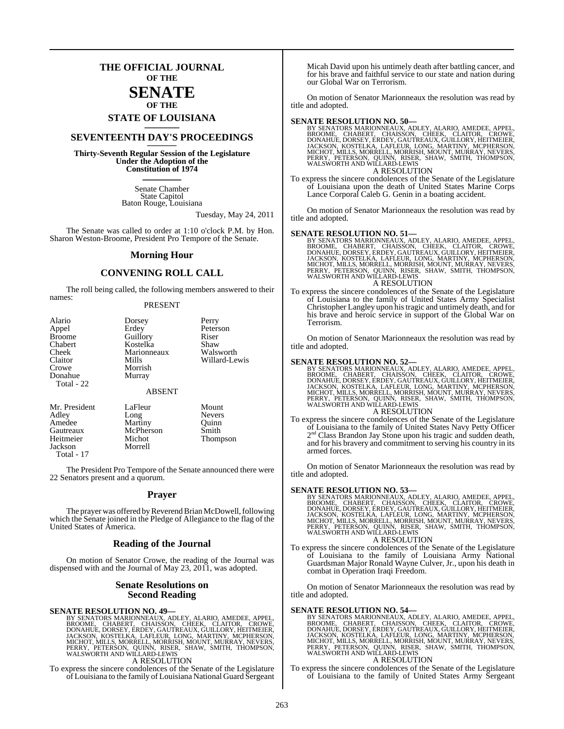# THE OFFICIAL JOURNAL OF THE SENATE OF THE STATE OF LOUISIANA

## SEVENTEENTH DAY'S PROCEEDINGS

**Thirty-Seventh Regular Session of the Legislature Under the Adoption of the Constitution of 1974**

Senate Chamber
State Capitol
Baton Rouge, Louisiana

Tuesday, May 24, 2011

The Senate was called to order at 1:10 o'clock P.M. by Hon. Sharon Weston-Broome, President Pro Tempore of the Senate.

## Morning Hour

## CONVENING ROLL CALL

The roll being called, the following members answered to their names:

PRESENT

| | | |
|---|---|---|
| Alario | Dorsey | Perry |
| Appel | Erdey | Peterson |
| Broome | Guillory | Riser |
| Chabert | Kostelka | Shaw |
| Cheek | Marionneaux | Walsworth |
| Claitor | Mills | Willard-Lewis |
| Crowe | Morrish | |
| Donahue | Murray | |

Total - 22

ABSENT

| | | |
|---|---|---|
| Mr. President | LaFleur | Mount |
| Adley | Long | Nevers |
| Amedee | Martiny | Quinn |
| Gautreaux | McPherson | Smith |
| Heitmeier | Michot | Thompson |
| Jackson | Morrell | |

Total - 17

The President Pro Tempore of the Senate announced there were 22 Senators present and a quorum.

## Prayer

The prayer was offered by Reverend Brian McDowell, following which the Senate joined in the Pledge of Allegiance to the flag of the United States of America.

## Reading of the Journal

On motion of Senator Crowe, the reading of the Journal was dispensed with and the Journal of May 23, 2011, was adopted.

## Senate Resolutions on Second Reading

**SENATE RESOLUTION NO. 49—**
BY SENATORS MARIONNEAUX, ADLEY, ALARIO, AMEDEE, APPEL, BROOME, CHABERT, CHAISSON, CHEEK, CLAITOR, CROWE, DONAHUE, DORSEY, ERDEY, GAUTREAUX, GUILLORY, HEITMEIER, JACKSON, KOSTELKA, LAFLEUR, LONG, MARTINY, MCPHERSON, MICHOT, MILLS, MORRELL, MORRISH, MOUNT, MURRAY, NEVERS, PERRY, PETERSON, QUINN, RISER, SHAW, SMITH, THOMPSON, WALSWORTH AND WILLARD-LEWIS

A RESOLUTION

To express the sincere condolences of the Senate of the Legislature of Louisiana to the family of Louisiana National Guard Sergeant Micah David upon his untimely death after battling cancer, and for his brave and faithful service to our state and nation during our Global War on Terrorism.

On motion of Senator Marionneaux the resolution was read by title and adopted.

**SENATE RESOLUTION NO. 50—**
BY SENATORS MARIONNEAUX, ADLEY, ALARIO, AMEDEE, APPEL, BROOME, CHABERT, CHAISSON, CHEEK, CLAITOR, CROWE, DONAHUE, DORSEY, ERDEY, GAUTREAUX, GUILLORY, HEITMEIER, JACKSON, KOSTELKA, LAFLEUR, LONG, MARTINY, MCPHERSON, MICHOT, MILLS, MORRELL, MORRISH, MOUNT, MURRAY, NEVERS, PERRY, PETERSON, QUINN, RISER, SHAW, SMITH, THOMPSON, WALSWORTH AND WILLARD-LEWIS

A RESOLUTION

To express the sincere condolences of the Senate of the Legislature of Louisiana upon the death of United States Marine Corps Lance Corporal Caleb G. Genin in a boating accident.

On motion of Senator Marionneaux the resolution was read by title and adopted.

**SENATE RESOLUTION NO. 51—**
BY SENATORS MARIONNEAUX, ADLEY, ALARIO, AMEDEE, APPEL, BROOME, CHABERT, CHAISSON, CHEEK, CLAITOR, CROWE, DONAHUE, DORSEY, ERDEY, GAUTREAUX, GUILLORY, HEITMEIER, JACKSON, KOSTELKA, LAFLEUR, LONG, MARTINY, MCPHERSON, MICHOT, MILLS, MORRELL, MORRISH, MOUNT, MURRAY, NEVERS, PERRY, PETERSON, QUINN, RISER, SHAW, SMITH, THOMPSON, WALSWORTH AND WILLARD-LEWIS

A RESOLUTION

To express the sincere condolences of the Senate of the Legislature of Louisiana to the family of United States Army Specialist Christopher Langley upon his tragic and untimely death, and for his brave and heroic service in support of the Global War on Terrorism.

On motion of Senator Marionneaux the resolution was read by title and adopted.

**SENATE RESOLUTION NO. 52—**
BY SENATORS MARIONNEAUX, ADLEY, ALARIO, AMEDEE, APPEL, BROOME, CHABERT, CHAISSON, CHEEK, CLAITOR, CROWE, DONAHUE, DORSEY, ERDEY, GAUTREAUX, GUILLORY, HEITMEIER, JACKSON, KOSTELKA, LAFLEUR, LONG, MARTINY, MCPHERSON, MICHOT, MILLS, MORRELL, MORRISH, MOUNT, MURRAY, NEVERS, PERRY, PETERSON, QUINN, RISER, SHAW, SMITH, THOMPSON, WALSWORTH AND WILLARD-LEWIS

A RESOLUTION

To express the sincere condolences of the Senate of the Legislature of Louisiana to the family of United States Navy Petty Officer 2nd Class Brandon Jay Stone upon his tragic and sudden death, and for his bravery and commitment to serving his country in its armed forces.

On motion of Senator Marionneaux the resolution was read by title and adopted.

**SENATE RESOLUTION NO. 53—**
BY SENATORS MARIONNEAUX, ADLEY, ALARIO, AMEDEE, APPEL, BROOME, CHABERT, CHAISSON, CHEEK, CLAITOR, CROWE, DONAHUE, DORSEY, ERDEY, GAUTREAUX, GUILLORY, HEITMEIER, JACKSON, KOSTELKA, LAFLEUR, LONG, MARTINY, MCPHERSON, MICHOT, MILLS, MORRELL, MORRISH, MOUNT, MURRAY, NEVERS, PERRY, PETERSON, QUINN, RISER, SHAW, SMITH, THOMPSON, WALSWORTH AND WILLARD-LEWIS

A RESOLUTION

To express the sincere condolences of the Senate of the Legislature of Louisiana to the family of Louisiana Army National Guardsman Major Ronald Wayne Culver, Jr., upon his death in combat in Operation Iraqi Freedom.

On motion of Senator Marionneaux the resolution was read by title and adopted.

**SENATE RESOLUTION NO. 54—**
BY SENATORS MARIONNEAUX, ADLEY, ALARIO, AMEDEE, APPEL, BROOME, CHABERT, CHAISSON, CHEEK, CLAITOR, CROWE, DONAHUE, DORSEY, ERDEY, GAUTREAUX, GUILLORY, HEITMEIER, JACKSON, KOSTELKA, LAFLEUR, LONG, MARTINY, MCPHERSON, MICHOT, MILLS, MORRELL, MORRISH, MOUNT, MURRAY, NEVERS, PERRY, PETERSON, QUINN, RISER, SHAW, SMITH, THOMPSON, WALSWORTH AND WILLARD-LEWIS

A RESOLUTION

To express the sincere condolences of the Senate of the Legislature of Louisiana to the family of United States Army Sergeant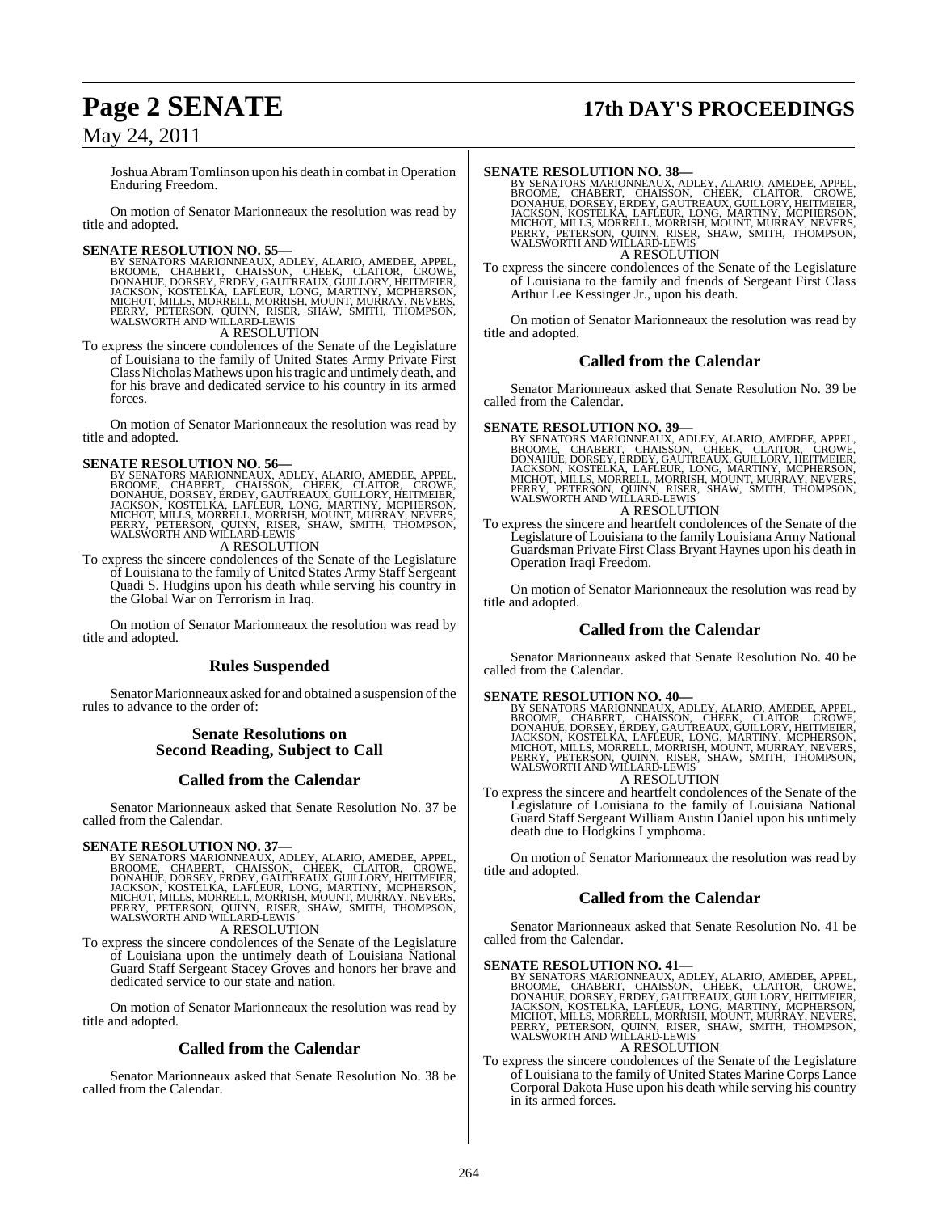Joshua Abram Tomlinson upon his death in combat in Operation Enduring Freedom.

On motion of Senator Marionneaux the resolution was read by title and adopted.

**SENATE RESOLUTION NO. 55—**
BY SENATORS MARIONNEAUX, ADLEY, ALARIO, AMEDEE, APPEL, BROOME, CHABERT, CHAISSON, CHEEK, CLAITOR, CROWE, DONAHUE, DORSEY, ERDEY, GAUTREAUX, GUILLORY, HEITMEIER, JACKSON, KOSTELKA, LAFLEUR, LONG, MARTINY, MCPHERSON, MICHOT, MILLS, MORRELL, MORRISH, MOUNT, MURRAY, NEVERS, PERRY, PETERSON, QUINN, RISER, SHAW, SMITH, THOMPSON, WALSWORTH AND WILLARD-LEWIS

A RESOLUTION

To express the sincere condolences of the Senate of the Legislature of Louisiana to the family of United States Army Private First Class Nicholas Mathews upon his tragic and untimely death, and for his brave and dedicated service to his country in its armed forces.

On motion of Senator Marionneaux the resolution was read by title and adopted.

**SENATE RESOLUTION NO. 56—**
BY SENATORS MARIONNEAUX, ADLEY, ALARIO, AMEDEE, APPEL, BROOME, CHABERT, CHAISSON, CHEEK, CLAITOR, CROWE, DONAHUE, DORSEY, ERDEY, GAUTREAUX, GUILLORY, HEITMEIER, JACKSON, KOSTELKA, LAFLEUR, LONG, MARTINY, MCPHERSON, MICHOT, MILLS, MORRELL, MORRISH, MOUNT, MURRAY, NEVERS, PERRY, PETERSON, QUINN, RISER, SHAW, SMITH, THOMPSON, WALSWORTH AND WILLARD-LEWIS

A RESOLUTION

To express the sincere condolences of the Senate of the Legislature of Louisiana to the family of United States Army Staff Sergeant Quadi S. Hudgins upon his death while serving his country in the Global War on Terrorism in Iraq.

On motion of Senator Marionneaux the resolution was read by title and adopted.

## Rules Suspended

Senator Marionneaux asked for and obtained a suspension of the rules to advance to the order of:

## Senate Resolutions on Second Reading, Subject to Call

## Called from the Calendar

Senator Marionneaux asked that Senate Resolution No. 37 be called from the Calendar.

**SENATE RESOLUTION NO. 37—**
BY SENATORS MARIONNEAUX, ADLEY, ALARIO, AMEDEE, APPEL, BROOME, CHABERT, CHAISSON, CHEEK, CLAITOR, CROWE, DONAHUE, DORSEY, ERDEY, GAUTREAUX, GUILLORY, HEITMEIER, JACKSON, KOSTELKA, LAFLEUR, LONG, MARTINY, MCPHERSON, MICHOT, MILLS, MORRELL, MORRISH, MOUNT, MURRAY, NEVERS, PERRY, PETERSON, QUINN, RISER, SHAW, SMITH, THOMPSON, WALSWORTH AND WILLARD-LEWIS

A RESOLUTION

To express the sincere condolences of the Senate of the Legislature of Louisiana upon the untimely death of Louisiana National Guard Staff Sergeant Stacey Groves and honors her brave and dedicated service to our state and nation.

On motion of Senator Marionneaux the resolution was read by title and adopted.

## Called from the Calendar

Senator Marionneaux asked that Senate Resolution No. 38 be called from the Calendar.

**SENATE RESOLUTION NO. 38—**
BY SENATORS MARIONNEAUX, ADLEY, ALARIO, AMEDEE, APPEL, BROOME, CHABERT, CHAISSON, CHEEK, CLAITOR, CROWE, DONAHUE, DORSEY, ERDEY, GAUTREAUX, GUILLORY, HEITMEIER, JACKSON, KOSTELKA, LAFLEUR, LONG, MARTINY, MCPHERSON, MICHOT, MILLS, MORRELL, MORRISH, MOUNT, MURRAY, NEVERS, PERRY, PETERSON, QUINN, RISER, SHAW, SMITH, THOMPSON, WALSWORTH AND WILLARD-LEWIS

A RESOLUTION

To express the sincere condolences of the Senate of the Legislature of Louisiana to the family and friends of Sergeant First Class Arthur Lee Kessinger Jr., upon his death.

On motion of Senator Marionneaux the resolution was read by title and adopted.

## Called from the Calendar

Senator Marionneaux asked that Senate Resolution No. 39 be called from the Calendar.

**SENATE RESOLUTION NO. 39—**
BY SENATORS MARIONNEAUX, ADLEY, ALARIO, AMEDEE, APPEL, BROOME, CHABERT, CHAISSON, CHEEK, CLAITOR, CROWE, DONAHUE, DORSEY, ERDEY, GAUTREAUX, GUILLORY, HEITMEIER, JACKSON, KOSTELKA, LAFLEUR, LONG, MARTINY, MCPHERSON, MICHOT, MILLS, MORRELL, MORRISH, MOUNT, MURRAY, NEVERS, PERRY, PETERSON, QUINN, RISER, SHAW, SMITH, THOMPSON, WALSWORTH AND WILLARD-LEWIS

A RESOLUTION

To express the sincere and heartfelt condolences of the Senate of the Legislature of Louisiana to the family Louisiana Army National Guardsman Private First Class Bryant Haynes upon his death in Operation Iraqi Freedom.

On motion of Senator Marionneaux the resolution was read by title and adopted.

## Called from the Calendar

Senator Marionneaux asked that Senate Resolution No. 40 be called from the Calendar.

**SENATE RESOLUTION NO. 40—**
BY SENATORS MARIONNEAUX, ADLEY, ALARIO, AMEDEE, APPEL, BROOME, CHABERT, CHAISSON, CHEEK, CLAITOR, CROWE, DONAHUE, DORSEY, ERDEY, GAUTREAUX, GUILLORY, HEITMEIER, JACKSON, KOSTELKA, LAFLEUR, LONG, MARTINY, MCPHERSON, MICHOT, MILLS, MORRELL, MORRISH, MOUNT, MURRAY, NEVERS, PERRY, PETERSON, QUINN, RISER, SHAW, SMITH, THOMPSON, WALSWORTH AND WILLARD-LEWIS

A RESOLUTION

To express the sincere and heartfelt condolences of the Senate of the Legislature of Louisiana to the family of Louisiana National Guard Staff Sergeant William Austin Daniel upon his untimely death due to Hodgkins Lymphoma.

On motion of Senator Marionneaux the resolution was read by title and adopted.

## Called from the Calendar

Senator Marionneaux asked that Senate Resolution No. 41 be called from the Calendar.

**SENATE RESOLUTION NO. 41—**
BY SENATORS MARIONNEAUX, ADLEY, ALARIO, AMEDEE, APPEL, BROOME, CHABERT, CHAISSON, CHEEK, CLAITOR, CROWE, DONAHUE, DORSEY, ERDEY, GAUTREAUX, GUILLORY, HEITMEIER, JACKSON, KOSTELKA, LAFLEUR, LONG, MARTINY, MCPHERSON, MICHOT, MILLS, MORRELL, MORRISH, MOUNT, MURRAY, NEVERS, PERRY, PETERSON, QUINN, RISER, SHAW, SMITH, THOMPSON, WALSWORTH AND WILLARD-LEWIS

A RESOLUTION

To express the sincere condolences of the Senate of the Legislature of Louisiana to the family of United States Marine Corps Lance Corporal Dakota Huse upon his death while serving his country in its armed forces.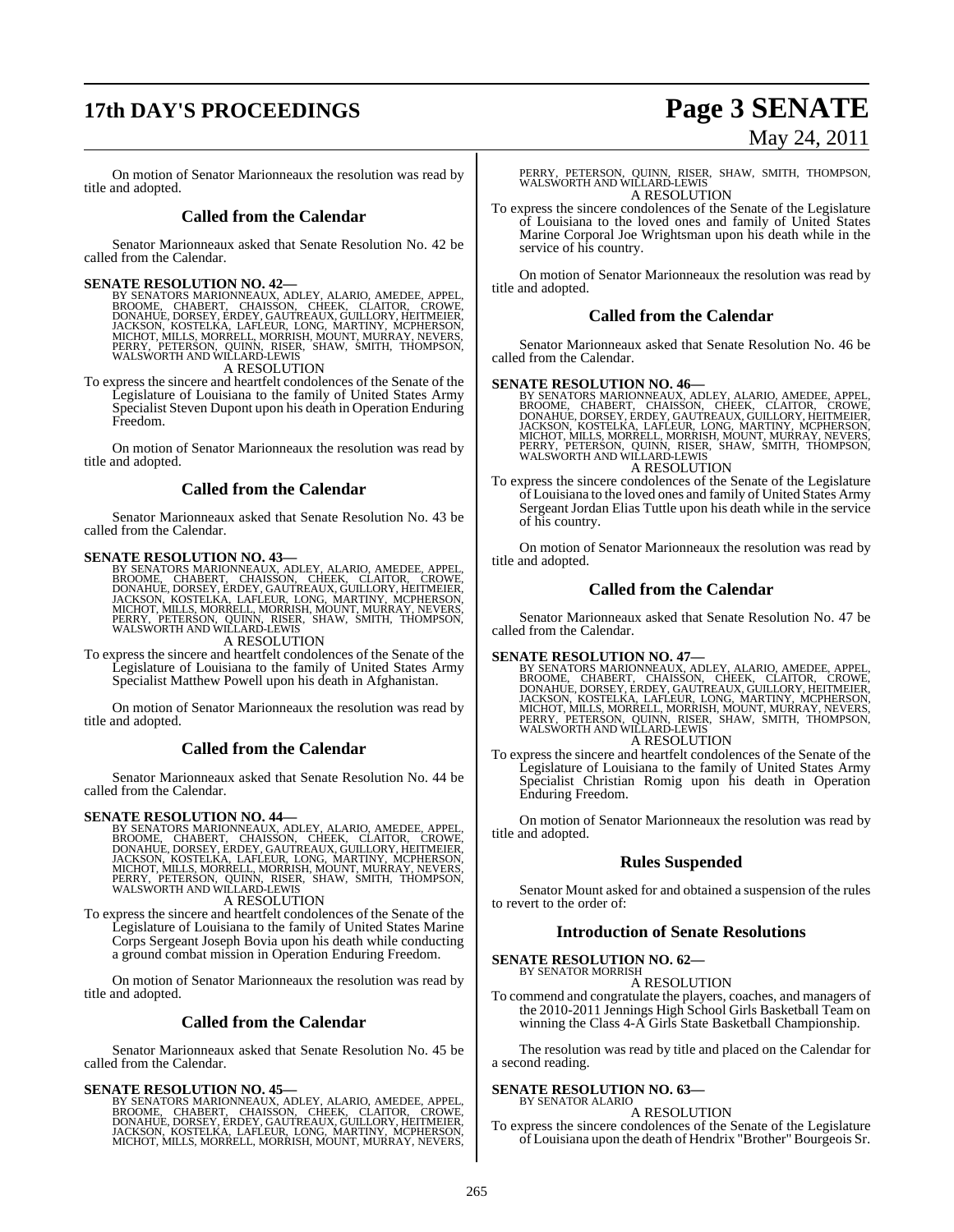On motion of Senator Marionneaux the resolution was read by title and adopted.

## Called from the Calendar

Senator Marionneaux asked that Senate Resolution No. 42 be called from the Calendar.

**SENATE RESOLUTION NO. 42—**

BY SENATORS MARIONNEAUX, ADLEY, ALARIO, AMEDEE, APPEL, BROOME, CHABERT, CHAISSON, CHEEK, CLAITOR, CROWE, DONAHUE, DORSEY, ERDEY, GAUTREAUX, GUILLORY, HEITMEIER, JACKSON, KOSTELKA, LAFLEUR, LONG, MARTINY, MCPHERSON, MICHOT, MILLS, MORRELL, MORRISH, MOUNT, MURRAY, NEVERS, PERRY, PETERSON, QUINN, RISER, SHAW, SMITH, THOMPSON, WALSWORTH AND WILLARD-LEWIS

A RESOLUTION

To express the sincere and heartfelt condolences of the Senate of the Legislature of Louisiana to the family of United States Army Specialist Steven Dupont upon his death in Operation Enduring Freedom.

On motion of Senator Marionneaux the resolution was read by title and adopted.

## Called from the Calendar

Senator Marionneaux asked that Senate Resolution No. 43 be called from the Calendar.

**SENATE RESOLUTION NO. 43—**

BY SENATORS MARIONNEAUX, ADLEY, ALARIO, AMEDEE, APPEL, BROOME, CHABERT, CHAISSON, CHEEK, CLAITOR, CROWE, DONAHUE, DORSEY, ERDEY, GAUTREAUX, GUILLORY, HEITMEIER, JACKSON, KOSTELKA, LAFLEUR, LONG, MARTINY, MCPHERSON, MICHOT, MILLS, MORRELL, MORRISH, MOUNT, MURRAY, NEVERS, PERRY, PETERSON, QUINN, RISER, SHAW, SMITH, THOMPSON, WALSWORTH AND WILLARD-LEWIS

A RESOLUTION

To express the sincere and heartfelt condolences of the Senate of the Legislature of Louisiana to the family of United States Army Specialist Matthew Powell upon his death in Afghanistan.

On motion of Senator Marionneaux the resolution was read by title and adopted.

## Called from the Calendar

Senator Marionneaux asked that Senate Resolution No. 44 be called from the Calendar.

**SENATE RESOLUTION NO. 44—**

BY SENATORS MARIONNEAUX, ADLEY, ALARIO, AMEDEE, APPEL, BROOME, CHABERT, CHAISSON, CHEEK, CLAITOR, CROWE, DONAHUE, DORSEY, ERDEY, GAUTREAUX, GUILLORY, HEITMEIER, JACKSON, KOSTELKA, LAFLEUR, LONG, MARTINY, MCPHERSON, MICHOT, MILLS, MORRELL, MORRISH, MOUNT, MURRAY, NEVERS, PERRY, PETERSON, QUINN, RISER, SHAW, SMITH, THOMPSON, WALSWORTH AND WILLARD-LEWIS

A RESOLUTION

To express the sincere and heartfelt condolences of the Senate of the Legislature of Louisiana to the family of United States Marine Corps Sergeant Joseph Bovia upon his death while conducting a ground combat mission in Operation Enduring Freedom.

On motion of Senator Marionneaux the resolution was read by title and adopted.

## Called from the Calendar

Senator Marionneaux asked that Senate Resolution No. 45 be called from the Calendar.

**SENATE RESOLUTION NO. 45—**

BY SENATORS MARIONNEAUX, ADLEY, ALARIO, AMEDEE, APPEL, BROOME, CHABERT, CHAISSON, CHEEK, CLAITOR, CROWE, DONAHUE, DORSEY, ERDEY, GAUTREAUX, GUILLORY, HEITMEIER, JACKSON, KOSTELKA, LAFLEUR, LONG, MARTINY, MCPHERSON, MICHOT, MILLS, MORRELL, MORRISH, MOUNT, MURRAY, NEVERS, PERRY, PETERSON, QUINN, RISER, SHAW, SMITH, THOMPSON, WALSWORTH AND WILLARD-LEWIS

A RESOLUTION

To express the sincere condolences of the Senate of the Legislature of Louisiana to the loved ones and family of United States Marine Corporal Joe Wrightsman upon his death while in the service of his country.

On motion of Senator Marionneaux the resolution was read by title and adopted.

## Called from the Calendar

Senator Marionneaux asked that Senate Resolution No. 46 be called from the Calendar.

**SENATE RESOLUTION NO. 46—**

BY SENATORS MARIONNEAUX, ADLEY, ALARIO, AMEDEE, APPEL, BROOME, CHABERT, CHAISSON, CHEEK, CLAITOR, CROWE, DONAHUE, DORSEY, ERDEY, GAUTREAUX, GUILLORY, HEITMEIER, JACKSON, KOSTELKA, LAFLEUR, LONG, MARTINY, MCPHERSON, MICHOT, MILLS, MORRELL, MORRISH, MOUNT, MURRAY, NEVERS, PERRY, PETERSON, QUINN, RISER, SHAW, SMITH, THOMPSON, WALSWORTH AND WILLARD-LEWIS

A RESOLUTION

To express the sincere condolences of the Senate of the Legislature of Louisiana to the loved ones and family of United States Army Sergeant Jordan Elias Tuttle upon his death while in the service of his country.

On motion of Senator Marionneaux the resolution was read by title and adopted.

## Called from the Calendar

Senator Marionneaux asked that Senate Resolution No. 47 be called from the Calendar.

**SENATE RESOLUTION NO. 47—**

BY SENATORS MARIONNEAUX, ADLEY, ALARIO, AMEDEE, APPEL, BROOME, CHABERT, CHAISSON, CHEEK, CLAITOR, CROWE, DONAHUE, DORSEY, ERDEY, GAUTREAUX, GUILLORY, HEITMEIER, JACKSON, KOSTELKA, LAFLEUR, LONG, MARTINY, MCPHERSON, MICHOT, MILLS, MORRELL, MORRISH, MOUNT, MURRAY, NEVERS, PERRY, PETERSON, QUINN, RISER, SHAW, SMITH, THOMPSON, WALSWORTH AND WILLARD-LEWIS

A RESOLUTION

To express the sincere and heartfelt condolences of the Senate of the Legislature of Louisiana to the family of United States Army Specialist Christian Romig upon his death in Operation Enduring Freedom.

On motion of Senator Marionneaux the resolution was read by title and adopted.

## Rules Suspended

Senator Mount asked for and obtained a suspension of the rules to revert to the order of:

## Introduction of Senate Resolutions

**SENATE RESOLUTION NO. 62—**

BY SENATOR MORRISH

A RESOLUTION

To commend and congratulate the players, coaches, and managers of the 2010-2011 Jennings High School Girls Basketball Team on winning the Class 4-A Girls State Basketball Championship.

The resolution was read by title and placed on the Calendar for a second reading.

**SENATE RESOLUTION NO. 63—**

BY SENATOR ALARIO

A RESOLUTION

To express the sincere condolences of the Senate of the Legislature of Louisiana upon the death of Hendrix "Brother" Bourgeois Sr.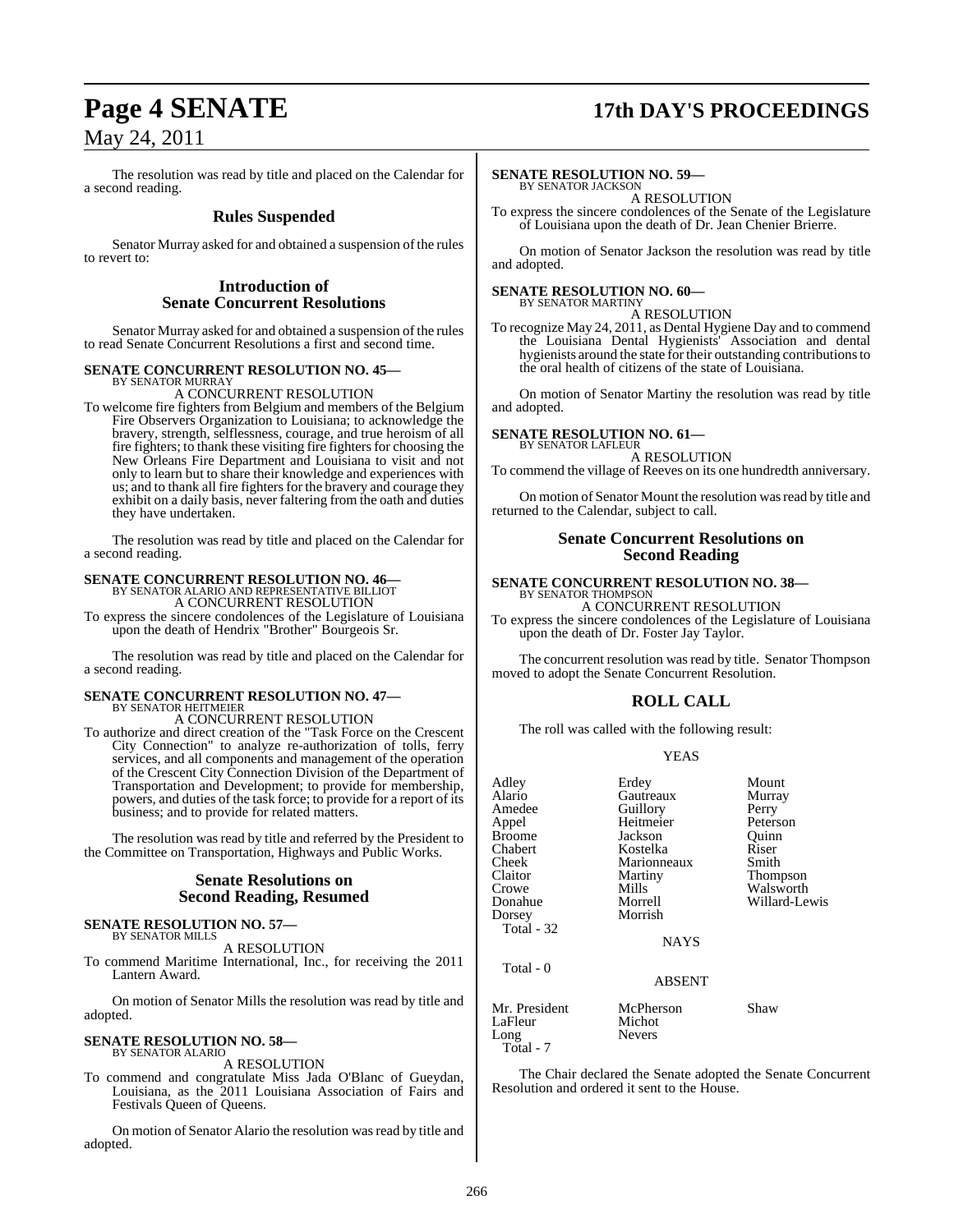The resolution was read by title and placed on the Calendar for a second reading.

## Rules Suspended

Senator Murray asked for and obtained a suspension of the rules to revert to:

## Introduction of Senate Concurrent Resolutions

Senator Murray asked for and obtained a suspension of the rules to read Senate Concurrent Resolutions a first and second time.

**SENATE CONCURRENT RESOLUTION NO. 45—**
BY SENATOR MURRAY
A CONCURRENT RESOLUTION

To welcome fire fighters from Belgium and members of the Belgium Fire Observers Organization to Louisiana; to acknowledge the bravery, strength, selflessness, courage, and true heroism of all fire fighters; to thank these visiting fire fighters for choosing the New Orleans Fire Department and Louisiana to visit and not only to learn but to share their knowledge and experiences with us; and to thank all fire fighters for the bravery and courage they exhibit on a daily basis, never faltering from the oath and duties they have undertaken.

The resolution was read by title and placed on the Calendar for a second reading.

**SENATE CONCURRENT RESOLUTION NO. 46—**
BY SENATOR ALARIO AND REPRESENTATIVE BILLIOT
A CONCURRENT RESOLUTION

To express the sincere condolences of the Legislature of Louisiana upon the death of Hendrix "Brother" Bourgeois Sr.

The resolution was read by title and placed on the Calendar for a second reading.

**SENATE CONCURRENT RESOLUTION NO. 47—**
BY SENATOR HEITMEIER
A CONCURRENT RESOLUTION

To authorize and direct creation of the "Task Force on the Crescent City Connection" to analyze re-authorization of tolls, ferry services, and all components and management of the operation of the Crescent City Connection Division of the Department of Transportation and Development; to provide for membership, powers, and duties of the task force; to provide for a report of its business; and to provide for related matters.

The resolution was read by title and referred by the President to the Committee on Transportation, Highways and Public Works.

## Senate Resolutions on Second Reading, Resumed

**SENATE RESOLUTION NO. 57—**
BY SENATOR MILLS
A RESOLUTION

To commend Maritime International, Inc., for receiving the 2011 Lantern Award.

On motion of Senator Mills the resolution was read by title and adopted.

**SENATE RESOLUTION NO. 58—**
BY SENATOR ALARIO
A RESOLUTION

To commend and congratulate Miss Jada O'Blanc of Gueydan, Louisiana, as the 2011 Louisiana Association of Fairs and Festivals Queen of Queens.

On motion of Senator Alario the resolution was read by title and adopted.

**SENATE RESOLUTION NO. 59—**
BY SENATOR JACKSON
A RESOLUTION

To express the sincere condolences of the Senate of the Legislature of Louisiana upon the death of Dr. Jean Chenier Brierre.

On motion of Senator Jackson the resolution was read by title and adopted.

**SENATE RESOLUTION NO. 60—**
BY SENATOR MARTINY
A RESOLUTION

To recognize May 24, 2011, as Dental Hygiene Day and to commend the Louisiana Dental Hygienists' Association and dental hygienists around the state for their outstanding contributions to the oral health of citizens of the state of Louisiana.

On motion of Senator Martiny the resolution was read by title and adopted.

**SENATE RESOLUTION NO. 61—**
BY SENATOR LAFLEUR
A RESOLUTION

To commend the village of Reeves on its one hundredth anniversary.

On motion of Senator Mount the resolution was read by title and returned to the Calendar, subject to call.

## Senate Concurrent Resolutions on Second Reading

**SENATE CONCURRENT RESOLUTION NO. 38—**
BY SENATOR THOMPSON
A CONCURRENT RESOLUTION

To express the sincere condolences of the Legislature of Louisiana upon the death of Dr. Foster Jay Taylor.

The concurrent resolution was read by title. Senator Thompson moved to adopt the Senate Concurrent Resolution.

## ROLL CALL

The roll was called with the following result:

YEAS

| | | |
|---|---|---|
| Adley | Erdey | Mount |
| Alario | Gautreaux | Murray |
| Amedee | Guillory | Perry |
| Appel | Heitmeier | Peterson |
| Broome | Jackson | Quinn |
| Chabert | Kostelka | Riser |
| Cheek | Marionneaux | Smith |
| Claitor | Martiny | Thompson |
| Crowe | Mills | Walsworth |
| Donahue | Morrell | Willard-Lewis |
| Dorsey | Morrish | |

Total - 32

NAYS

Total - 0

ABSENT

| | | |
|---|---|---|
| Mr. President | McPherson | Shaw |
| LaFleur | Michot | |
| Long | Nevers | |

Total - 7

The Chair declared the Senate adopted the Senate Concurrent Resolution and ordered it sent to the House.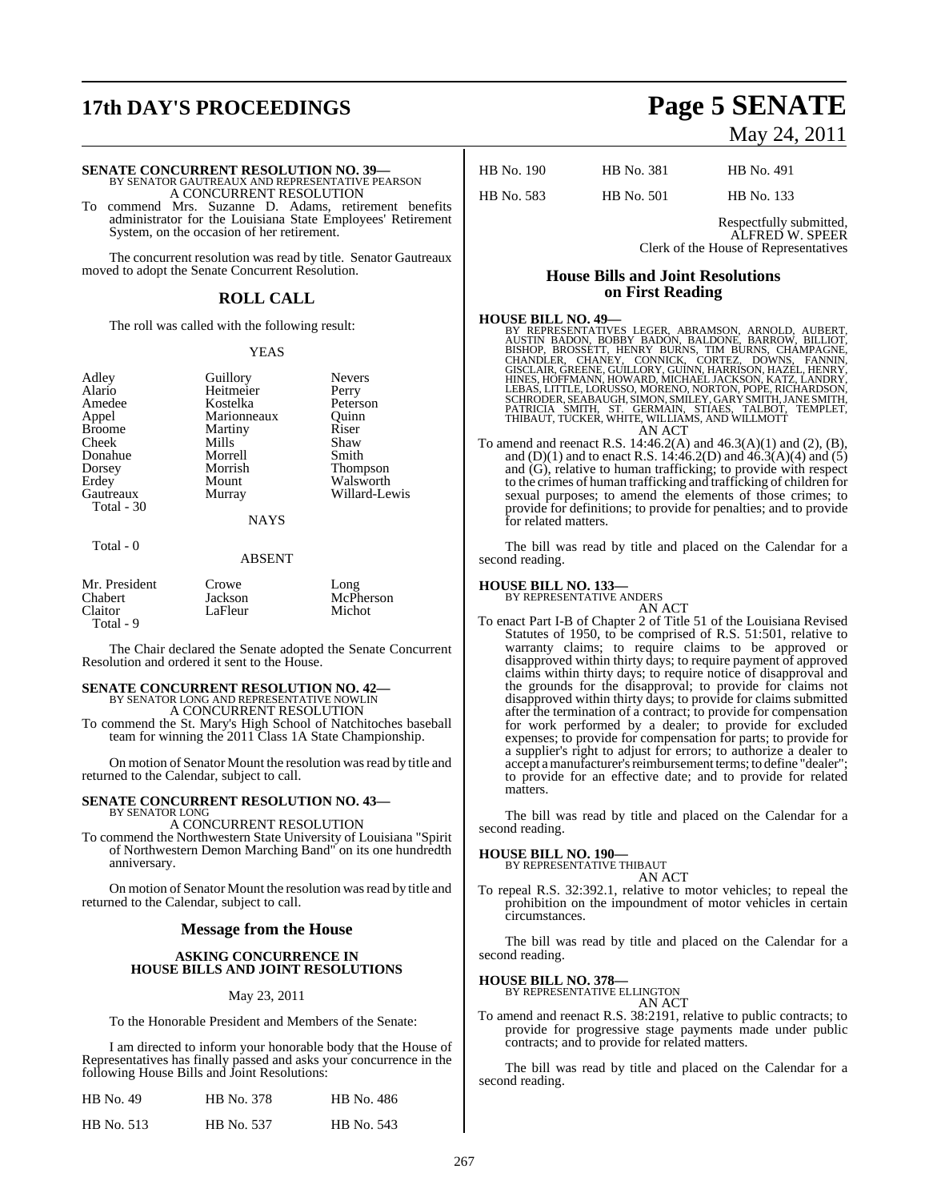**SENATE CONCURRENT RESOLUTION NO. 39—**
BY SENATOR GAUTREAUX AND REPRESENTATIVE PEARSON
A CONCURRENT RESOLUTION

To commend Mrs. Suzanne D. Adams, retirement benefits administrator for the Louisiana State Employees' Retirement System, on the occasion of her retirement.

The concurrent resolution was read by title. Senator Gautreaux moved to adopt the Senate Concurrent Resolution.

## ROLL CALL

The roll was called with the following result:

YEAS

| | | |
|---|---|---|
| Adley | Guillory | Nevers |
| Alario | Heitmeier | Perry |
| Amedee | Kostelka | Peterson |
| Appel | Marionneaux | Quinn |
| Broome | Martiny | Riser |
| Cheek | Mills | Shaw |
| Donahue | Morrell | Smith |
| Dorsey | Morrish | Thompson |
| Erdey | Mount | Walsworth |
| Gautreaux | Murray | Willard-Lewis |

Total - 30

NAYS

Total - 0

ABSENT

| | | |
|---|---|---|
| Mr. President | Crowe | Long |
| Chabert | Jackson | McPherson |
| Claitor | LaFleur | Michot |

Total - 9

The Chair declared the Senate adopted the Senate Concurrent Resolution and ordered it sent to the House.

**SENATE CONCURRENT RESOLUTION NO. 42—**
BY SENATOR LONG AND REPRESENTATIVE NOWLIN
A CONCURRENT RESOLUTION

To commend the St. Mary's High School of Natchitoches baseball team for winning the 2011 Class 1A State Championship.

On motion of Senator Mount the resolution was read by title and returned to the Calendar, subject to call.

**SENATE CONCURRENT RESOLUTION NO. 43—**
BY SENATOR LONG
A CONCURRENT RESOLUTION

To commend the Northwestern State University of Louisiana "Spirit of Northwestern Demon Marching Band" on its one hundredth anniversary.

On motion of Senator Mount the resolution was read by title and returned to the Calendar, subject to call.

## Message from the House

### ASKING CONCURRENCE IN HOUSE BILLS AND JOINT RESOLUTIONS

May 23, 2011

To the Honorable President and Members of the Senate:

I am directed to inform your honorable body that the House of Representatives has finally passed and asks your concurrence in the following House Bills and Joint Resolutions:

| | | |
|---|---|---|
| HB No. 49 | HB No. 378 | HB No. 486 |
| HB No. 513 | HB No. 537 | HB No. 543 |
| HB No. 190 | HB No. 381 | HB No. 491 |
| HB No. 583 | HB No. 501 | HB No. 133 |

Respectfully submitted,
ALFRED W. SPEER
Clerk of the House of Representatives

## House Bills and Joint Resolutions on First Reading

**HOUSE BILL NO. 49—**
BY REPRESENTATIVES LEGER, ABRAMSON, ARNOLD, AUBERT, AUSTIN BADON, BOBBY BADON, BALDONE, BARROW, BILLIOT, BISHOP, BROSSETT, HENRY BURNS, TIM BURNS, CHAMPAGNE, CHANDLER, CHANEY, CONNICK, CORTEZ, DOWNS, FANNIN, GISCLAIR, GREENE, GUILLORY, GUINN, HARRISON, HAZEL, HENRY, HINES, HOFFMANN, HOWARD, MICHAEL JACKSON, KATZ, LANDRY, LEBAS, LITTLE, LORUSSO, MORENO, NORTON, POPE, RICHARDSON, SCHRODER, SEABAUGH, SIMON, SMILEY, GARY SMITH, JANE SMITH, PATRICIA SMITH, ST. GERMAIN, STIAES, TALBOT, TEMPLET, THIBAUT, TUCKER, WHITE, WILLIAMS, AND WILLMOTT
AN ACT

To amend and reenact R.S. 14:46.2(A) and 46.3(A)(1) and (2), (B), and (D)(1) and to enact R.S. 14:46.2(D) and 46.3(A)(4) and (5) and (G), relative to human trafficking; to provide with respect to the crimes of human trafficking and trafficking of children for sexual purposes; to amend the elements of those crimes; to provide for definitions; to provide for penalties; and to provide for related matters.

The bill was read by title and placed on the Calendar for a second reading.

**HOUSE BILL NO. 133—**
BY REPRESENTATIVE ANDERS
AN ACT

To enact Part I-B of Chapter 2 of Title 51 of the Louisiana Revised Statutes of 1950, to be comprised of R.S. 51:501, relative to warranty claims; to require claims to be approved or disapproved within thirty days; to require payment of approved claims within thirty days; to require notice of disapproval and the grounds for the disapproval; to provide for claims not disapproved within thirty days; to provide for claims submitted after the termination of a contract; to provide for compensation for work performed by a dealer; to provide for excluded expenses; to provide for compensation for parts; to provide for a supplier's right to adjust for errors; to authorize a dealer to accept a manufacturer's reimbursement terms; to define "dealer"; to provide for an effective date; and to provide for related matters.

The bill was read by title and placed on the Calendar for a second reading.

**HOUSE BILL NO. 190—**
BY REPRESENTATIVE THIBAUT
AN ACT

To repeal R.S. 32:392.1, relative to motor vehicles; to repeal the prohibition on the impoundment of motor vehicles in certain circumstances.

The bill was read by title and placed on the Calendar for a second reading.

**HOUSE BILL NO. 378—**
BY REPRESENTATIVE ELLINGTON
AN ACT

To amend and reenact R.S. 38:2191, relative to public contracts; to provide for progressive stage payments made under public contracts; and to provide for related matters.

The bill was read by title and placed on the Calendar for a second reading.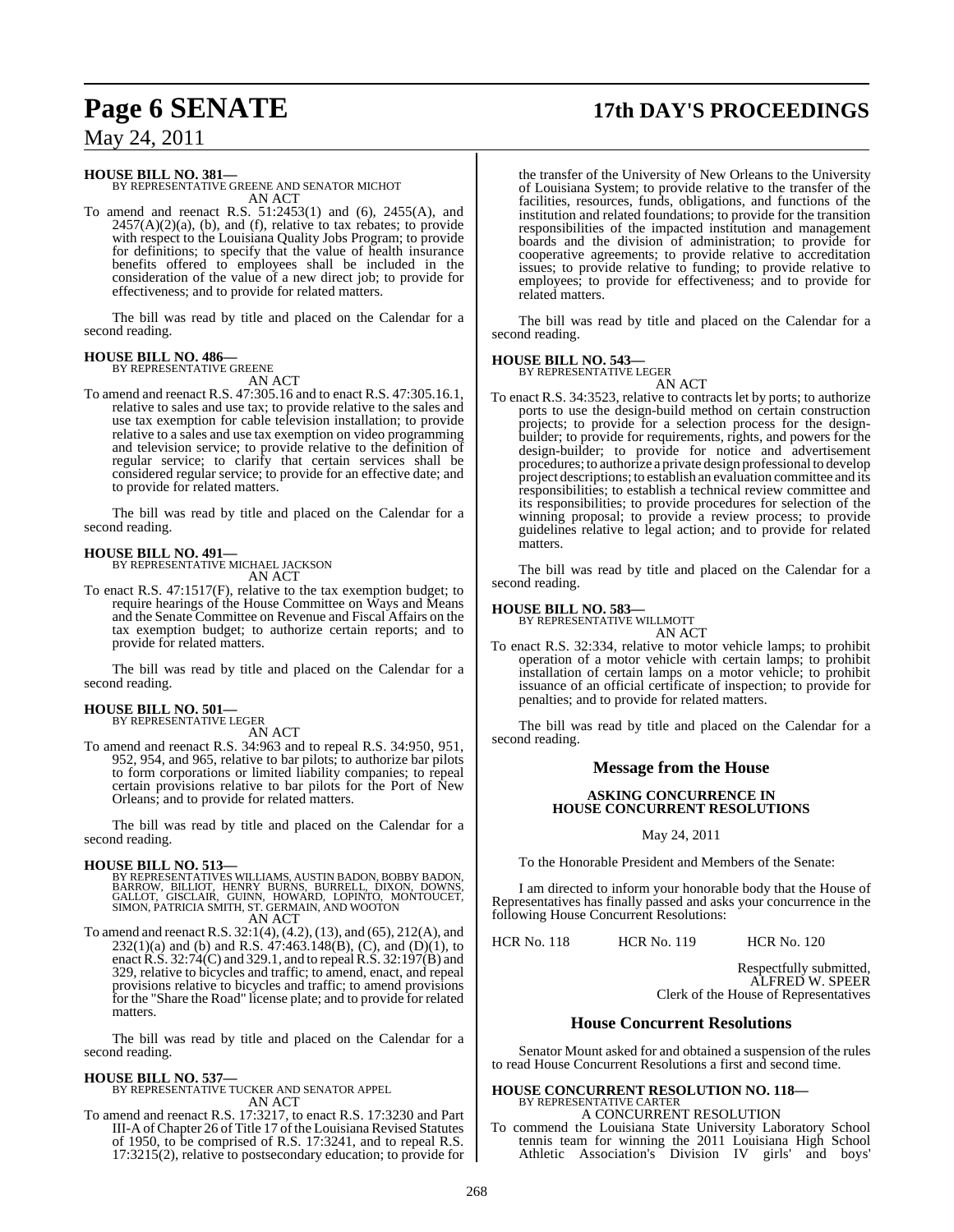**HOUSE BILL NO. 381—**
BY REPRESENTATIVE GREENE AND SENATOR MICHOT
AN ACT

To amend and reenact R.S. 51:2453(1) and (6), 2455(A), and 2457(A)(2)(a), (b), and (f), relative to tax rebates; to provide with respect to the Louisiana Quality Jobs Program; to provide for definitions; to specify that the value of health insurance benefits offered to employees shall be included in the consideration of the value of a new direct job; to provide for effectiveness; and to provide for related matters.

The bill was read by title and placed on the Calendar for a second reading.

**HOUSE BILL NO. 486—**
BY REPRESENTATIVE GREENE
AN ACT

To amend and reenact R.S. 47:305.16 and to enact R.S. 47:305.16.1, relative to sales and use tax; to provide relative to the sales and use tax exemption for cable television installation; to provide relative to a sales and use tax exemption on video programming and television service; to provide relative to the definition of regular service; to clarify that certain services shall be considered regular service; to provide for an effective date; and to provide for related matters.

The bill was read by title and placed on the Calendar for a second reading.

**HOUSE BILL NO. 491—**
BY REPRESENTATIVE MICHAEL JACKSON
AN ACT

To enact R.S. 47:1517(F), relative to the tax exemption budget; to require hearings of the House Committee on Ways and Means and the Senate Committee on Revenue and Fiscal Affairs on the tax exemption budget; to authorize certain reports; and to provide for related matters.

The bill was read by title and placed on the Calendar for a second reading.

**HOUSE BILL NO. 501—**
BY REPRESENTATIVE LEGER
AN ACT

To amend and reenact R.S. 34:963 and to repeal R.S. 34:950, 951, 952, 954, and 965, relative to bar pilots; to authorize bar pilots to form corporations or limited liability companies; to repeal certain provisions relative to bar pilots for the Port of New Orleans; and to provide for related matters.

The bill was read by title and placed on the Calendar for a second reading.

**HOUSE BILL NO. 513—**
BY REPRESENTATIVES WILLIAMS, AUSTIN BADON, BOBBY BADON, BARROW, BILLIOT, HENRY BURNS, BURRELL, DIXON, DOWNS, GALLOT, GISCLAIR, GUINN, HOWARD, LOPINTO, MONTOUCET, SIMON, PATRICIA SMITH, ST. GERMAIN, AND WOOTON
AN ACT

To amend and reenact R.S. 32:1(4), (4.2), (13), and (65), 212(A), and 232(1)(a) and (b) and R.S. 47:463.148(B), (C), and (D)(1), to enact R.S. 32:74(C) and 329.1, and to repeal R.S. 32:197(B) and 329, relative to bicycles and traffic; to amend, enact, and repeal provisions relative to bicycles and traffic; to amend provisions for the "Share the Road" license plate; and to provide for related matters.

The bill was read by title and placed on the Calendar for a second reading.

**HOUSE BILL NO. 537—**
BY REPRESENTATIVE TUCKER AND SENATOR APPEL
AN ACT

To amend and reenact R.S. 17:3217, to enact R.S. 17:3230 and Part III-A of Chapter 26 of Title 17 of the Louisiana Revised Statutes of 1950, to be comprised of R.S. 17:3241, and to repeal R.S. 17:3215(2), relative to postsecondary education; to provide for the transfer of the University of New Orleans to the University of Louisiana System; to provide relative to the transfer of the facilities, resources, funds, obligations, and functions of the institution and related foundations; to provide for the transition responsibilities of the impacted institution and management boards and the division of administration; to provide for cooperative agreements; to provide relative to accreditation issues; to provide relative to funding; to provide relative to employees; to provide for effectiveness; and to provide for related matters.

The bill was read by title and placed on the Calendar for a second reading.

**HOUSE BILL NO. 543—**
BY REPRESENTATIVE LEGER
AN ACT

To enact R.S. 34:3523, relative to contracts let by ports; to authorize ports to use the design-build method on certain construction projects; to provide for a selection process for the design-builder; to provide for requirements, rights, and powers for the design-builder; to provide for notice and advertisement procedures; to authorize a private design professional to develop project descriptions; to establish an evaluation committee and its responsibilities; to establish a technical review committee and its responsibilities; to provide procedures for selection of the winning proposal; to provide a review process; to provide guidelines relative to legal action; and to provide for related matters.

The bill was read by title and placed on the Calendar for a second reading.

**HOUSE BILL NO. 583—**
BY REPRESENTATIVE WILLMOTT
AN ACT

To enact R.S. 32:334, relative to motor vehicle lamps; to prohibit operation of a motor vehicle with certain lamps; to prohibit installation of certain lamps on a motor vehicle; to prohibit issuance of an official certificate of inspection; to provide for penalties; and to provide for related matters.

The bill was read by title and placed on the Calendar for a second reading.

## Message from the House

### ASKING CONCURRENCE IN HOUSE CONCURRENT RESOLUTIONS

May 24, 2011

To the Honorable President and Members of the Senate:

I am directed to inform your honorable body that the House of Representatives has finally passed and asks your concurrence in the following House Concurrent Resolutions:

HCR No. 118 HCR No. 119 HCR No. 120

Respectfully submitted,
ALFRED W. SPEER
Clerk of the House of Representatives

## House Concurrent Resolutions

Senator Mount asked for and obtained a suspension of the rules to read House Concurrent Resolutions a first and second time.

**HOUSE CONCURRENT RESOLUTION NO. 118—**
BY REPRESENTATIVE CARTER
A CONCURRENT RESOLUTION

To commend the Louisiana State University Laboratory School tennis team for winning the 2011 Louisiana High School Athletic Association's Division IV girls' and boys'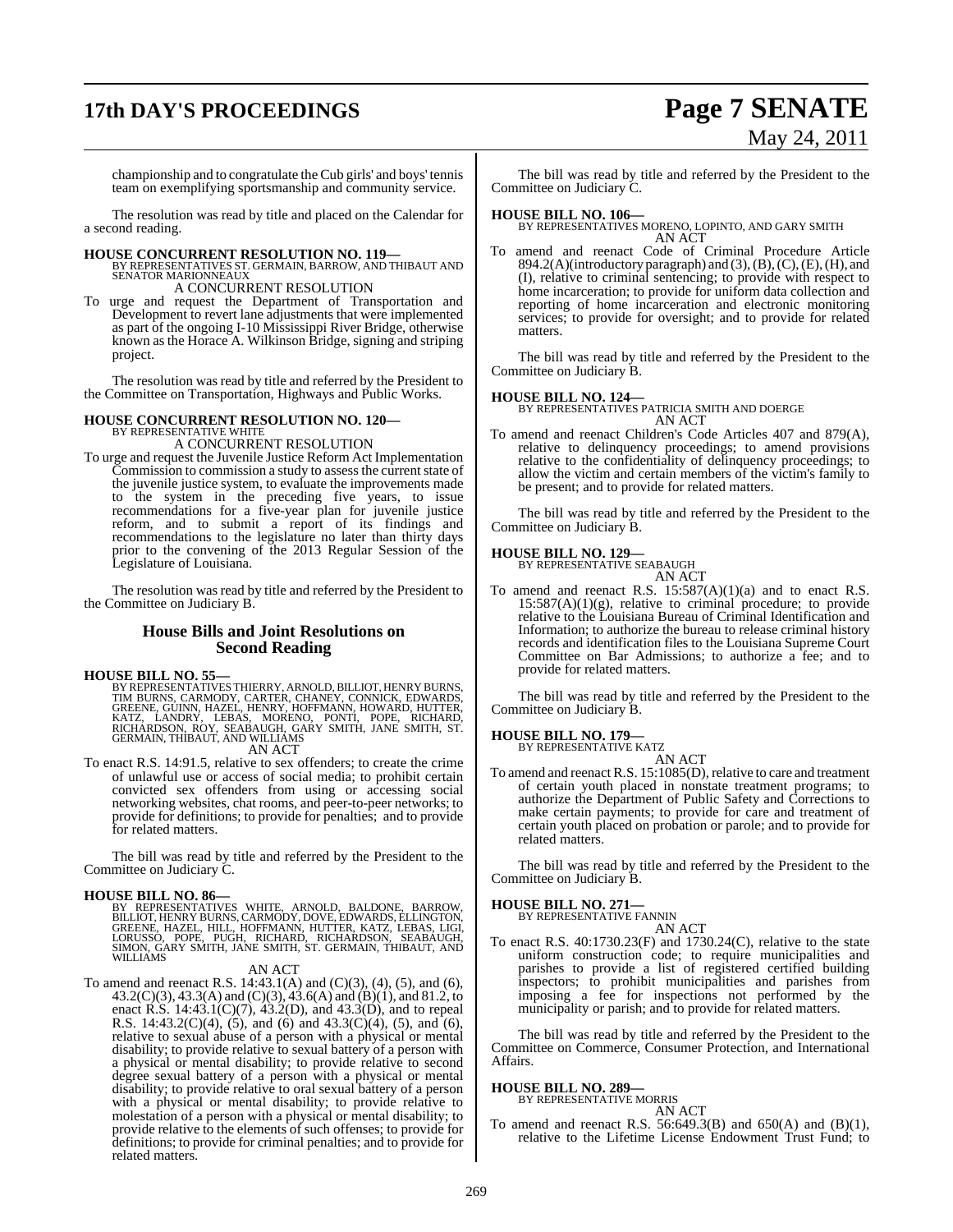championship and to congratulate the Cub girls' and boys' tennis team on exemplifying sportsmanship and community service.

The resolution was read by title and placed on the Calendar for a second reading.

**HOUSE CONCURRENT RESOLUTION NO. 119—**
BY REPRESENTATIVES ST. GERMAIN, BARROW, AND THIBAUT AND SENATOR MARIONNEAUX
A CONCURRENT RESOLUTION

To urge and request the Department of Transportation and Development to revert lane adjustments that were implemented as part of the ongoing I-10 Mississippi River Bridge, otherwise known as the Horace A. Wilkinson Bridge, signing and striping project.

The resolution was read by title and referred by the President to the Committee on Transportation, Highways and Public Works.

**HOUSE CONCURRENT RESOLUTION NO. 120—**
BY REPRESENTATIVE WHITE
A CONCURRENT RESOLUTION

To urge and request the Juvenile Justice Reform Act Implementation Commission to commission a study to assess the current state of the juvenile justice system, to evaluate the improvements made to the system in the preceding five years, to issue recommendations for a five-year plan for juvenile justice reform, and to submit a report of its findings and recommendations to the legislature no later than thirty days prior to the convening of the 2013 Regular Session of the Legislature of Louisiana.

The resolution was read by title and referred by the President to the Committee on Judiciary B.

## House Bills and Joint Resolutions on Second Reading

**HOUSE BILL NO. 55—**
BY REPRESENTATIVES THIERRY, ARNOLD, BILLIOT, HENRY BURNS, TIM BURNS, CARMODY, CARTER, CHANEY, CONNICK, EDWARDS, GREENE, GUINN, HAZEL, HENRY, HOFFMANN, HOWARD, HUTTER, KATZ, LANDRY, LEBAS, MORENO, PONTI, POPE, RICHARD, RICHARDSON, ROY, SEABAUGH, GARY SMITH, JANE SMITH, ST. GERMAIN, THIBAUT, AND WILLIAMS
AN ACT

To enact R.S. 14:91.5, relative to sex offenders; to create the crime of unlawful use or access of social media; to prohibit certain convicted sex offenders from using or accessing social networking websites, chat rooms, and peer-to-peer networks; to provide for definitions; to provide for penalties; and to provide for related matters.

The bill was read by title and referred by the President to the Committee on Judiciary C.

**HOUSE BILL NO. 86—**
BY REPRESENTATIVES WHITE, ARNOLD, BALDONE, BARROW, BILLIOT, HENRY BURNS, CARMODY, DOVE, EDWARDS, ELLINGTON, GREENE, HAZEL, HILL, HOFFMANN, HUTTER, KATZ, LEBAS, LIGI, LORUSSO, POPE, PUGH, RICHARD, RICHARDSON, SEABAUGH, SIMON, GARY SMITH, JANE SMITH, ST. GERMAIN, THIBAUT, AND WILLIAMS
AN ACT

To amend and reenact R.S. 14:43.1(A) and (C)(3), (4), (5), and (6), 43.2(C)(3), 43.3(A) and (C)(3), 43.6(A) and (B)(1), and 81.2, to enact R.S. 14:43.1(C)(7), 43.2(D), and 43.3(D), and to repeal R.S. 14:43.2(C)(4), (5), and (6) and 43.3(C)(4), (5), and (6), relative to sexual abuse of a person with a physical or mental disability; to provide relative to sexual battery of a person with a physical or mental disability; to provide relative to second degree sexual battery of a person with a physical or mental disability; to provide relative to oral sexual battery of a person with a physical or mental disability; to provide relative to molestation of a person with a physical or mental disability; to provide relative to the elements of such offenses; to provide for definitions; to provide for criminal penalties; and to provide for related matters.

The bill was read by title and referred by the President to the Committee on Judiciary C.

**HOUSE BILL NO. 106—**
BY REPRESENTATIVES MORENO, LOPINTO, AND GARY SMITH
AN ACT

To amend and reenact Code of Criminal Procedure Article 894.2(A)(introductory paragraph) and (3), (B), (C), (E), (H), and (I), relative to criminal sentencing; to provide with respect to home incarceration; to provide for uniform data collection and reporting of home incarceration and electronic monitoring services; to provide for oversight; and to provide for related matters.

The bill was read by title and referred by the President to the Committee on Judiciary B.

**HOUSE BILL NO. 124—**
BY REPRESENTATIVES PATRICIA SMITH AND DOERGE
AN ACT

To amend and reenact Children's Code Articles 407 and 879(A), relative to delinquency proceedings; to amend provisions relative to the confidentiality of delinquency proceedings; to allow the victim and certain members of the victim's family to be present; and to provide for related matters.

The bill was read by title and referred by the President to the Committee on Judiciary B.

**HOUSE BILL NO. 129—**
BY REPRESENTATIVE SEABAUGH
AN ACT

To amend and reenact R.S. 15:587(A)(1)(a) and to enact R.S. 15:587(A)(1)(g), relative to criminal procedure; to provide relative to the Louisiana Bureau of Criminal Identification and Information; to authorize the bureau to release criminal history records and identification files to the Louisiana Supreme Court Committee on Bar Admissions; to authorize a fee; and to provide for related matters.

The bill was read by title and referred by the President to the Committee on Judiciary B.

**HOUSE BILL NO. 179—**
BY REPRESENTATIVE KATZ
AN ACT

To amend and reenact R.S. 15:1085(D), relative to care and treatment of certain youth placed in nonstate treatment programs; to authorize the Department of Public Safety and Corrections to make certain payments; to provide for care and treatment of certain youth placed on probation or parole; and to provide for related matters.

The bill was read by title and referred by the President to the Committee on Judiciary B.

**HOUSE BILL NO. 271—**
BY REPRESENTATIVE FANNIN
AN ACT

To enact R.S. 40:1730.23(F) and 1730.24(C), relative to the state uniform construction code; to require municipalities and parishes to provide a list of registered certified building inspectors; to prohibit municipalities and parishes from imposing a fee for inspections not performed by the municipality or parish; and to provide for related matters.

The bill was read by title and referred by the President to the Committee on Commerce, Consumer Protection, and International Affairs.

**HOUSE BILL NO. 289—**
BY REPRESENTATIVE MORRIS
AN ACT

To amend and reenact R.S. 56:649.3(B) and 650(A) and (B)(1), relative to the Lifetime License Endowment Trust Fund; to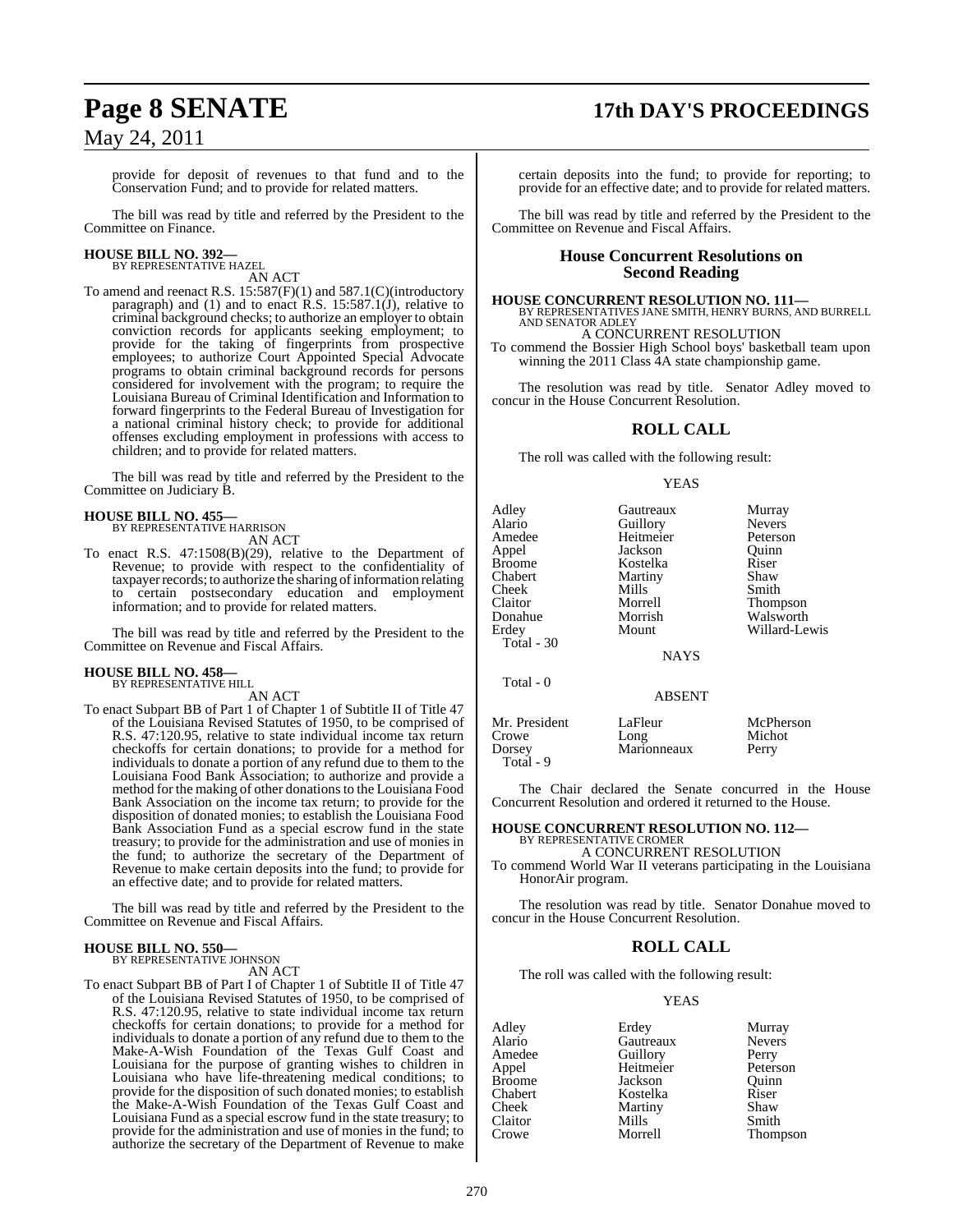provide for deposit of revenues to that fund and to the Conservation Fund; and to provide for related matters.

The bill was read by title and referred by the President to the Committee on Finance.

**HOUSE BILL NO. 392—**
BY REPRESENTATIVE HAZEL

AN ACT

To amend and reenact R.S. 15:587(F)(1) and 587.1(C)(introductory paragraph) and (1) and to enact R.S. 15:587.1(J), relative to criminal background checks; to authorize an employer to obtain conviction records for applicants seeking employment; to provide for the taking of fingerprints from prospective employees; to authorize Court Appointed Special Advocate programs to obtain criminal background records for persons considered for involvement with the program; to require the Louisiana Bureau of Criminal Identification and Information to forward fingerprints to the Federal Bureau of Investigation for a national criminal history check; to provide for additional offenses excluding employment in professions with access to children; and to provide for related matters.

The bill was read by title and referred by the President to the Committee on Judiciary B.

**HOUSE BILL NO. 455—**
BY REPRESENTATIVE HARRISON

AN ACT

To enact R.S. 47:1508(B)(29), relative to the Department of Revenue; to provide with respect to the confidentiality of taxpayer records; to authorize the sharing of information relating to certain postsecondary education and employment information; and to provide for related matters.

The bill was read by title and referred by the President to the Committee on Revenue and Fiscal Affairs.

**HOUSE BILL NO. 458—**
BY REPRESENTATIVE HILL

AN ACT

To enact Subpart BB of Part 1 of Chapter 1 of Subtitle II of Title 47 of the Louisiana Revised Statutes of 1950, to be comprised of R.S. 47:120.95, relative to state individual income tax return checkoffs for certain donations; to provide for a method for individuals to donate a portion of any refund due to them to the Louisiana Food Bank Association; to authorize and provide a method for the making of other donations to the Louisiana Food Bank Association on the income tax return; to provide for the disposition of donated monies; to establish the Louisiana Food Bank Association Fund as a special escrow fund in the state treasury; to provide for the administration and use of monies in the fund; to authorize the secretary of the Department of Revenue to make certain deposits into the fund; to provide for an effective date; and to provide for related matters.

The bill was read by title and referred by the President to the Committee on Revenue and Fiscal Affairs.

**HOUSE BILL NO. 550—**
BY REPRESENTATIVE JOHNSON

AN ACT

To enact Subpart BB of Part I of Chapter 1 of Subtitle II of Title 47 of the Louisiana Revised Statutes of 1950, to be comprised of R.S. 47:120.95, relative to state individual income tax return checkoffs for certain donations; to provide for a method for individuals to donate a portion of any refund due to them to the Make-A-Wish Foundation of the Texas Gulf Coast and Louisiana for the purpose of granting wishes to children in Louisiana who have life-threatening medical conditions; to provide for the disposition of such donated monies; to establish the Make-A-Wish Foundation of the Texas Gulf Coast and Louisiana Fund as a special escrow fund in the state treasury; to provide for the administration and use of monies in the fund; to authorize the secretary of the Department of Revenue to make certain deposits into the fund; to provide for reporting; to provide for an effective date; and to provide for related matters.

The bill was read by title and referred by the President to the Committee on Revenue and Fiscal Affairs.

## House Concurrent Resolutions on Second Reading

**HOUSE CONCURRENT RESOLUTION NO. 111—**
BY REPRESENTATIVES JANE SMITH, HENRY BURNS, AND BURRELL AND SENATOR ADLEY

A CONCURRENT RESOLUTION

To commend the Bossier High School boys' basketball team upon winning the 2011 Class 4A state championship game.

The resolution was read by title. Senator Adley moved to concur in the House Concurrent Resolution.

## ROLL CALL

The roll was called with the following result:

YEAS

| | | |
|---|---|---|
| Adley | Gautreaux | Murray |
| Alario | Guillory | Nevers |
| Amedee | Heitmeier | Peterson |
| Appel | Jackson | Quinn |
| Broome | Kostelka | Riser |
| Chabert | Martiny | Shaw |
| Cheek | Mills | Smith |
| Claitor | Morrell | Thompson |
| Donahue | Morrish | Walsworth |
| Erdey | Mount | Willard-Lewis |

Total - 30

NAYS

Total - 0

ABSENT

| | | |
|---|---|---|
| Mr. President | LaFleur | McPherson |
| Crowe | Long | Michot |
| Dorsey | Marionneaux | Perry |

Total - 9

The Chair declared the Senate concurred in the House Concurrent Resolution and ordered it returned to the House.

**HOUSE CONCURRENT RESOLUTION NO. 112—**
BY REPRESENTATIVE CROMER

A CONCURRENT RESOLUTION

To commend World War II veterans participating in the Louisiana HonorAir program.

The resolution was read by title. Senator Donahue moved to concur in the House Concurrent Resolution.

## ROLL CALL

The roll was called with the following result:

YEAS

| | | |
|---|---|---|
| Adley | Erdey | Murray |
| Alario | Gautreaux | Nevers |
| Amedee | Guillory | Perry |
| Appel | Heitmeier | Peterson |
| Broome | Jackson | Quinn |
| Chabert | Kostelka | Riser |
| Cheek | Martiny | Shaw |
| Claitor | Mills | Smith |
| Crowe | Morrell | Thompson |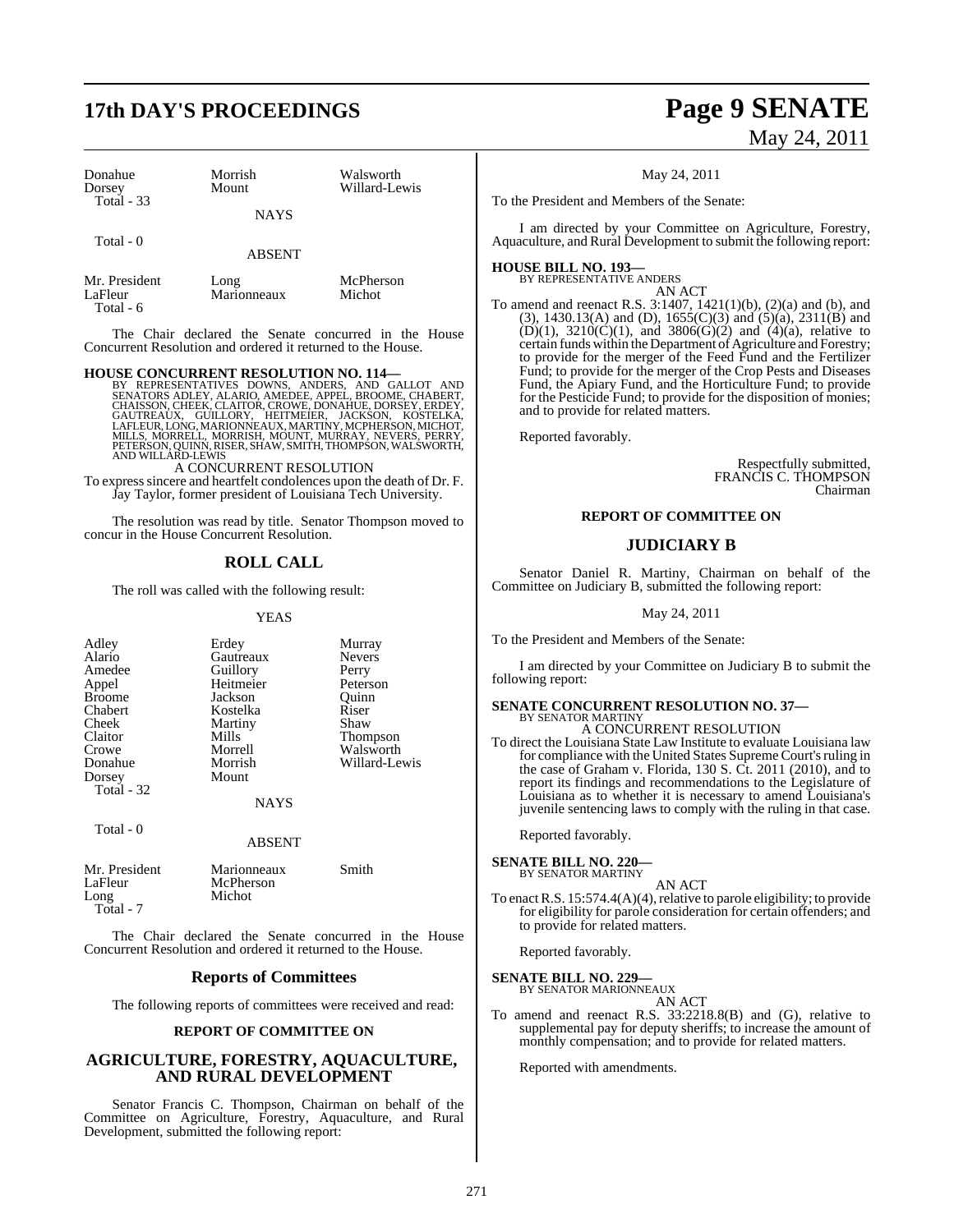| | | |
|---|---|---|
| Donahue | Morrish | Walsworth |
| Dorsey | Mount | Willard-Lewis |
| Total - 33 | | |

NAYS

Total - 0

ABSENT

| | | |
|---|---|---|
| Mr. President | Long | McPherson |
| LaFleur | Marionneaux | Michot |
| Total - 6 | | |

The Chair declared the Senate concurred in the House Concurrent Resolution and ordered it returned to the House.

**HOUSE CONCURRENT RESOLUTION NO. 114—**
BY REPRESENTATIVES DOWNS, ANDERS, AND GALLOT AND SENATORS ADLEY, ALARIO, AMEDEE, APPEL, BROOME, CHABERT, CHAISSON, CHEEK, CLAITOR, CROWE, DONAHUE, DORSEY, ERDEY, GAUTREAUX, GUILLORY, HEITMEIER, JACKSON, KOSTELKA, LAFLEUR, LONG, MARIONNEAUX, MARTINY, MCPHERSON, MICHOT, MILLS, MORRELL, MORRISH, MOUNT, MURRAY, NEVERS, PERRY, PETERSON, QUINN, RISER, SHAW, SMITH, THOMPSON, WALSWORTH, AND WILLARD-LEWIS

A CONCURRENT RESOLUTION

To express sincere and heartfelt condolences upon the death of Dr. F. Jay Taylor, former president of Louisiana Tech University.

The resolution was read by title. Senator Thompson moved to concur in the House Concurrent Resolution.

## ROLL CALL

The roll was called with the following result:

YEAS

| | | |
|---|---|---|
| Adley | Erdey | Murray |
| Alario | Gautreaux | Nevers |
| Amedee | Guillory | Perry |
| Appel | Heitmeier | Peterson |
| Broome | Jackson | Quinn |
| Chabert | Kostelka | Riser |
| Cheek | Martiny | Shaw |
| Claitor | Mills | Thompson |
| Crowe | Morrell | Walsworth |
| Donahue | Morrish | Willard-Lewis |
| Dorsey | Mount | |
| Total - 32 | | |

NAYS

Total - 0

ABSENT

| | | |
|---|---|---|
| Mr. President | Marionneaux | Smith |
| LaFleur | McPherson | |
| Long | Michot | |
| Total - 7 | | |

The Chair declared the Senate concurred in the House Concurrent Resolution and ordered it returned to the House.

## Reports of Committees

The following reports of committees were received and read:

### REPORT OF COMMITTEE ON

## AGRICULTURE, FORESTRY, AQUACULTURE, AND RURAL DEVELOPMENT

Senator Francis C. Thompson, Chairman on behalf of the Committee on Agriculture, Forestry, Aquaculture, and Rural Development, submitted the following report:

May 24, 2011

To the President and Members of the Senate:

I am directed by your Committee on Agriculture, Forestry, Aquaculture, and Rural Development to submit the following report:

**HOUSE BILL NO. 193—**
BY REPRESENTATIVE ANDERS

AN ACT

To amend and reenact R.S. 3:1407, 1421(1)(b), (2)(a) and (b), and (3), 1430.13(A) and (D), 1655(C)(3) and (5)(a), 2311(B) and (D)(1), 3210(C)(1), and 3806(G)(2) and (4)(a), relative to certain funds within the Department of Agriculture and Forestry; to provide for the merger of the Feed Fund and the Fertilizer Fund; to provide for the merger of the Crop Pests and Diseases Fund, the Apiary Fund, and the Horticulture Fund; to provide for the Pesticide Fund; to provide for the disposition of monies; and to provide for related matters.

Reported favorably.

Respectfully submitted,
FRANCIS C. THOMPSON
Chairman

### REPORT OF COMMITTEE ON

## JUDICIARY B

Senator Daniel R. Martiny, Chairman on behalf of the Committee on Judiciary B, submitted the following report:

May 24, 2011

To the President and Members of the Senate:

I am directed by your Committee on Judiciary B to submit the following report:

**SENATE CONCURRENT RESOLUTION NO. 37—**
BY SENATOR MARTINY

A CONCURRENT RESOLUTION

To direct the Louisiana State Law Institute to evaluate Louisiana law for compliance with the United States Supreme Court's ruling in the case of Graham v. Florida, 130 S. Ct. 2011 (2010), and to report its findings and recommendations to the Legislature of Louisiana as to whether it is necessary to amend Louisiana's juvenile sentencing laws to comply with the ruling in that case.

Reported favorably.

**SENATE BILL NO. 220—**
BY SENATOR MARTINY

AN ACT

To enact R.S. 15:574.4(A)(4), relative to parole eligibility; to provide for eligibility for parole consideration for certain offenders; and to provide for related matters.

Reported favorably.

**SENATE BILL NO. 229—**
BY SENATOR MARIONNEAUX

AN ACT

To amend and reenact R.S. 33:2218.8(B) and (G), relative to supplemental pay for deputy sheriffs; to increase the amount of monthly compensation; and to provide for related matters.

Reported with amendments.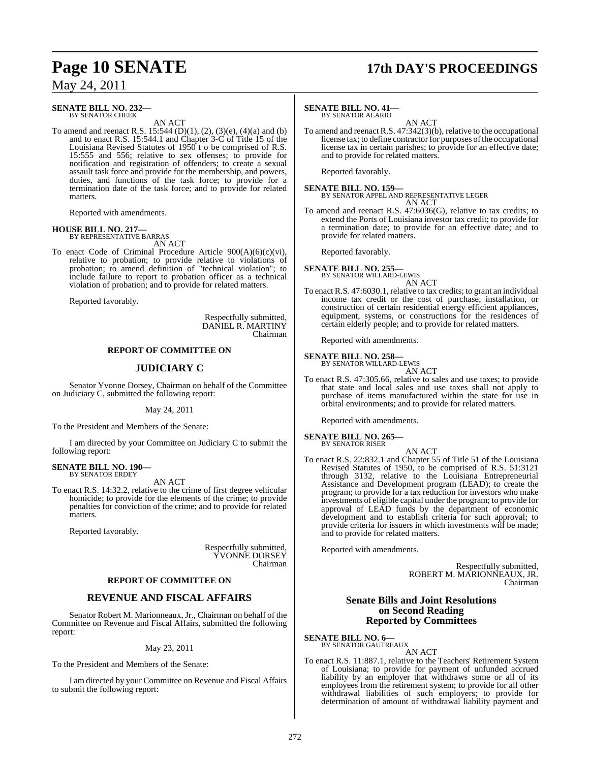**SENATE BILL NO. 232—**
BY SENATOR CHEEK

AN ACT

To amend and reenact R.S. 15:544 (D)(1), (2), (3)(e), (4)(a) and (b) and to enact R.S. 15:544.1 and Chapter 3-C of Title 15 of the Louisiana Revised Statutes of 1950 t o be comprised of R.S. 15:555 and 556; relative to sex offenses; to provide for notification and registration of offenders; to create a sexual assault task force and provide for the membership, and powers, duties, and functions of the task force; to provide for a termination date of the task force; and to provide for related matters.

Reported with amendments.

**HOUSE BILL NO. 217—**
BY REPRESENTATIVE BARRAS

AN ACT

To enact Code of Criminal Procedure Article 900(A)(6)(c)(vi), relative to probation; to provide relative to violations of probation; to amend definition of "technical violation"; to include failure to report to probation officer as a technical violation of probation; and to provide for related matters.

Reported favorably.

Respectfully submitted,
DANIEL R. MARTINY
Chairman

**REPORT OF COMMITTEE ON**

## JUDICIARY C

Senator Yvonne Dorsey, Chairman on behalf of the Committee on Judiciary C, submitted the following report:

May 24, 2011

To the President and Members of the Senate:

I am directed by your Committee on Judiciary C to submit the following report:

**SENATE BILL NO. 190—**
BY SENATOR ERDEY

AN ACT

To enact R.S. 14:32.2, relative to the crime of first degree vehicular homicide; to provide for the elements of the crime; to provide penalties for conviction of the crime; and to provide for related matters.

Reported favorably.

Respectfully submitted,
YVONNE DORSEY
Chairman

**REPORT OF COMMITTEE ON**

## REVENUE AND FISCAL AFFAIRS

Senator Robert M. Marionneaux, Jr., Chairman on behalf of the Committee on Revenue and Fiscal Affairs, submitted the following report:

May 23, 2011

To the President and Members of the Senate:

I am directed by your Committee on Revenue and Fiscal Affairs to submit the following report:

**SENATE BILL NO. 41—**
BY SENATOR ALARIO

AN ACT

To amend and reenact R.S. 47:342(3)(b), relative to the occupational license tax; to define contractor for purposes of the occupational license tax in certain parishes; to provide for an effective date; and to provide for related matters.

Reported favorably.

**SENATE BILL NO. 159—**
BY SENATOR APPEL AND REPRESENTATIVE LEGER

AN ACT

To amend and reenact R.S. 47:6036(G), relative to tax credits; to extend the Ports of Louisiana investor tax credit; to provide for a termination date; to provide for an effective date; and to provide for related matters.

Reported favorably.

**SENATE BILL NO. 255—**
BY SENATOR WILLARD-LEWIS

AN ACT

To enact R.S. 47:6030.1, relative to tax credits; to grant an individual income tax credit or the cost of purchase, installation, or construction of certain residential energy efficient appliances, equipment, systems, or constructions for the residences of certain elderly people; and to provide for related matters.

Reported with amendments.

**SENATE BILL NO. 258—**
BY SENATOR WILLARD-LEWIS

AN ACT

To enact R.S. 47:305.66, relative to sales and use taxes; to provide that state and local sales and use taxes shall not apply to purchase of items manufactured within the state for use in orbital environments; and to provide for related matters.

Reported with amendments.

**SENATE BILL NO. 265—**
BY SENATOR RISER

AN ACT

To enact R.S. 22:832.1 and Chapter 55 of Title 51 of the Louisiana Revised Statutes of 1950, to be comprised of R.S. 51:3121 through 3132, relative to the Louisiana Entrepreneurial Assistance and Development program (LEAD); to create the program; to provide for a tax reduction for investors who make investments of eligible capital under the program; to provide for approval of LEAD funds by the department of economic development and to establish criteria for such approval; to provide criteria for issuers in which investments will be made; and to provide for related matters.

Reported with amendments.

Respectfully submitted,
ROBERT M. MARIONNEAUX, JR.
Chairman

## Senate Bills and Joint Resolutions on Second Reading Reported by Committees

**SENATE BILL NO. 6—**
BY SENATOR GAUTREAUX

AN ACT

To enact R.S. 11:887.1, relative to the Teachers' Retirement System of Louisiana; to provide for payment of unfunded accrued liability by an employer that withdraws some or all of its employees from the retirement system; to provide for all other withdrawal liabilities of such employers; to provide for determination of amount of withdrawal liability payment and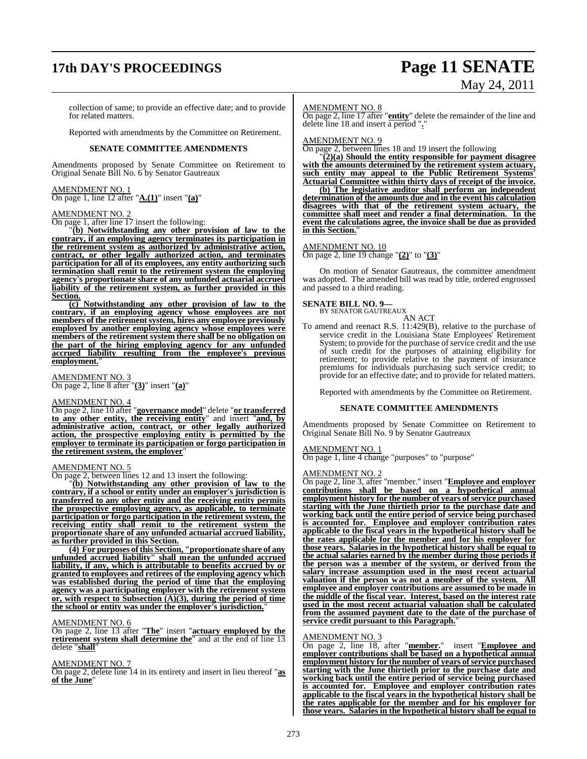collection of same; to provide an effective date; and to provide for related matters.

Reported with amendments by the Committee on Retirement.

**SENATE COMMITTEE AMENDMENTS**

Amendments proposed by Senate Committee on Retirement to Original Senate Bill No. 6 by Senator Gautreaux

AMENDMENT NO. 1
On page 1, line 12 after "**A.(1)**" insert "**(a)**"

AMENDMENT NO. 2
On page 1, after line 17 insert the following:

"**(b) Notwithstanding any other provision of law to the contrary, if an employing agency terminates its participation in the retirement system as authorized by administrative action, contract, or other legally authorized action, and terminates participation for all of its employees, any entity authorizing such termination shall remit to the retirement system the employing agency's proportionate share of any unfunded actuarial accrued liability of the retirement system, as further provided in this Section.**

**(c) Notwithstanding any other provision of law to the contrary, if an employing agency whose employees are not members of the retirement system, hires any employee previously employed by another employing agency whose employees were members of the retirement system there shall be no obligation on the part of the hiring employing agency for any unfunded accrued liability resulting from the employee's previous employment.**"

AMENDMENT NO. 3
On page 2, line 8 after "**(3)**" insert "**(a)**"

AMENDMENT NO. 4
On page 2, line 10 after "**governance model**" delete "**or transferred to any other entity, the receiving entity**" and insert "**and, by administrative action, contract, or other legally authorized action, the prospective employing entity is permitted by the employer to terminate its participation or forgo participation in the retirement system, the employer**"

AMENDMENT NO. 5
On page 2, between lines 12 and 13 insert the following:

"**(b) Notwithstanding any other provision of law to the contrary, if a school or entity under an employer's jurisdiction is transferred to any other entity and the receiving entity permits the prospective employing agency, as applicable, to terminate participation or forgo participation in the retirement system, the receiving entity shall remit to the retirement system the proportionate share of any unfunded actuarial accrued liability, as further provided in this Section.**

**(4) For purposes of this Section, "proportionate share of any unfunded accrued liability" shall mean the unfunded accrued liability, if any, which is attributable to benefits accrued by or granted to employees and retirees of the employing agency which was established during the period of time that the employing agency was a participating employer with the retirement system or, with respect to Subsection (A)(3), during the period of time the school or entity was under the employer's jurisdiction.**"

AMENDMENT NO. 6
On page 2, line 13 after "**The**" insert "**actuary employed by the retirement system shall determine the**" and at the end of line 13 delete "**shall**"

AMENDMENT NO. 7
On page 2, delete line 14 in its entirety and insert in lieu thereof "**as of the June**"

AMENDMENT NO. 8
On page 2, line 17 after "**entity**" delete the remainder of the line and delete line 18 and insert a period "**.**"

AMENDMENT NO. 9
On page 2, between lines 18 and 19 insert the following

"**(2)(a) Should the entity responsible for payment disagree with the amounts determined by the retirement system actuary, such entity may appeal to the Public Retirement Systems' Actuarial Committee within thirty days of receipt of the invoice.**

**(b) The legislative auditor shall perform an independent determination of the amounts due and in the event his calculation disagrees with that of the retirement system actuary, the committee shall meet and render a final determination. In the event the calculations agree, the invoice shall be due as provided in this Section.**"

AMENDMENT NO. 10
On page 2, line 19 change "**(2)**" to "**(3)**"

On motion of Senator Gautreaux, the committee amendment was adopted. The amended bill was read by title, ordered engrossed and passed to a third reading.

**SENATE BILL NO. 9—**
BY SENATOR GAUTREAUX

AN ACT

To amend and reenact R.S. 11:429(B), relative to the purchase of service credit in the Louisiana State Employees' Retirement System; to provide for the purchase of service credit and the use of such credit for the purposes of attaining eligibility for retirement; to provide relative to the payment of insurance premiums for individuals purchasing such service credit; to provide for an effective date; and to provide for related matters.

Reported with amendments by the Committee on Retirement.

**SENATE COMMITTEE AMENDMENTS**

Amendments proposed by Senate Committee on Retirement to Original Senate Bill No. 9 by Senator Gautreaux

AMENDMENT NO. 1
On page 1, line 4 change "purposes" to "purpose"

AMENDMENT NO. 2
On page 2, line 3, after "member." insert "**Employee and employer contributions shall be based on a hypothetical annual employment history for the number of years of service purchased starting with the June thirtieth prior to the purchase date and working back until the entire period of service being purchased is accounted for. Employee and employer contribution rates applicable to the fiscal years in the hypothetical history shall be the rates applicable for the member and for his employer for those years. Salaries in the hypothetical history shall be equal to the actual salaries earned by the member during those periods if the person was a member of the system, or derived from the salary increase assumption used in the most recent actuarial valuation if the person was not a member of the system. All employee and employer contributions are assumed to be made in the middle of the fiscal year. Interest, based on the interest rate used in the most recent actuarial valuation shall be calculated from the assumed payment date to the date of the purchase of service credit pursuant to this Paragraph.**"

AMENDMENT NO. 3
On page 2, line 18, after "**member.**" insert "**Employee and employer contributions shall be based on a hypothetical annual employment history for the number of years of service purchased starting with the June thirtieth prior to the purchase date and working back until the entire period of service being purchased is accounted for. Employee and employer contribution rates applicable to the fiscal years in the hypothetical history shall be the rates applicable for the member and for his employer for those years. Salaries in the hypothetical history shall be equal to**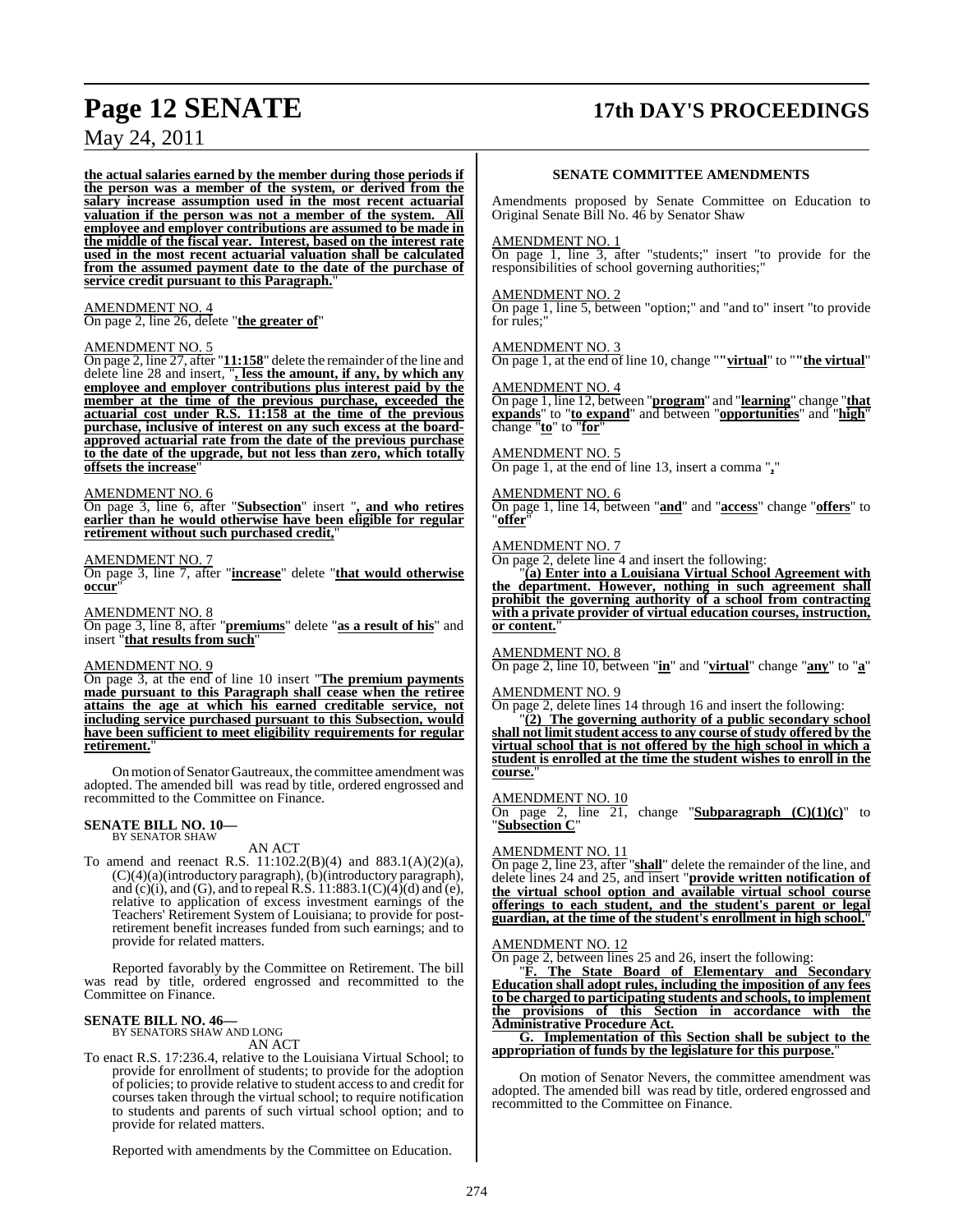**the actual salaries earned by the member during those periods if the person was a member of the system, or derived from the salary increase assumption used in the most recent actuarial valuation if the person was not a member of the system. All employee and employer contributions are assumed to be made in the middle of the fiscal year. Interest, based on the interest rate used in the most recent actuarial valuation shall be calculated from the assumed payment date to the date of the purchase of service credit pursuant to this Paragraph.**"

AMENDMENT NO. 4
On page 2, line 26, delete "**the greater of**"

AMENDMENT NO. 5
On page 2, line 27, after "**11:158**" delete the remainder of the line and delete line 28 and insert, "**, less the amount, if any, by which any employee and employer contributions plus interest paid by the member at the time of the previous purchase, exceeded the actuarial cost under R.S. 11:158 at the time of the previous purchase, inclusive of interest on any such excess at the board-approved actuarial rate from the date of the previous purchase to the date of the upgrade, but not less than zero, which totally offsets the increase**"

AMENDMENT NO. 6
On page 3, line 6, after "**Subsection**" insert "**, and who retires earlier than he would otherwise have been eligible for regular retirement without such purchased credit,**"

AMENDMENT NO. 7
On page 3, line 7, after "**increase**" delete "**that would otherwise occur**"

AMENDMENT NO. 8
On page 3, line 8, after "**premiums**" delete "**as a result of his**" and insert "**that results from such**"

AMENDMENT NO. 9
On page 3, at the end of line 10 insert "**The premium payments made pursuant to this Paragraph shall cease when the retiree attains the age at which his earned creditable service, not including service purchased pursuant to this Subsection, would have been sufficient to meet eligibility requirements for regular retirement.**"

On motion of Senator Gautreaux, the committee amendment was adopted. The amended bill was read by title, ordered engrossed and recommitted to the Committee on Finance.

**SENATE BILL NO. 10—**
BY SENATOR SHAW

AN ACT

To amend and reenact R.S. 11:102.2(B)(4) and 883.1(A)(2)(a), (C)(4)(a)(introductory paragraph), (b)(introductory paragraph), and (c)(i), and (G), and to repeal R.S. 11:883.1(C)(4)(d) and (e), relative to application of excess investment earnings of the Teachers' Retirement System of Louisiana; to provide for post-retirement benefit increases funded from such earnings; and to provide for related matters.

Reported favorably by the Committee on Retirement. The bill was read by title, ordered engrossed and recommitted to the Committee on Finance.

**SENATE BILL NO. 46—**
BY SENATORS SHAW AND LONG

AN ACT

To enact R.S. 17:236.4, relative to the Louisiana Virtual School; to provide for enrollment of students; to provide for the adoption of policies; to provide relative to student access to and credit for courses taken through the virtual school; to require notification to students and parents of such virtual school option; and to provide for related matters.

Reported with amendments by the Committee on Education.

**SENATE COMMITTEE AMENDMENTS**

Amendments proposed by Senate Committee on Education to Original Senate Bill No. 46 by Senator Shaw

AMENDMENT NO. 1
On page 1, line 3, after "students;" insert "to provide for the responsibilities of school governing authorities;"

AMENDMENT NO. 2
On page 1, line 5, between "option;" and "and to" insert "to provide for rules;"

AMENDMENT NO. 3
On page 1, at the end of line 10, change ""**virtual**" to ""**the virtual**"

AMENDMENT NO. 4
On page 1, line 12, between "**program**" and "**learning**" change "**that expands**" to "**to expand**" and between "**opportunities**" and "**high**" change "**to**" to "**for**"

AMENDMENT NO. 5
On page 1, at the end of line 13, insert a comma "**,**"

AMENDMENT NO. 6
On page 1, line 14, between "**and**" and "**access**" change "**offers**" to "**offer**"

AMENDMENT NO. 7
On page 2, delete line 4 and insert the following:

"**(a) Enter into a Louisiana Virtual School Agreement with the department. However, nothing in such agreement shall prohibit the governing authority of a school from contracting with a private provider of virtual education courses, instruction, or content.**"

AMENDMENT NO. 8
On page 2, line 10, between "**in**" and "**virtual**" change "**any**" to "**a**"

AMENDMENT NO. 9
On page 2, delete lines 14 through 16 and insert the following:

"**(2) The governing authority of a public secondary school shall not limit student access to any course of study offered by the virtual school that is not offered by the high school in which a student is enrolled at the time the student wishes to enroll in the course.**"

AMENDMENT NO. 10
On page 2, line 21, change "**Subparagraph (C)(1)(c)**" to "**Subsection C**"

AMENDMENT NO. 11
On page 2, line 23, after "**shall**" delete the remainder of the line, and delete lines 24 and 25, and insert "**provide written notification of the virtual school option and available virtual school course offerings to each student, and the student's parent or legal guardian, at the time of the student's enrollment in high school.**"

AMENDMENT NO. 12
On page 2, between lines 25 and 26, insert the following:

"**F. The State Board of Elementary and Secondary Education shall adopt rules, including the imposition of any fees to be charged to participating students and schools, to implement the provisions of this Section in accordance with the Administrative Procedure Act.**

**G. Implementation of this Section shall be subject to the appropriation of funds by the legislature for this purpose.**"

On motion of Senator Nevers, the committee amendment was adopted. The amended bill was read by title, ordered engrossed and recommitted to the Committee on Finance.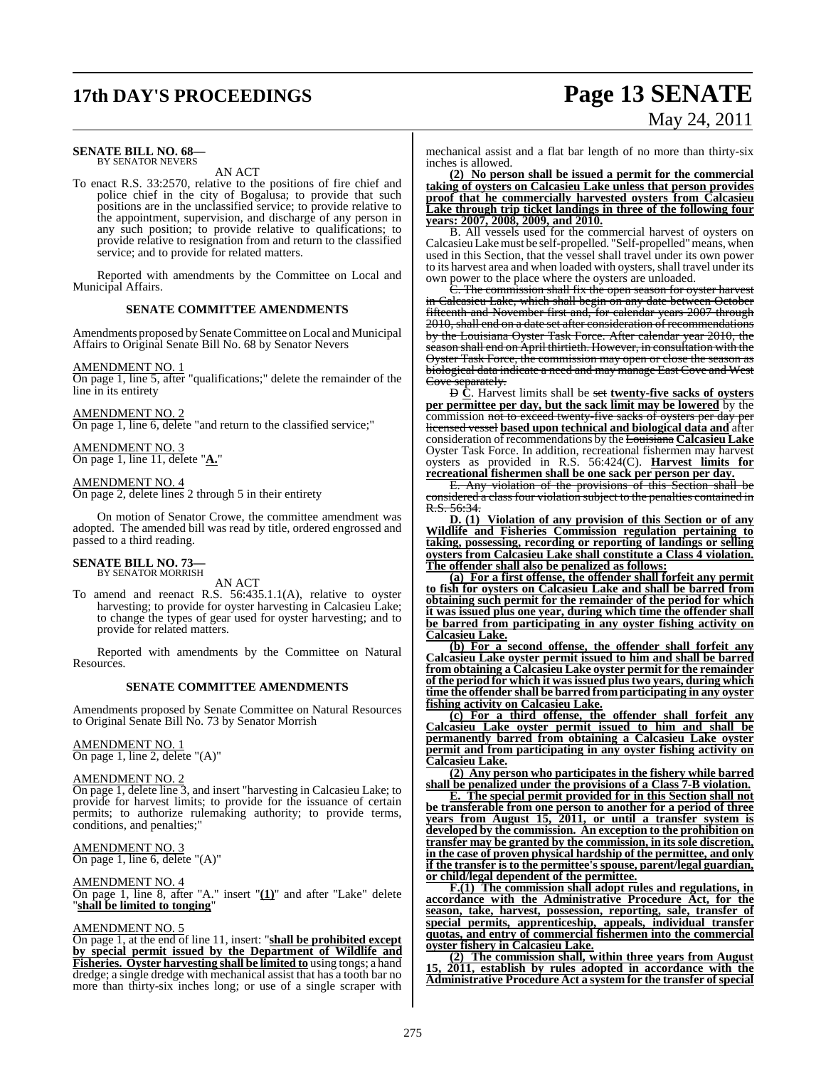**SENATE BILL NO. 68—**
BY SENATOR NEVERS

AN ACT

To enact R.S. 33:2570, relative to the positions of fire chief and police chief in the city of Bogalusa; to provide that such positions are in the unclassified service; to provide relative to the appointment, supervision, and discharge of any person in any such position; to provide relative to qualifications; to provide relative to resignation from and return to the classified service; and to provide for related matters.

Reported with amendments by the Committee on Local and Municipal Affairs.

**SENATE COMMITTEE AMENDMENTS**

Amendments proposed by Senate Committee on Local and Municipal Affairs to Original Senate Bill No. 68 by Senator Nevers

AMENDMENT NO. 1
On page 1, line 5, after "qualifications;" delete the remainder of the line in its entirety

AMENDMENT NO. 2
On page 1, line 6, delete "and return to the classified service;"

AMENDMENT NO. 3
On page 1, line 11, delete "**A.**"

AMENDMENT NO. 4
On page 2, delete lines 2 through 5 in their entirety

On motion of Senator Crowe, the committee amendment was adopted. The amended bill was read by title, ordered engrossed and passed to a third reading.

**SENATE BILL NO. 73—**
BY SENATOR MORRISH

AN ACT

To amend and reenact R.S. 56:435.1.1(A), relative to oyster harvesting; to provide for oyster harvesting in Calcasieu Lake; to change the types of gear used for oyster harvesting; and to provide for related matters.

Reported with amendments by the Committee on Natural Resources.

**SENATE COMMITTEE AMENDMENTS**

Amendments proposed by Senate Committee on Natural Resources to Original Senate Bill No. 73 by Senator Morrish

AMENDMENT NO. 1
On page 1, line 2, delete "(A)"

AMENDMENT NO. 2
On page 1, delete line 3, and insert "harvesting in Calcasieu Lake; to provide for harvest limits; to provide for the issuance of certain permits; to authorize rulemaking authority; to provide terms, conditions, and penalties;"

AMENDMENT NO. 3
On page 1, line 6, delete "(A)"

AMENDMENT NO. 4
On page 1, line 8, after "A." insert "**(1)**" and after "Lake" delete "**shall be limited to tonging**"

AMENDMENT NO. 5
On page 1, at the end of line 11, insert: "**shall be prohibited except by special permit issued by the Department of Wildlife and Fisheries. Oyster harvesting shall be limited to** using tongs; a hand dredge; a single dredge with mechanical assist that has a tooth bar no more than thirty-six inches long; or use of a single scraper with mechanical assist and a flat bar length of no more than thirty-six inches is allowed.

**(2) No person shall be issued a permit for the commercial taking of oysters on Calcasieu Lake unless that person provides proof that he commercially harvested oysters from Calcasieu Lake through trip ticket landings in three of the following four years: 2007, 2008, 2009, and 2010.**

B. All vessels used for the commercial harvest of oysters on Calcasieu Lake must be self-propelled. "Self-propelled" means, when used in this Section, that the vessel shall travel under its own power to its harvest area and when loaded with oysters, shall travel under its own power to the place where the oysters are unloaded.

~~C. The commission shall fix the open season for oyster harvest in Calcasieu Lake, which shall begin on any date between October fifteenth and November first and, for calendar years 2007 through 2010, shall end on a date set after consideration of recommendations by the Louisiana Oyster Task Force. After calendar year 2010, the season shall end on April thirtieth. However, in consultation with the Oyster Task Force, the commission may open or close the season as biological data indicate a need and may manage East Cove and West Cove separately.~~

~~D~~ **C**. Harvest limits shall be ~~set~~ **twenty-five sacks of oysters per permittee per day, but the sack limit may be lowered** by the commission ~~not to exceed twenty-five sacks of oysters per day per licensed vessel~~ **based upon technical and biological data and** after consideration of recommendations by the ~~Louisiana~~ **Calcasieu Lake** Oyster Task Force. In addition, recreational fishermen may harvest oysters as provided in R.S. 56:424(C). **Harvest limits for recreational fishermen shall be one sack per person per day.**

~~E. Any violation of the provisions of this Section shall be considered a class four violation subject to the penalties contained in R.S. 56:34.~~

**D. (1) Violation of any provision of this Section or of any Wildlife and Fisheries Commission regulation pertaining to taking, possessing, recording or reporting of landings or selling oysters from Calcasieu Lake shall constitute a Class 4 violation. The offender shall also be penalized as follows:**

**(a) For a first offense, the offender shall forfeit any permit to fish for oysters on Calcasieu Lake and shall be barred from obtaining such permit for the remainder of the period for which it was issued plus one year, during which time the offender shall be barred from participating in any oyster fishing activity on Calcasieu Lake.**

**(b) For a second offense, the offender shall forfeit any Calcasieu Lake oyster permit issued to him and shall be barred from obtaining a Calcasieu Lake oyster permit for the remainder of the period for which it was issued plus two years, during which time the offender shall be barred from participating in any oyster fishing activity on Calcasieu Lake.**

**(c) For a third offense, the offender shall forfeit any Calcasieu Lake oyster permit issued to him and shall be permanently barred from obtaining a Calcasieu Lake oyster permit and from participating in any oyster fishing activity on Calcasieu Lake.**

**(2) Any person who participates in the fishery while barred shall be penalized under the provisions of a Class 7-B violation.**

**E. The special permit provided for in this Section shall not be transferable from one person to another for a period of three years from August 15, 2011, or until a transfer system is developed by the commission. An exception to the prohibition on transfer may be granted by the commission, in its sole discretion, in the case of proven physical hardship of the permittee, and only if the transfer is to the permittee's spouse, parent/legal guardian, or child/legal dependent of the permittee.**

**F.(1) The commission shall adopt rules and regulations, in accordance with the Administrative Procedure Act, for the season, take, harvest, possession, reporting, sale, transfer of special permits, apprenticeship, appeals, individual transfer quotas, and entry of commercial fishermen into the commercial oyster fishery in Calcasieu Lake.**

**(2) The commission shall, within three years from August 15, 2011, establish by rules adopted in accordance with the Administrative Procedure Act a system for the transfer of special**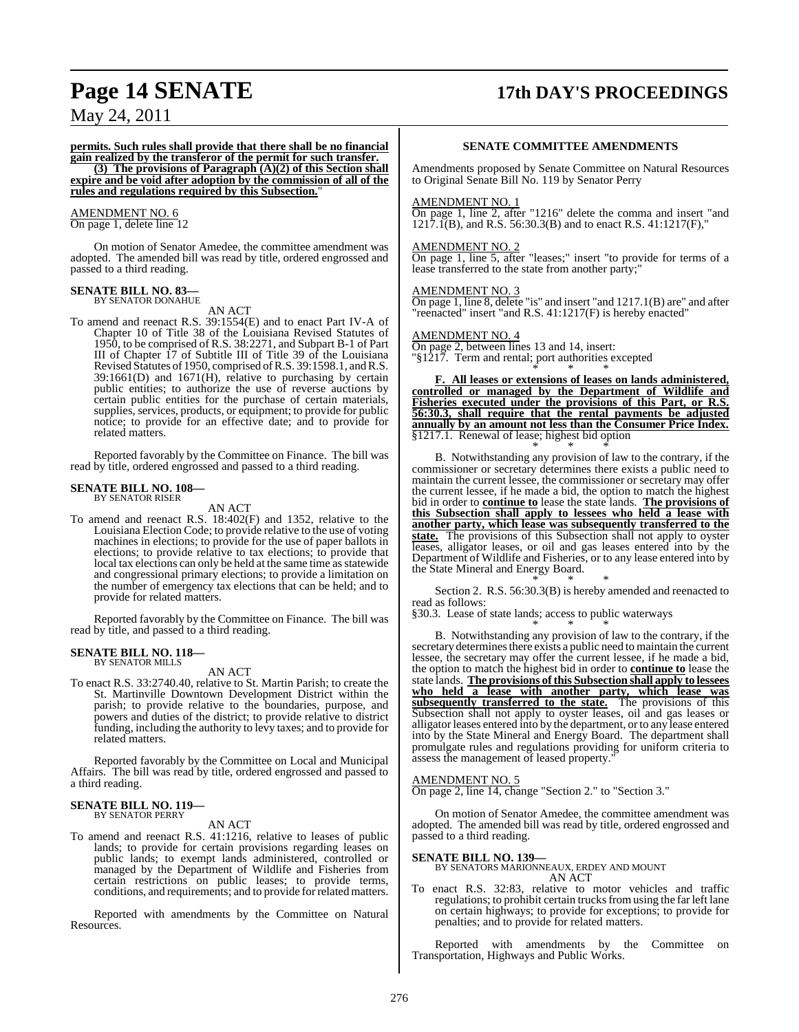**permits. Such rules shall provide that there shall be no financial gain realized by the transferor of the permit for such transfer.**

**(3) The provisions of Paragraph (A)(2) of this Section shall expire and be void after adoption by the commission of all of the rules and regulations required by this Subsection.**"

AMENDMENT NO. 6
On page 1, delete line 12

On motion of Senator Amedee, the committee amendment was adopted. The amended bill was read by title, ordered engrossed and passed to a third reading.

**SENATE BILL NO. 83—**
BY SENATOR DONAHUE

AN ACT

To amend and reenact R.S. 39:1554(E) and to enact Part IV-A of Chapter 10 of Title 38 of the Louisiana Revised Statutes of 1950, to be comprised of R.S. 38:2271, and Subpart B-1 of Part III of Chapter 17 of Subtitle III of Title 39 of the Louisiana Revised Statutes of 1950, comprised of R.S. 39:1598.1, and R.S. 39:1661(D) and 1671(H), relative to purchasing by certain public entities; to authorize the use of reverse auctions by certain public entities for the purchase of certain materials, supplies, services, products, or equipment; to provide for public notice; to provide for an effective date; and to provide for related matters.

Reported favorably by the Committee on Finance. The bill was read by title, ordered engrossed and passed to a third reading.

**SENATE BILL NO. 108—**
BY SENATOR RISER

AN ACT

To amend and reenact R.S. 18:402(F) and 1352, relative to the Louisiana Election Code; to provide relative to the use of voting machines in elections; to provide for the use of paper ballots in elections; to provide relative to tax elections; to provide that local tax elections can only be held at the same time as statewide and congressional primary elections; to provide a limitation on the number of emergency tax elections that can be held; and to provide for related matters.

Reported favorably by the Committee on Finance. The bill was read by title, and passed to a third reading.

**SENATE BILL NO. 118—**
BY SENATOR MILLS

AN ACT

To enact R.S. 33:2740.40, relative to St. Martin Parish; to create the St. Martinville Downtown Development District within the parish; to provide relative to the boundaries, purpose, and powers and duties of the district; to provide relative to district funding, including the authority to levy taxes; and to provide for related matters.

Reported favorably by the Committee on Local and Municipal Affairs. The bill was read by title, ordered engrossed and passed to a third reading.

**SENATE BILL NO. 119—**
BY SENATOR PERRY

AN ACT

To amend and reenact R.S. 41:1216, relative to leases of public lands; to provide for certain provisions regarding leases on public lands; to exempt lands administered, controlled or managed by the Department of Wildlife and Fisheries from certain restrictions on public leases; to provide terms, conditions, and requirements; and to provide for related matters.

Reported with amendments by the Committee on Natural Resources.

**SENATE COMMITTEE AMENDMENTS**

Amendments proposed by Senate Committee on Natural Resources to Original Senate Bill No. 119 by Senator Perry

AMENDMENT NO. 1
On page 1, line 2, after "1216" delete the comma and insert "and 1217.1(B), and R.S. 56:30.3(B) and to enact R.S. 41:1217(F),"

AMENDMENT NO. 2
On page 1, line 5, after "leases;" insert "to provide for terms of a lease transferred to the state from another party;"

AMENDMENT NO. 3
On page 1, line 8, delete "is" and insert "and 1217.1(B) are" and after "reenacted" insert "and R.S. 41:1217(F) is hereby enacted"

AMENDMENT NO. 4
On page 2, between lines 13 and 14, insert:
"§1217. Term and rental; port authorities excepted

\* \* \*

**F. All leases or extensions of leases on lands administered, controlled or managed by the Department of Wildlife and Fisheries executed under the provisions of this Part, or R.S. 56:30.3, shall require that the rental payments be adjusted annually by an amount not less than the Consumer Price Index.**
§1217.1. Renewal of lease; highest bid option

\* \* \*

B. Notwithstanding any provision of law to the contrary, if the commissioner or secretary determines there exists a public need to maintain the current lessee, the commissioner or secretary may offer the current lessee, if he made a bid, the option to match the highest bid in order to **continue to** lease the state lands. **The provisions of this Subsection shall apply to lessees who held a lease with another party, which lease was subsequently transferred to the state.** The provisions of this Subsection shall not apply to oyster leases, alligator leases, or oil and gas leases entered into by the Department of Wildlife and Fisheries, or to any lease entered into by the State Mineral and Energy Board.

\* \* \*

Section 2. R.S. 56:30.3(B) is hereby amended and reenacted to read as follows:
§30.3. Lease of state lands; access to public waterways

\* \* \*

B. Notwithstanding any provision of law to the contrary, if the secretary determines there exists a public need to maintain the current lessee, the secretary may offer the current lessee, if he made a bid, the option to match the highest bid in order to **continue to** lease the state lands. **The provisions of this Subsection shall apply to lessees who held a lease with another party, which lease was subsequently transferred to the state.** The provisions of this Subsection shall not apply to oyster leases, oil and gas leases or alligator leases entered into by the department, or to any lease entered into by the State Mineral and Energy Board. The department shall promulgate rules and regulations providing for uniform criteria to assess the management of leased property."

AMENDMENT NO. 5
On page 2, line 14, change "Section 2." to "Section 3."

On motion of Senator Amedee, the committee amendment was adopted. The amended bill was read by title, ordered engrossed and passed to a third reading.

**SENATE BILL NO. 139—**
BY SENATORS MARIONNEAUX, ERDEY AND MOUNT

AN ACT

To enact R.S. 32:83, relative to motor vehicles and traffic regulations; to prohibit certain trucks from using the far left lane on certain highways; to provide for exceptions; to provide for penalties; and to provide for related matters.

Reported with amendments by the Committee on Transportation, Highways and Public Works.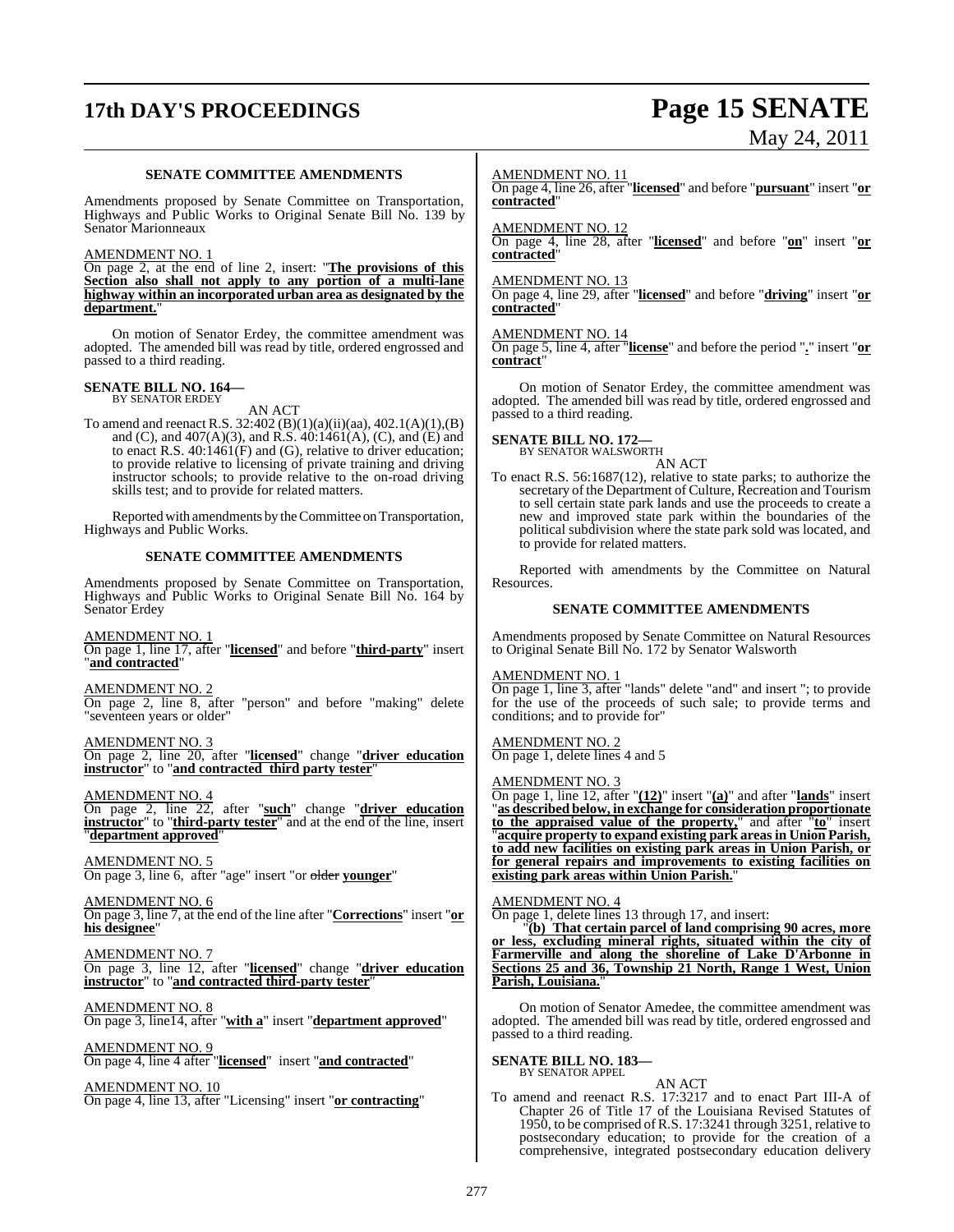**SENATE COMMITTEE AMENDMENTS**

Amendments proposed by Senate Committee on Transportation, Highways and Public Works to Original Senate Bill No. 139 by Senator Marionneaux

AMENDMENT NO. 1
On page 2, at the end of line 2, insert: "**The provisions of this Section also shall not apply to any portion of a multi-lane highway within an incorporated urban area as designated by the department.**"

On motion of Senator Erdey, the committee amendment was adopted. The amended bill was read by title, ordered engrossed and passed to a third reading.

**SENATE BILL NO. 164—**
BY SENATOR ERDEY

AN ACT

To amend and reenact R.S. 32:402 (B)(1)(a)(ii)(aa), 402.1(A)(1),(B) and (C), and 407(A)(3), and R.S. 40:1461(A), (C), and (E) and to enact R.S. 40:1461(F) and (G), relative to driver education; to provide relative to licensing of private training and driving instructor schools; to provide relative to the on-road driving skills test; and to provide for related matters.

Reported with amendments by the Committee on Transportation, Highways and Public Works.

**SENATE COMMITTEE AMENDMENTS**

Amendments proposed by Senate Committee on Transportation, Highways and Public Works to Original Senate Bill No. 164 by Senator Erdey

AMENDMENT NO. 1
On page 1, line 17, after "**licensed**" and before "**third-party**" insert "**and contracted**"

AMENDMENT NO. 2
On page 2, line 8, after "person" and before "making" delete "seventeen years or older"

AMENDMENT NO. 3
On page 2, line 20, after "**licensed**" change "**driver education instructor**" to "**and contracted third party tester**"

AMENDMENT NO. 4
On page 2, line 22, after "**such**" change "**driver education instructor**" to "**third-party tester**" and at the end of the line, insert "**department approved**"

AMENDMENT NO. 5
On page 3, line 6, after "age" insert "or ~~older~~ **younger**"

AMENDMENT NO. 6
On page 3, line 7, at the end of the line after "**Corrections**" insert "**or his designee**"

AMENDMENT NO. 7
On page 3, line 12, after "**licensed**" change "**driver education instructor**" to "**and contracted third-party tester**"

AMENDMENT NO. 8
On page 3, line14, after "**with a**" insert "**department approved**"

AMENDMENT NO. 9
On page 4, line 4 after "**licensed**" insert "**and contracted**"

AMENDMENT NO. 10
On page 4, line 13, after "Licensing" insert "**or contracting**"

AMENDMENT NO. 11
On page 4, line 26, after "**licensed**" and before "**pursuant**" insert "**or contracted**"

AMENDMENT NO. 12
On page 4, line 28, after "**licensed**" and before "**on**" insert "**or contracted**"

AMENDMENT NO. 13
On page 4, line 29, after "**licensed**" and before "**driving**" insert "**or contracted**"

AMENDMENT NO. 14
On page 5, line 4, after "**license**" and before the period "**.**" insert "**or contract**"

On motion of Senator Erdey, the committee amendment was adopted. The amended bill was read by title, ordered engrossed and passed to a third reading.

**SENATE BILL NO. 172—**
BY SENATOR WALSWORTH

AN ACT

To enact R.S. 56:1687(12), relative to state parks; to authorize the secretary of the Department of Culture, Recreation and Tourism to sell certain state park lands and use the proceeds to create a new and improved state park within the boundaries of the political subdivision where the state park sold was located, and to provide for related matters.

Reported with amendments by the Committee on Natural Resources.

**SENATE COMMITTEE AMENDMENTS**

Amendments proposed by Senate Committee on Natural Resources to Original Senate Bill No. 172 by Senator Walsworth

AMENDMENT NO. 1
On page 1, line 3, after "lands" delete "and" and insert "; to provide for the use of the proceeds of such sale; to provide terms and conditions; and to provide for"

AMENDMENT NO. 2
On page 1, delete lines 4 and 5

AMENDMENT NO. 3
On page 1, line 12, after "**(12)**" insert "**(a)**" and after "**lands**" insert "**as described below, in exchange for consideration proportionate to the appraised value of the property,**" and after "**to**" insert "**acquire property to expand existing park areas in Union Parish, to add new facilities on existing park areas in Union Parish, or for general repairs and improvements to existing facilities on existing park areas within Union Parish.**"

AMENDMENT NO. 4
On page 1, delete lines 13 through 17, and insert:

"**(b) That certain parcel of land comprising 90 acres, more or less, excluding mineral rights, situated within the city of Farmerville and along the shoreline of Lake D'Arbonne in Sections 25 and 36, Township 21 North, Range 1 West, Union Parish, Louisiana.**"

On motion of Senator Amedee, the committee amendment was adopted. The amended bill was read by title, ordered engrossed and passed to a third reading.

**SENATE BILL NO. 183—**
BY SENATOR APPEL

AN ACT

To amend and reenact R.S. 17:3217 and to enact Part III-A of Chapter 26 of Title 17 of the Louisiana Revised Statutes of 1950, to be comprised of R.S. 17:3241 through 3251, relative to postsecondary education; to provide for the creation of a comprehensive, integrated postsecondary education delivery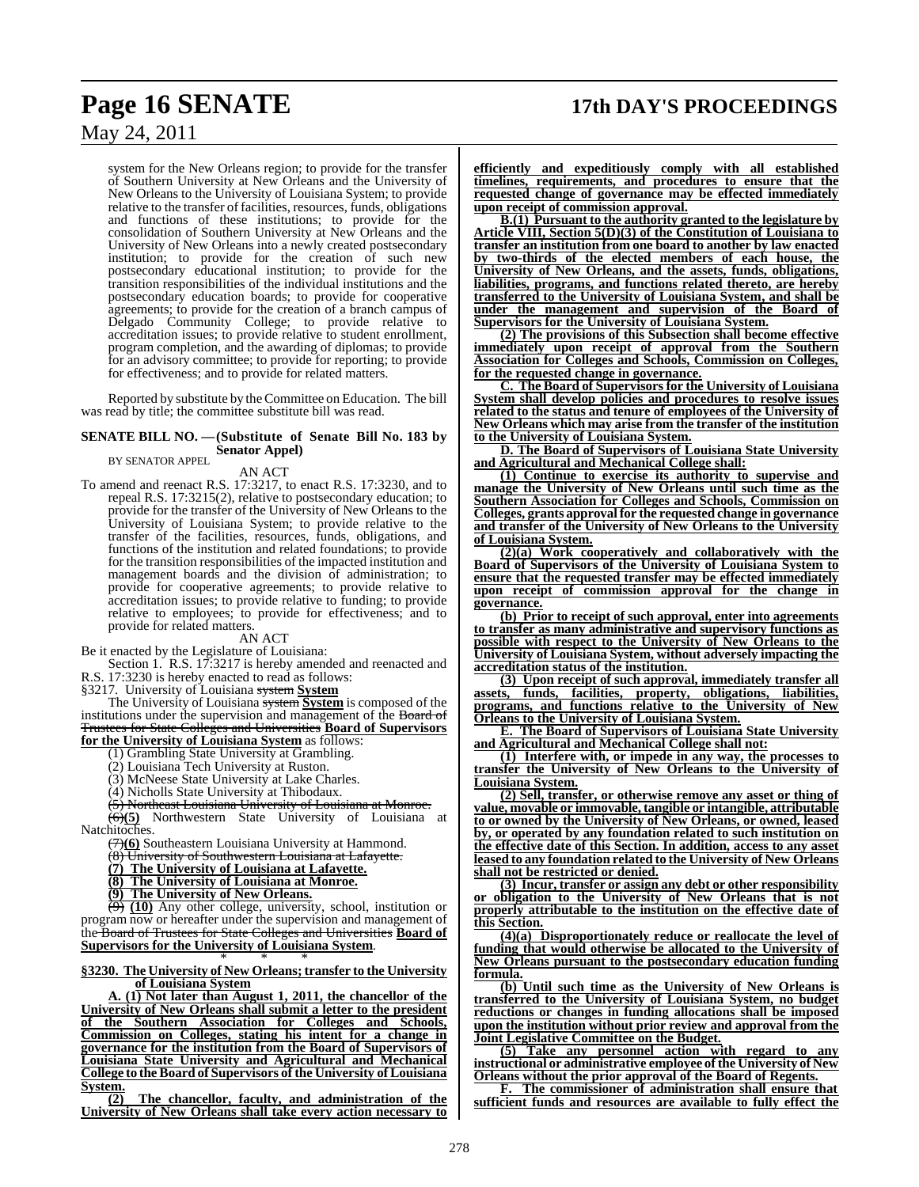system for the New Orleans region; to provide for the transfer of Southern University at New Orleans and the University of New Orleans to the University of Louisiana System; to provide relative to the transfer of facilities, resources, funds, obligations and functions of these institutions; to provide for the consolidation of Southern University at New Orleans and the University of New Orleans into a newly created postsecondary institution; to provide for the creation of such new postsecondary educational institution; to provide for the transition responsibilities of the individual institutions and the postsecondary education boards; to provide for cooperative agreements; to provide for the creation of a branch campus of Delgado Community College; to provide relative to accreditation issues; to provide relative to student enrollment, program completion, and the awarding of diplomas; to provide for an advisory committee; to provide for reporting; to provide for effectiveness; and to provide for related matters.

Reported by substitute by the Committee on Education. The bill was read by title; the committee substitute bill was read.

**SENATE BILL NO. — (Substitute of Senate Bill No. 183 by Senator Appel)**

BY SENATOR APPEL

AN ACT

To amend and reenact R.S. 17:3217, to enact R.S. 17:3230, and to repeal R.S. 17:3215(2), relative to postsecondary education; to provide for the transfer of the University of New Orleans to the University of Louisiana System; to provide relative to the transfer of the facilities, resources, funds, obligations, and functions of the institution and related foundations; to provide for the transition responsibilities of the impacted institution and management boards and the division of administration; to provide for cooperative agreements; to provide relative to accreditation issues; to provide relative to funding; to provide relative to employees; to provide for effectiveness; and to provide for related matters.

AN ACT

Be it enacted by the Legislature of Louisiana:

Section 1. R.S. 17:3217 is hereby amended and reenacted and R.S. 17:3230 is hereby enacted to read as follows:

§3217. University of Louisiana ~~system~~ **System**

The University of Louisiana ~~system~~ **System** is composed of the institutions under the supervision and management of the ~~Board of Trustees for State Colleges and Universities~~ **Board of Supervisors for the University of Louisiana System** as follows:

(1) Grambling State University at Grambling.

(2) Louisiana Tech University at Ruston.

(3) McNeese State University at Lake Charles.

(4) Nicholls State University at Thibodaux.

~~(5) Northeast Louisiana University of Louisiana at Monroe.~~

~~(6)~~**(5)** Northwestern State University of Louisiana at Natchitoches.

~~(7)~~**(6)** Southeastern Louisiana University at Hammond.

~~(8) University of Southwestern Louisiana at Lafayette.~~

**(7) The University of Louisiana at Lafayette.**

**(8) The University of Louisiana at Monroe.**

**(9) The University of New Orleans.**

~~(9)~~ **(10)** Any other college, university, school, institution or program now or hereafter under the supervision and management of the ~~Board of Trustees for State Colleges and Universities~~ **Board of Supervisors for the University of Louisiana System**.

\* \* \*

**§3230. The University of New Orleans; transfer to the University of Louisiana System**

**A. (1) Not later than August 1, 2011, the chancellor of the University of New Orleans shall submit a letter to the president of the Southern Association for Colleges and Schools, Commission on Colleges, stating his intent for a change in governance for the institution from the Board of Supervisors of Louisiana State University and Agricultural and Mechanical College to the Board of Supervisors of the University of Louisiana System.**

**(2) The chancellor, faculty, and administration of the University of New Orleans shall take every action necessary to efficiently and expeditiously comply with all established timelines, requirements, and procedures to ensure that the requested change of governance may be effected immediately upon receipt of commission approval.**

**B.(1) Pursuant to the authority granted to the legislature by Article VIII, Section 5(D)(3) of the Constitution of Louisiana to transfer an institution from one board to another by law enacted by two-thirds of the elected members of each house, the University of New Orleans, and the assets, funds, obligations, liabilities, programs, and functions related thereto, are hereby transferred to the University of Louisiana System, and shall be under the management and supervision of the Board of Supervisors for the University of Louisiana System.**

**(2) The provisions of this Subsection shall become effective immediately upon receipt of approval from the Southern Association for Colleges and Schools, Commission on Colleges, for the requested change in governance.**

**C. The Board of Supervisors for the University of Louisiana System shall develop policies and procedures to resolve issues related to the status and tenure of employees of the University of New Orleans which may arise from the transfer of the institution to the University of Louisiana System.**

**D. The Board of Supervisors of Louisiana State University and Agricultural and Mechanical College shall:**

**(1) Continue to exercise its authority to supervise and manage the University of New Orleans until such time as the Southern Association for Colleges and Schools, Commission on Colleges, grants approval for the requested change in governance and transfer of the University of New Orleans to the University of Louisiana System.**

**(2)(a) Work cooperatively and collaboratively with the Board of Supervisors of the University of Louisiana System to ensure that the requested transfer may be effected immediately upon receipt of commission approval for the change in governance.**

**(b) Prior to receipt of such approval, enter into agreements to transfer as many administrative and supervisory functions as possible with respect to the University of New Orleans to the University of Louisiana System, without adversely impacting the accreditation status of the institution.**

**(3) Upon receipt of such approval, immediately transfer all assets, funds, facilities, property, obligations, liabilities, programs, and functions relative to the University of New Orleans to the University of Louisiana System.**

**E. The Board of Supervisors of Louisiana State University and Agricultural and Mechanical College shall not:**

**(1) Interfere with, or impede in any way, the processes to transfer the University of New Orleans to the University of Louisiana System.**

**(2) Sell, transfer, or otherwise remove any asset or thing of value, movable or immovable, tangible or intangible, attributable to or owned by the University of New Orleans, or owned, leased by, or operated by any foundation related to such institution on the effective date of this Section. In addition, access to any asset leased to any foundation related to the University of New Orleans shall not be restricted or denied.**

**(3) Incur, transfer or assign any debt or other responsibility or obligation to the University of New Orleans that is not properly attributable to the institution on the effective date of this Section.**

**(4)(a) Disproportionately reduce or reallocate the level of funding that would otherwise be allocated to the University of New Orleans pursuant to the postsecondary education funding formula.**

**(b) Until such time as the University of New Orleans is transferred to the University of Louisiana System, no budget reductions or changes in funding allocations shall be imposed upon the institution without prior review and approval from the Joint Legislative Committee on the Budget.**

**(5) Take any personnel action with regard to any instructional or administrative employee of the University of New Orleans without the prior approval of the Board of Regents.**

**F. The commissioner of administration shall ensure that sufficient funds and resources are available to fully effect the**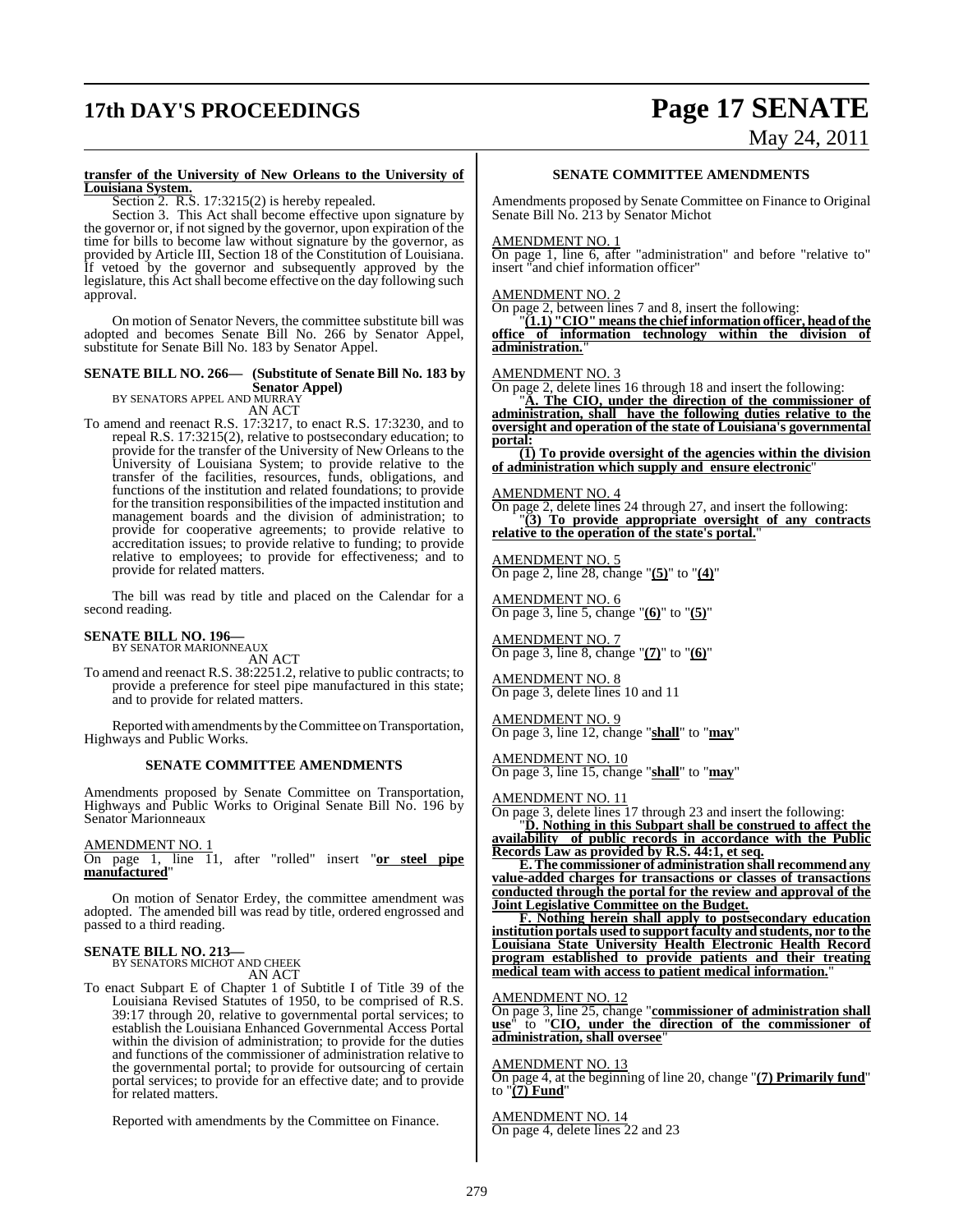**transfer of the University of New Orleans to the University of Louisiana System.**

Section 2. R.S. 17:3215(2) is hereby repealed.

Section 3. This Act shall become effective upon signature by the governor or, if not signed by the governor, upon expiration of the time for bills to become law without signature by the governor, as provided by Article III, Section 18 of the Constitution of Louisiana. If vetoed by the governor and subsequently approved by the legislature, this Act shall become effective on the day following such approval.

On motion of Senator Nevers, the committee substitute bill was adopted and becomes Senate Bill No. 266 by Senator Appel, substitute for Senate Bill No. 183 by Senator Appel.

### SENATE BILL NO. 266— (Substitute of Senate Bill No. 183 by Senator Appel)

BY SENATORS APPEL AND MURRAY

AN ACT

To amend and reenact R.S. 17:3217, to enact R.S. 17:3230, and to repeal R.S. 17:3215(2), relative to postsecondary education; to provide for the transfer of the University of New Orleans to the University of Louisiana System; to provide relative to the transfer of the facilities, resources, funds, obligations, and functions of the institution and related foundations; to provide for the transition responsibilities of the impacted institution and management boards and the division of administration; to provide for cooperative agreements; to provide relative to accreditation issues; to provide relative to funding; to provide relative to employees; to provide for effectiveness; and to provide for related matters.

The bill was read by title and placed on the Calendar for a second reading.

### SENATE BILL NO. 196—

BY SENATOR MARIONNEAUX

AN ACT

To amend and reenact R.S. 38:2251.2, relative to public contracts; to provide a preference for steel pipe manufactured in this state; and to provide for related matters.

Reported with amendments by the Committee on Transportation, Highways and Public Works.

#### SENATE COMMITTEE AMENDMENTS

Amendments proposed by Senate Committee on Transportation, Highways and Public Works to Original Senate Bill No. 196 by Senator Marionneaux

AMENDMENT NO. 1

On page 1, line 11, after "rolled" insert "**or steel pipe manufactured**"

On motion of Senator Erdey, the committee amendment was adopted. The amended bill was read by title, ordered engrossed and passed to a third reading.

### SENATE BILL NO. 213—

BY SENATORS MICHOT AND CHEEK

AN ACT

To enact Subpart E of Chapter 1 of Subtitle I of Title 39 of the Louisiana Revised Statutes of 1950, to be comprised of R.S. 39:17 through 20, relative to governmental portal services; to establish the Louisiana Enhanced Governmental Access Portal within the division of administration; to provide for the duties and functions of the commissioner of administration relative to the governmental portal; to provide for outsourcing of certain portal services; to provide for an effective date; and to provide for related matters.

Reported with amendments by the Committee on Finance.

#### SENATE COMMITTEE AMENDMENTS

Amendments proposed by Senate Committee on Finance to Original Senate Bill No. 213 by Senator Michot

AMENDMENT NO. 1

On page 1, line 6, after "administration" and before "relative to" insert "and chief information officer"

AMENDMENT NO. 2

On page 2, between lines 7 and 8, insert the following:

"**(1.1) "CIO" means the chief information officer, head of the office of information technology within the division of administration.**"

AMENDMENT NO. 3

On page 2, delete lines 16 through 18 and insert the following:

"**A. The CIO, under the direction of the commissioner of administration, shall have the following duties relative to the oversight and operation of the state of Louisiana's governmental portal:**

**(1) To provide oversight of the agencies within the division of administration which supply and ensure electronic**"

AMENDMENT NO. 4

On page 2, delete lines 24 through 27, and insert the following:

"**(3) To provide appropriate oversight of any contracts relative to the operation of the state's portal.**"

AMENDMENT NO. 5

On page 2, line 28, change "**(5)**" to "**(4)**"

AMENDMENT NO. 6

On page 3, line 5, change "**(6)**" to "**(5)**"

AMENDMENT NO. 7

On page 3, line 8, change "**(7)**" to "**(6)**"

AMENDMENT NO. 8

On page 3, delete lines 10 and 11

AMENDMENT NO. 9

On page 3, line 12, change "**shall**" to "**may**"

AMENDMENT NO. 10

On page 3, line 15, change "**shall**" to "**may**"

AMENDMENT NO. 11

On page 3, delete lines 17 through 23 and insert the following:

"**D. Nothing in this Subpart shall be construed to affect the availability of public records in accordance with the Public Records Law as provided by R.S. 44:1, et seq.**

**E. The commissioner of administration shall recommend any value-added charges for transactions or classes of transactions conducted through the portal for the review and approval of the Joint Legislative Committee on the Budget.**

**F. Nothing herein shall apply to postsecondary education institution portals used to support faculty and students, nor to the Louisiana State University Health Electronic Health Record program established to provide patients and their treating medical team with access to patient medical information.**"

AMENDMENT NO. 12

On page 3, line 25, change "**commissioner of administration shall use**" to "**CIO, under the direction of the commissioner of administration, shall oversee**"

AMENDMENT NO. 13

On page 4, at the beginning of line 20, change "**(7) Primarily fund**" to "**(7) Fund**"

AMENDMENT NO. 14

On page 4, delete lines 22 and 23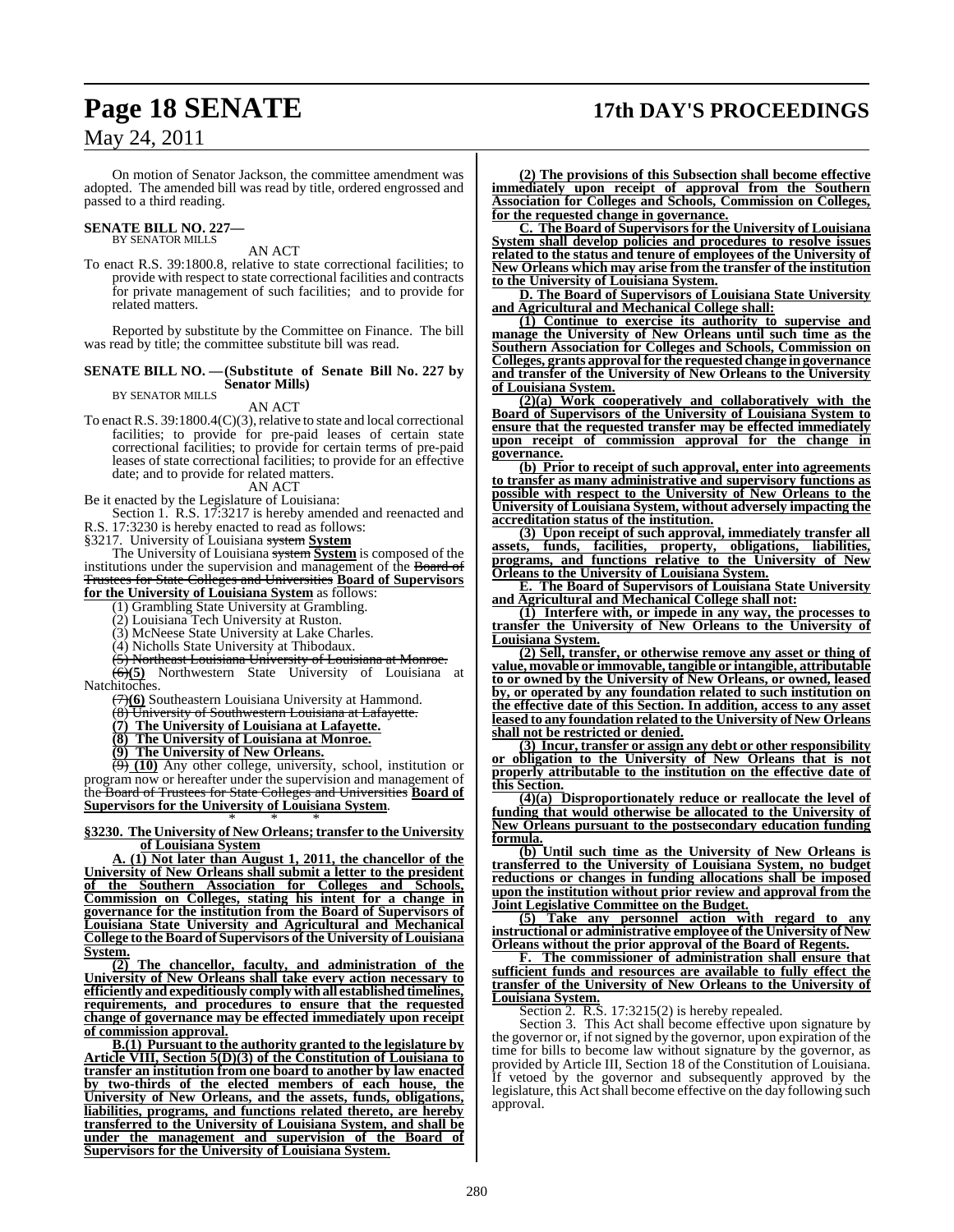On motion of Senator Jackson, the committee amendment was adopted. The amended bill was read by title, ordered engrossed and passed to a third reading.

**SENATE BILL NO. 227—**
BY SENATOR MILLS

AN ACT

To enact R.S. 39:1800.8, relative to state correctional facilities; to provide with respect to state correctional facilities and contracts for private management of such facilities; and to provide for related matters.

Reported by substitute by the Committee on Finance. The bill was read by title; the committee substitute bill was read.

**SENATE BILL NO. —(Substitute of Senate Bill No. 227 by Senator Mills)**
BY SENATOR MILLS

AN ACT

To enact R.S. 39:1800.4(C)(3), relative to state and local correctional facilities; to provide for pre-paid leases of certain state correctional facilities; to provide for certain terms of pre-paid leases of state correctional facilities; to provide for an effective date; and to provide for related matters.

AN ACT

Be it enacted by the Legislature of Louisiana:

Section 1. R.S. 17:3217 is hereby amended and reenacted and R.S. 17:3230 is hereby enacted to read as follows:

§3217. University of Louisiana ~~system~~ **System**

The University of Louisiana ~~system~~ **System** is composed of the institutions under the supervision and management of the ~~Board of Trustees for State Colleges and Universities~~ **Board of Supervisors for the University of Louisiana System** as follows:

(1) Grambling State University at Grambling.

(2) Louisiana Tech University at Ruston.

(3) McNeese State University at Lake Charles.

(4) Nicholls State University at Thibodaux.

~~(5) Northeast Louisiana University of Louisiana at Monroe.~~

~~(6)~~**(5)** Northwestern State University of Louisiana at Natchitoches.

~~(7)~~**(6)** Southeastern Louisiana University at Hammond.

~~(8) University of Southwestern Louisiana at Lafayette.~~

**(7) The University of Louisiana at Lafayette.**

**(8) The University of Louisiana at Monroe.**

**(9) The University of New Orleans.**

~~(9)~~ **(10)** Any other college, university, school, institution or program now or hereafter under the supervision and management of the ~~Board of Trustees for State Colleges and Universities~~ **Board of Supervisors for the University of Louisiana System**.

\* \* \*

**§3230. The University of New Orleans; transfer to the University of Louisiana System**

**A. (1) Not later than August 1, 2011, the chancellor of the University of New Orleans shall submit a letter to the president of the Southern Association for Colleges and Schools, Commission on Colleges, stating his intent for a change in governance for the institution from the Board of Supervisors of Louisiana State University and Agricultural and Mechanical College to the Board of Supervisors of the University of Louisiana System.**

**(2) The chancellor, faculty, and administration of the University of New Orleans shall take every action necessary to efficiently and expeditiously comply with all established timelines, requirements, and procedures to ensure that the requested change of governance may be effected immediately upon receipt of commission approval.**

**B.(1) Pursuant to the authority granted to the legislature by Article VIII, Section 5(D)(3) of the Constitution of Louisiana to transfer an institution from one board to another by law enacted by two-thirds of the elected members of each house, the University of New Orleans, and the assets, funds, obligations, liabilities, programs, and functions related thereto, are hereby transferred to the University of Louisiana System, and shall be under the management and supervision of the Board of Supervisors for the University of Louisiana System.**

**(2) The provisions of this Subsection shall become effective immediately upon receipt of approval from the Southern Association for Colleges and Schools, Commission on Colleges, for the requested change in governance.**

**C. The Board of Supervisors for the University of Louisiana System shall develop policies and procedures to resolve issues related to the status and tenure of employees of the University of New Orleans which may arise from the transfer of the institution to the University of Louisiana System.**

**D. The Board of Supervisors of Louisiana State University and Agricultural and Mechanical College shall:**

**(1) Continue to exercise its authority to supervise and manage the University of New Orleans until such time as the Southern Association for Colleges and Schools, Commission on Colleges, grants approval for the requested change in governance and transfer of the University of New Orleans to the University of Louisiana System.**

**(2)(a) Work cooperatively and collaboratively with the Board of Supervisors of the University of Louisiana System to ensure that the requested transfer may be effected immediately upon receipt of commission approval for the change in governance.**

**(b) Prior to receipt of such approval, enter into agreements to transfer as many administrative and supervisory functions as possible with respect to the University of New Orleans to the University of Louisiana System, without adversely impacting the accreditation status of the institution.**

**(3) Upon receipt of such approval, immediately transfer all assets, funds, facilities, property, obligations, liabilities, programs, and functions relative to the University of New Orleans to the University of Louisiana System.**

**E. The Board of Supervisors of Louisiana State University and Agricultural and Mechanical College shall not:**

**(1) Interfere with, or impede in any way, the processes to transfer the University of New Orleans to the University of Louisiana System.**

**(2) Sell, transfer, or otherwise remove any asset or thing of value, movable or immovable, tangible or intangible, attributable to or owned by the University of New Orleans, or owned, leased by, or operated by any foundation related to such institution on the effective date of this Section. In addition, access to any asset leased to any foundation related to the University of New Orleans shall not be restricted or denied.**

**(3) Incur, transfer or assign any debt or other responsibility or obligation to the University of New Orleans that is not properly attributable to the institution on the effective date of this Section.**

**(4)(a) Disproportionately reduce or reallocate the level of funding that would otherwise be allocated to the University of New Orleans pursuant to the postsecondary education funding formula.**

**(b) Until such time as the University of New Orleans is transferred to the University of Louisiana System, no budget reductions or changes in funding allocations shall be imposed upon the institution without prior review and approval from the Joint Legislative Committee on the Budget.**

**(5) Take any personnel action with regard to any instructional or administrative employee of the University of New Orleans without the prior approval of the Board of Regents.**

**F. The commissioner of administration shall ensure that sufficient funds and resources are available to fully effect the transfer of the University of New Orleans to the University of Louisiana System.**

Section 2. R.S. 17:3215(2) is hereby repealed.

Section 3. This Act shall become effective upon signature by the governor or, if not signed by the governor, upon expiration of the time for bills to become law without signature by the governor, as provided by Article III, Section 18 of the Constitution of Louisiana. If vetoed by the governor and subsequently approved by the legislature, this Act shall become effective on the day following such approval.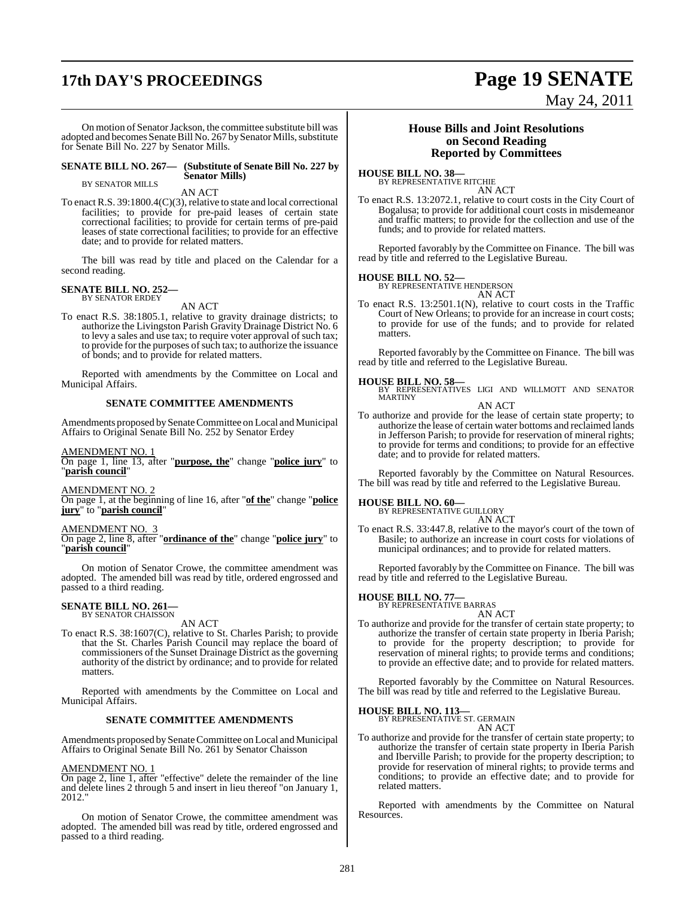On motion of Senator Jackson, the committee substitute bill was adopted and becomes Senate Bill No. 267 by Senator Mills, substitute for Senate Bill No. 227 by Senator Mills.

**SENATE BILL NO. 267— (Substitute of Senate Bill No. 227 by Senator Mills)**
BY SENATOR MILLS

AN ACT

To enact R.S. 39:1800.4(C)(3), relative to state and local correctional facilities; to provide for pre-paid leases of certain state correctional facilities; to provide for certain terms of pre-paid leases of state correctional facilities; to provide for an effective date; and to provide for related matters.

The bill was read by title and placed on the Calendar for a second reading.

**SENATE BILL NO. 252—**
BY SENATOR ERDEY

AN ACT

To enact R.S. 38:1805.1, relative to gravity drainage districts; to authorize the Livingston Parish Gravity Drainage District No. 6 to levy a sales and use tax; to require voter approval of such tax; to provide for the purposes of such tax; to authorize the issuance of bonds; and to provide for related matters.

Reported with amendments by the Committee on Local and Municipal Affairs.

**SENATE COMMITTEE AMENDMENTS**

Amendments proposed by Senate Committee on Local and Municipal Affairs to Original Senate Bill No. 252 by Senator Erdey

AMENDMENT NO. 1
On page 1, line 13, after "**purpose, the**" change "**police jury**" to "**parish council**"

AMENDMENT NO. 2
On page 1, at the beginning of line 16, after "**of the**" change "**police jury**" to "**parish council**"

AMENDMENT NO. 3
On page 2, line 8, after "**ordinance of the**" change "**police jury**" to "**parish council**"

On motion of Senator Crowe, the committee amendment was adopted. The amended bill was read by title, ordered engrossed and passed to a third reading.

**SENATE BILL NO. 261—**
BY SENATOR CHAISSON

AN ACT

To enact R.S. 38:1607(C), relative to St. Charles Parish; to provide that the St. Charles Parish Council may replace the board of commissioners of the Sunset Drainage District as the governing authority of the district by ordinance; and to provide for related matters.

Reported with amendments by the Committee on Local and Municipal Affairs.

**SENATE COMMITTEE AMENDMENTS**

Amendments proposed by Senate Committee on Local and Municipal Affairs to Original Senate Bill No. 261 by Senator Chaisson

AMENDMENT NO. 1
On page 2, line 1, after "effective" delete the remainder of the line and delete lines 2 through 5 and insert in lieu thereof "on January 1, 2012."

On motion of Senator Crowe, the committee amendment was adopted. The amended bill was read by title, ordered engrossed and passed to a third reading.

## House Bills and Joint Resolutions on Second Reading Reported by Committees

**HOUSE BILL NO. 38—**
BY REPRESENTATIVE RITCHIE

AN ACT

To enact R.S. 13:2072.1, relative to court costs in the City Court of Bogalusa; to provide for additional court costs in misdemeanor and traffic matters; to provide for the collection and use of the funds; and to provide for related matters.

Reported favorably by the Committee on Finance. The bill was read by title and referred to the Legislative Bureau.

**HOUSE BILL NO. 52—**
BY REPRESENTATIVE HENDERSON

AN ACT

To enact R.S. 13:2501.1(N), relative to court costs in the Traffic Court of New Orleans; to provide for an increase in court costs; to provide for use of the funds; and to provide for related matters.

Reported favorably by the Committee on Finance. The bill was read by title and referred to the Legislative Bureau.

**HOUSE BILL NO. 58—**
BY REPRESENTATIVES LIGI AND WILLMOTT AND SENATOR MARTINY

AN ACT

To authorize and provide for the lease of certain state property; to authorize the lease of certain water bottoms and reclaimed lands in Jefferson Parish; to provide for reservation of mineral rights; to provide for terms and conditions; to provide for an effective date; and to provide for related matters.

Reported favorably by the Committee on Natural Resources. The bill was read by title and referred to the Legislative Bureau.

**HOUSE BILL NO. 60—**
BY REPRESENTATIVE GUILLORY

AN ACT

To enact R.S. 33:447.8, relative to the mayor's court of the town of Basile; to authorize an increase in court costs for violations of municipal ordinances; and to provide for related matters.

Reported favorably by the Committee on Finance. The bill was read by title and referred to the Legislative Bureau.

**HOUSE BILL NO. 77—**
BY REPRESENTATIVE BARRAS

AN ACT

To authorize and provide for the transfer of certain state property; to authorize the transfer of certain state property in Iberia Parish; to provide for the property description; to provide for reservation of mineral rights; to provide terms and conditions; to provide an effective date; and to provide for related matters.

Reported favorably by the Committee on Natural Resources. The bill was read by title and referred to the Legislative Bureau.

**HOUSE BILL NO. 113—**
BY REPRESENTATIVE ST. GERMAIN

AN ACT

To authorize and provide for the transfer of certain state property; to authorize the transfer of certain state property in Iberia Parish and Iberville Parish; to provide for the property description; to provide for reservation of mineral rights; to provide terms and conditions; to provide an effective date; and to provide for related matters.

Reported with amendments by the Committee on Natural Resources.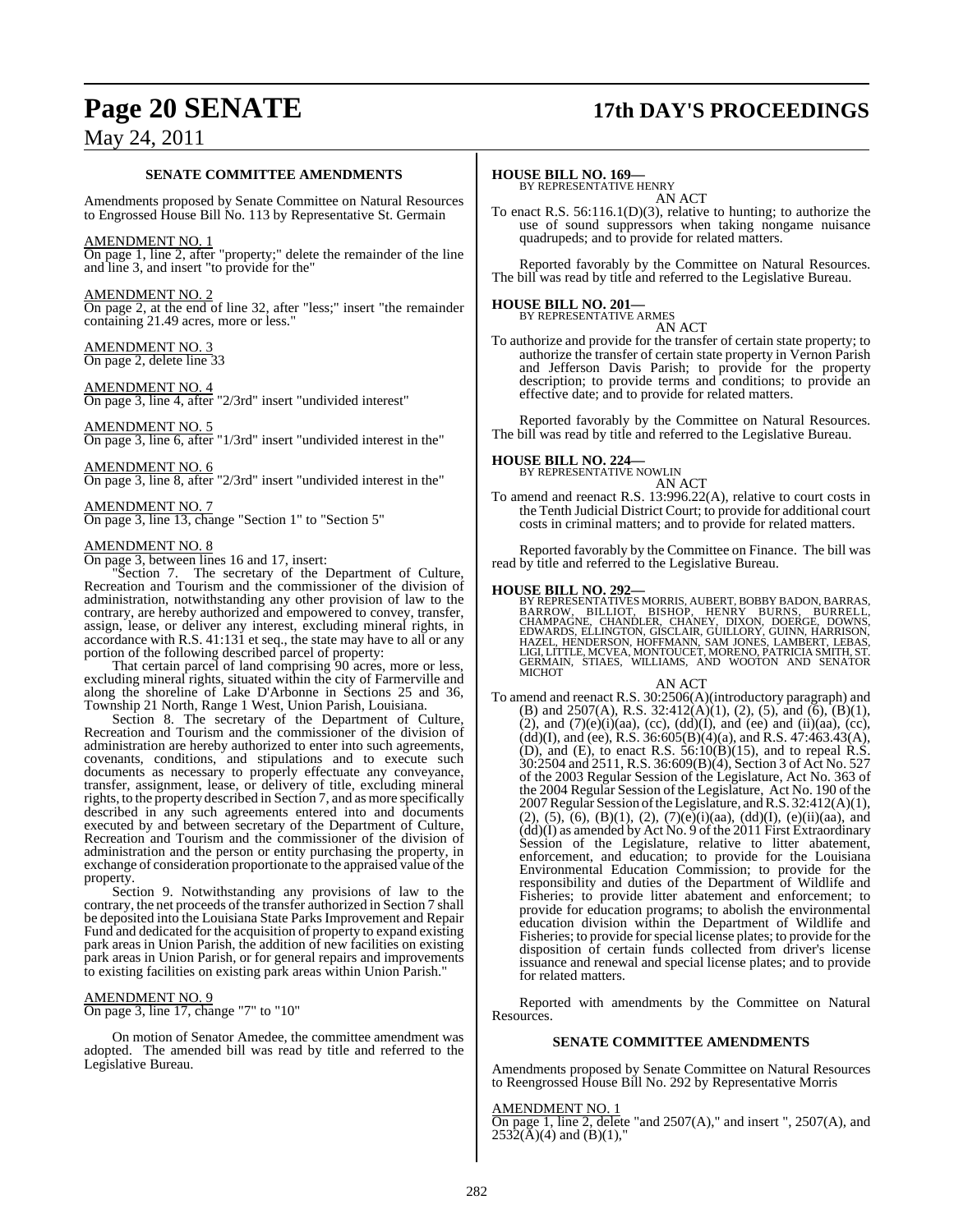## SENATE COMMITTEE AMENDMENTS

Amendments proposed by Senate Committee on Natural Resources to Engrossed House Bill No. 113 by Representative St. Germain

AMENDMENT NO. 1
On page 1, line 2, after "property;" delete the remainder of the line and line 3, and insert "to provide for the"

AMENDMENT NO. 2
On page 2, at the end of line 32, after "less;" insert "the remainder containing 21.49 acres, more or less."

AMENDMENT NO. 3
On page 2, delete line 33

AMENDMENT NO. 4
On page 3, line 4, after "2/3rd" insert "undivided interest"

AMENDMENT NO. 5
On page 3, line 6, after "1/3rd" insert "undivided interest in the"

AMENDMENT NO. 6
On page 3, line 8, after "2/3rd" insert "undivided interest in the"

AMENDMENT NO. 7
On page 3, line 13, change "Section 1" to "Section 5"

AMENDMENT NO. 8
On page 3, between lines 16 and 17, insert:

"Section 7. The secretary of the Department of Culture, Recreation and Tourism and the commissioner of the division of administration, notwithstanding any other provision of law to the contrary, are hereby authorized and empowered to convey, transfer, assign, lease, or deliver any interest, excluding mineral rights, in accordance with R.S. 41:131 et seq., the state may have to all or any portion of the following described parcel of property:

That certain parcel of land comprising 90 acres, more or less, excluding mineral rights, situated within the city of Farmerville and along the shoreline of Lake D'Arbonne in Sections 25 and 36, Township 21 North, Range 1 West, Union Parish, Louisiana.

Section 8. The secretary of the Department of Culture, Recreation and Tourism and the commissioner of the division of administration are hereby authorized to enter into such agreements, covenants, conditions, and stipulations and to execute such documents as necessary to properly effectuate any conveyance, transfer, assignment, lease, or delivery of title, excluding mineral rights, to the property described in Section 7, and as more specifically described in any such agreements entered into and documents executed by and between secretary of the Department of Culture, Recreation and Tourism and the commissioner of the division of administration and the person or entity purchasing the property, in exchange of consideration proportionate to the appraised value of the property.

Section 9. Notwithstanding any provisions of law to the contrary, the net proceeds of the transfer authorized in Section 7 shall be deposited into the Louisiana State Parks Improvement and Repair Fund and dedicated for the acquisition of property to expand existing park areas in Union Parish, the addition of new facilities on existing park areas in Union Parish, or for general repairs and improvements to existing facilities on existing park areas within Union Parish."

AMENDMENT NO. 9
On page 3, line 17, change "7" to "10"

On motion of Senator Amedee, the committee amendment was adopted. The amended bill was read by title and referred to the Legislative Bureau.

**HOUSE BILL NO. 169—**
BY REPRESENTATIVE HENRY
AN ACT

To enact R.S. 56:116.1(D)(3), relative to hunting; to authorize the use of sound suppressors when taking nongame nuisance quadrupeds; and to provide for related matters.

Reported favorably by the Committee on Natural Resources. The bill was read by title and referred to the Legislative Bureau.

**HOUSE BILL NO. 201—**
BY REPRESENTATIVE ARMES
AN ACT

To authorize and provide for the transfer of certain state property; to authorize the transfer of certain state property in Vernon Parish and Jefferson Davis Parish; to provide for the property description; to provide terms and conditions; to provide an effective date; and to provide for related matters.

Reported favorably by the Committee on Natural Resources. The bill was read by title and referred to the Legislative Bureau.

**HOUSE BILL NO. 224—**
BY REPRESENTATIVE NOWLIN
AN ACT

To amend and reenact R.S. 13:996.22(A), relative to court costs in the Tenth Judicial District Court; to provide for additional court costs in criminal matters; and to provide for related matters.

Reported favorably by the Committee on Finance. The bill was read by title and referred to the Legislative Bureau.

**HOUSE BILL NO. 292—**
BY REPRESENTATIVES MORRIS, AUBERT, BOBBY BADON, BARRAS, BARROW, BILLIOT, BISHOP, HENRY BURNS, BURRELL, CHAMPAGNE, CHANDLER, CHANEY, DIXON, DOERGE, DOWNS, EDWARDS, ELLINGTON, GISCLAIR, GUILLORY, GUINN, HARRISON, HAZEL, HENDERSON, HOFFMANN, SAM JONES, LAMBERT, LEBAS, LIGI, LITTLE, MCVEA, MONTOUCET, MORENO, PATRICIA SMITH, ST. GERMAIN, STIAES, WILLIAMS, AND WOOTON AND SENATOR MICHOT
AN ACT

To amend and reenact R.S. 30:2506(A)(introductory paragraph) and (B) and 2507(A), R.S. 32:412(A)(1), (2), (5), and (6), (B)(1), (2), and (7)(e)(i)(aa), (cc), (dd)(I), and (ee) and (ii)(aa), (cc), (dd)(I), and (ee), R.S. 36:605(B)(4)(a), and R.S. 47:463.43(A), (D), and (E), to enact R.S. 56:10(B)(15), and to repeal R.S. 30:2504 and 2511, R.S. 36:609(B)(4), Section 3 of Act No. 527 of the 2003 Regular Session of the Legislature, Act No. 363 of the 2004 Regular Session of the Legislature, Act No. 190 of the 2007 Regular Session of the Legislature, and R.S. 32:412(A)(1), (2), (5), (6), (B)(1), (2), (7)(e)(i)(aa), (dd)(I), (e)(ii)(aa), and (dd)(I) as amended by Act No. 9 of the 2011 First Extraordinary Session of the Legislature, relative to litter abatement, enforcement, and education; to provide for the Louisiana Environmental Education Commission; to provide for the responsibility and duties of the Department of Wildlife and Fisheries; to provide litter abatement and enforcement; to provide for education programs; to abolish the environmental education division within the Department of Wildlife and Fisheries; to provide for special license plates; to provide for the disposition of certain funds collected from driver's license issuance and renewal and special license plates; and to provide for related matters.

Reported with amendments by the Committee on Natural Resources.

## SENATE COMMITTEE AMENDMENTS

Amendments proposed by Senate Committee on Natural Resources to Reengrossed House Bill No. 292 by Representative Morris

AMENDMENT NO. 1
On page 1, line 2, delete "and 2507(A)," and insert ", 2507(A), and 2532(A)(4) and (B)(1),"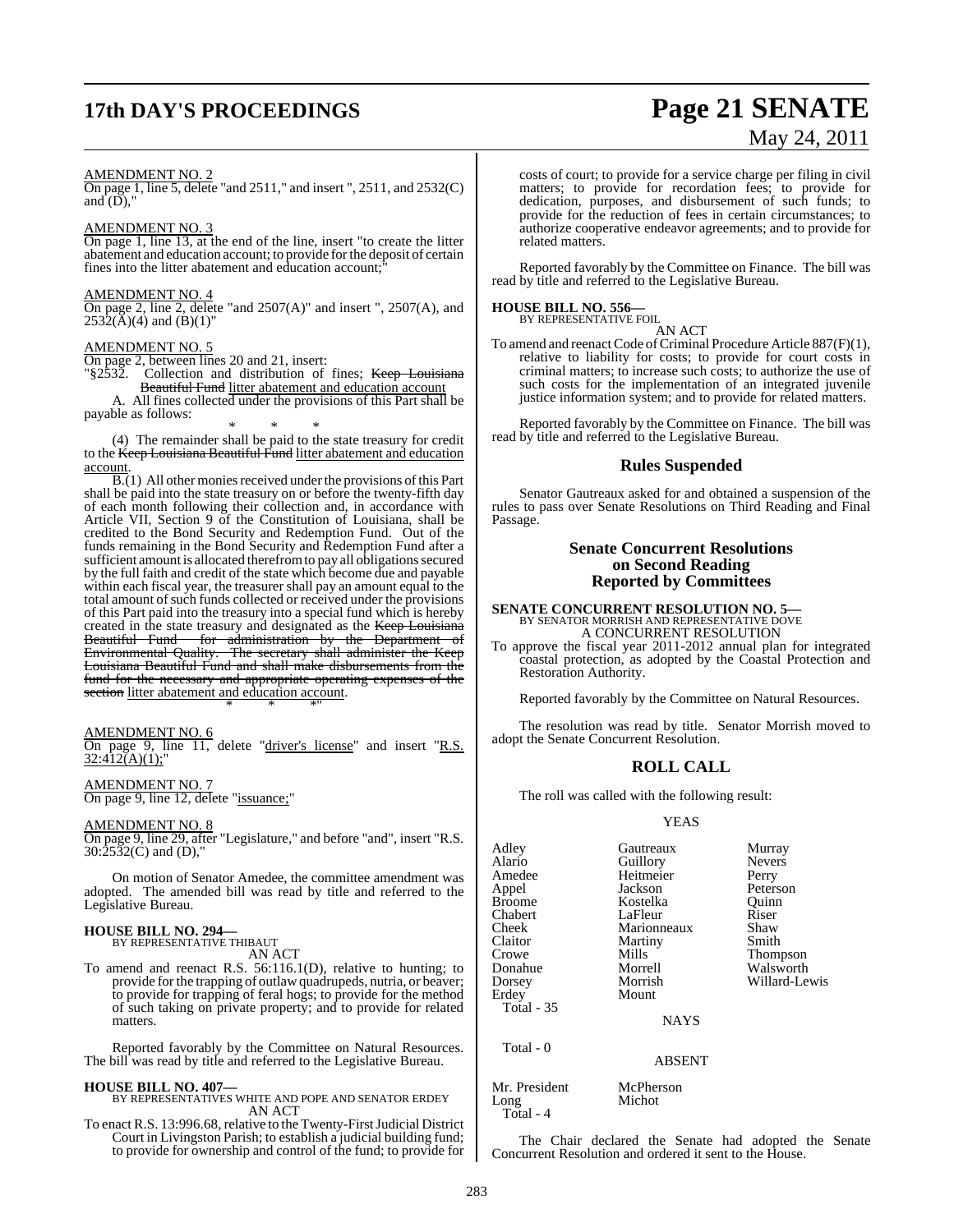AMENDMENT NO. 2

On page 1, line 5, delete "and 2511," and insert ", 2511, and 2532(C) and (D),"

AMENDMENT NO. 3

On page 1, line 13, at the end of the line, insert "to create the litter abatement and education account; to provide for the deposit of certain fines into the litter abatement and education account;"

AMENDMENT NO. 4

On page 2, line 2, delete "and 2507(A)" and insert ", 2507(A), and 2532(A)(4) and (B)(1)"

AMENDMENT NO. 5

On page 2, between lines 20 and 21, insert:

"§2532. Collection and distribution of fines; ~~Keep Louisiana Beautiful Fund~~ litter abatement and education account

A. All fines collected under the provisions of this Part shall be payable as follows:

\* \* \*

(4) The remainder shall be paid to the state treasury for credit to the ~~Keep Louisiana Beautiful Fund~~ litter abatement and education account.

B.(1) All other monies received under the provisions of this Part shall be paid into the state treasury on or before the twenty-fifth day of each month following their collection and, in accordance with Article VII, Section 9 of the Constitution of Louisiana, shall be credited to the Bond Security and Redemption Fund. Out of the funds remaining in the Bond Security and Redemption Fund after a sufficient amount is allocated therefrom to pay all obligations secured by the full faith and credit of the state which become due and payable within each fiscal year, the treasurer shall pay an amount equal to the total amount of such funds collected or received under the provisions of this Part paid into the treasury into a special fund which is hereby created in the state treasury and designated as the ~~Keep Louisiana Beautiful Fund for administration by the Department of Environmental Quality. The secretary shall administer the Keep Louisiana Beautiful Fund and shall make disbursements from the fund for the necessary and appropriate operating expenses of the section~~ litter abatement and education account.

\* \* \*"

AMENDMENT NO. 6

On page 9, line 11, delete "driver's license" and insert "R.S. 32:412(A)(1);"

AMENDMENT NO. 7

On page 9, line 12, delete "issuance;"

AMENDMENT NO. 8

On page 9, line 29, after "Legislature," and before "and", insert "R.S. 30:2532(C) and (D),"

On motion of Senator Amedee, the committee amendment was adopted. The amended bill was read by title and referred to the Legislative Bureau.

**HOUSE BILL NO. 294—**
BY REPRESENTATIVE THIBAUT
AN ACT

To amend and reenact R.S. 56:116.1(D), relative to hunting; to provide for the trapping of outlaw quadrupeds, nutria, or beaver; to provide for trapping of feral hogs; to provide for the method of such taking on private property; and to provide for related matters.

Reported favorably by the Committee on Natural Resources. The bill was read by title and referred to the Legislative Bureau.

**HOUSE BILL NO. 407—**
BY REPRESENTATIVES WHITE AND POPE AND SENATOR ERDEY
AN ACT

To enact R.S. 13:996.68, relative to the Twenty-First Judicial District Court in Livingston Parish; to establish a judicial building fund; to provide for ownership and control of the fund; to provide for costs of court; to provide for a service charge per filing in civil matters; to provide for recordation fees; to provide for dedication, purposes, and disbursement of such funds; to provide for the reduction of fees in certain circumstances; to authorize cooperative endeavor agreements; and to provide for related matters.

Reported favorably by the Committee on Finance. The bill was read by title and referred to the Legislative Bureau.

**HOUSE BILL NO. 556—**
BY REPRESENTATIVE FOIL
AN ACT

To amend and reenact Code of Criminal Procedure Article 887(F)(1), relative to liability for costs; to provide for court costs in criminal matters; to increase such costs; to authorize the use of such costs for the implementation of an integrated juvenile justice information system; and to provide for related matters.

Reported favorably by the Committee on Finance. The bill was read by title and referred to the Legislative Bureau.

## Rules Suspended

Senator Gautreaux asked for and obtained a suspension of the rules to pass over Senate Resolutions on Third Reading and Final Passage.

## Senate Concurrent Resolutions on Second Reading Reported by Committees

**SENATE CONCURRENT RESOLUTION NO. 5—**
BY SENATOR MORRISH AND REPRESENTATIVE DOVE
A CONCURRENT RESOLUTION

To approve the fiscal year 2011-2012 annual plan for integrated coastal protection, as adopted by the Coastal Protection and Restoration Authority.

Reported favorably by the Committee on Natural Resources.

The resolution was read by title. Senator Morrish moved to adopt the Senate Concurrent Resolution.

## ROLL CALL

The roll was called with the following result:

YEAS

| | | |
|---|---|---|
| Adley | Gautreaux | Murray |
| Alario | Guillory | Nevers |
| Amedee | Heitmeier | Perry |
| Appel | Jackson | Peterson |
| Broome | Kostelka | Quinn |
| Chabert | LaFleur | Riser |
| Cheek | Marionneaux | Shaw |
| Claitor | Martiny | Smith |
| Crowe | Mills | Thompson |
| Donahue | Morrell | Walsworth |
| Dorsey | Morrish | Willard-Lewis |
| Erdey | Mount | |

Total - 35

NAYS

Total - 0

ABSENT

| | |
|---|---|
| Mr. President | McPherson |
| Long | Michot |

Total - 4

The Chair declared the Senate had adopted the Senate Concurrent Resolution and ordered it sent to the House.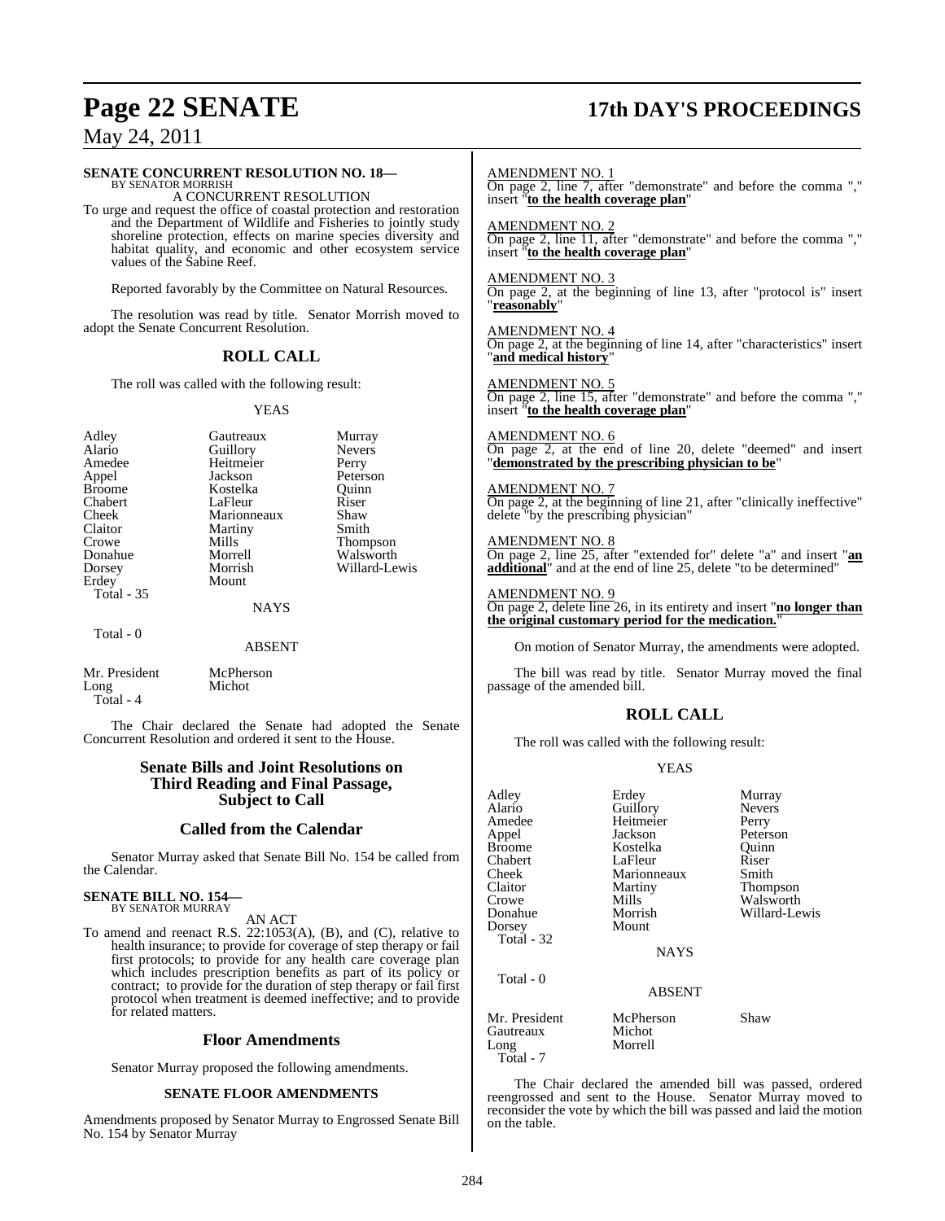**SENATE CONCURRENT RESOLUTION NO. 18—**
BY SENATOR MORRISH

A CONCURRENT RESOLUTION

To urge and request the office of coastal protection and restoration and the Department of Wildlife and Fisheries to jointly study shoreline protection, effects on marine species diversity and habitat quality, and economic and other ecosystem service values of the Sabine Reef.

Reported favorably by the Committee on Natural Resources.

The resolution was read by title. Senator Morrish moved to adopt the Senate Concurrent Resolution.

## ROLL CALL

The roll was called with the following result:

YEAS

| | | |
|---|---|---|
| Adley | Gautreaux | Murray |
| Alario | Guillory | Nevers |
| Amedee | Heitmeier | Perry |
| Appel | Jackson | Peterson |
| Broome | Kostelka | Quinn |
| Chabert | LaFleur | Riser |
| Cheek | Marionneaux | Shaw |
| Claitor | Martiny | Smith |
| Crowe | Mills | Thompson |
| Donahue | Morrell | Walsworth |
| Dorsey | Morrish | Willard-Lewis |
| Erdey | Mount | |

Total - 35

NAYS

Total - 0

ABSENT

| | |
|---|---|
| Mr. President | McPherson |
| Long | Michot |

Total - 4

The Chair declared the Senate had adopted the Senate Concurrent Resolution and ordered it sent to the House.

## Senate Bills and Joint Resolutions on Third Reading and Final Passage, Subject to Call

## Called from the Calendar

Senator Murray asked that Senate Bill No. 154 be called from the Calendar.

**SENATE BILL NO. 154—**
BY SENATOR MURRAY

AN ACT

To amend and reenact R.S. 22:1053(A), (B), and (C), relative to health insurance; to provide for coverage of step therapy or fail first protocols; to provide for any health care coverage plan which includes prescription benefits as part of its policy or contract; to provide for the duration of step therapy or fail first protocol when treatment is deemed ineffective; and to provide for related matters.

## Floor Amendments

Senator Murray proposed the following amendments.

### SENATE FLOOR AMENDMENTS

Amendments proposed by Senator Murray to Engrossed Senate Bill No. 154 by Senator Murray

AMENDMENT NO. 1
On page 2, line 7, after "demonstrate" and before the comma "," insert "**to the health coverage plan**"

AMENDMENT NO. 2
On page 2, line 11, after "demonstrate" and before the comma "," insert "**to the health coverage plan**"

AMENDMENT NO. 3
On page 2, at the beginning of line 13, after "protocol is" insert "**reasonably**"

AMENDMENT NO. 4
On page 2, at the beginning of line 14, after "characteristics" insert "**and medical history**"

AMENDMENT NO. 5
On page 2, line 15, after "demonstrate" and before the comma "," insert "**to the health coverage plan**"

AMENDMENT NO. 6
On page 2, at the end of line 20, delete "deemed" and insert "**demonstrated by the prescribing physician to be**"

AMENDMENT NO. 7
On page 2, at the beginning of line 21, after "clinically ineffective" delete "by the prescribing physician"

AMENDMENT NO. 8
On page 2, line 25, after "extended for" delete "a" and insert "**an additional**" and at the end of line 25, delete "to be determined"

AMENDMENT NO. 9
On page 2, delete line 26, in its entirety and insert "**no longer than the original customary period for the medication.**"

On motion of Senator Murray, the amendments were adopted.

The bill was read by title. Senator Murray moved the final passage of the amended bill.

## ROLL CALL

The roll was called with the following result:

YEAS

| | | |
|---|---|---|
| Adley | Erdey | Murray |
| Alario | Guillory | Nevers |
| Amedee | Heitmeier | Perry |
| Appel | Jackson | Peterson |
| Broome | Kostelka | Quinn |
| Chabert | LaFleur | Riser |
| Cheek | Marionneaux | Smith |
| Claitor | Martiny | Thompson |
| Crowe | Mills | Walsworth |
| Donahue | Morrish | Willard-Lewis |
| Dorsey | Mount | |

Total - 32

NAYS

Total - 0

ABSENT

| | | |
|---|---|---|
| Mr. President | McPherson | Shaw |
| Gautreaux | Michot | |
| Long | Morrell | |

Total - 7

The Chair declared the amended bill was passed, ordered reengrossed and sent to the House. Senator Murray moved to reconsider the vote by which the bill was passed and laid the motion on the table.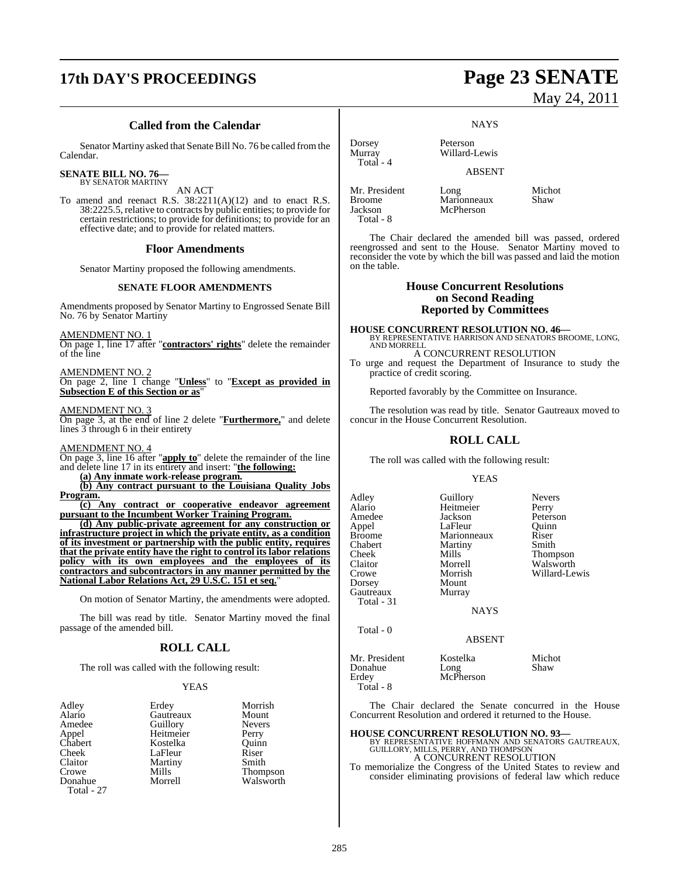## Called from the Calendar

Senator Martiny asked that Senate Bill No. 76 be called from the Calendar.

**SENATE BILL NO. 76—**
BY SENATOR MARTINY

AN ACT

To amend and reenact R.S. 38:2211(A)(12) and to enact R.S. 38:2225.5, relative to contracts by public entities; to provide for certain restrictions; to provide for definitions; to provide for an effective date; and to provide for related matters.

## Floor Amendments

Senator Martiny proposed the following amendments.

### SENATE FLOOR AMENDMENTS

Amendments proposed by Senator Martiny to Engrossed Senate Bill No. 76 by Senator Martiny

AMENDMENT NO. 1
On page 1, line 17 after "**contractors' rights**" delete the remainder of the line

AMENDMENT NO. 2
On page 2, line 1 change "**Unless**" to "**Except as provided in Subsection E of this Section or as**"

AMENDMENT NO. 3
On page 3, at the end of line 2 delete "**Furthermore,**" and delete lines 3 through 6 in their entirety

AMENDMENT NO. 4
On page 3, line 16 after "**apply to**" delete the remainder of the line and delete line 17 in its entirety and insert: "**the following:**

**(a) Any inmate work-release program.**

**(b) Any contract pursuant to the Louisiana Quality Jobs Program.**

**(c) Any contract or cooperative endeavor agreement pursuant to the Incumbent Worker Training Program.**

**(d) Any public-private agreement for any construction or infrastructure project in which the private entity, as a condition of its investment or partnership with the public entity, requires that the private entity have the right to control its labor relations policy with its own employees and the employees of its contractors and subcontractors in any manner permitted by the National Labor Relations Act, 29 U.S.C. 151 et seq.**"

On motion of Senator Martiny, the amendments were adopted.

The bill was read by title. Senator Martiny moved the final passage of the amended bill.

## ROLL CALL

The roll was called with the following result:

YEAS

| | | |
|---|---|---|
| Adley | Erdey | Morrish |
| Alario | Gautreaux | Mount |
| Amedee | Guillory | Nevers |
| Appel | Heitmeier | Perry |
| Chabert | Kostelka | Quinn |
| Cheek | LaFleur | Riser |
| Claitor | Martiny | Smith |
| Crowe | Mills | Thompson |
| Donahue | Morrell | Walsworth |

Total - 27

NAYS

| | |
|---|---|
| Dorsey | Peterson |
| Murray | Willard-Lewis |

Total - 4

ABSENT

| | | |
|---|---|---|
| Mr. President | Long | Michot |
| Broome | Marionneaux | Shaw |
| Jackson | McPherson | |

Total - 8

The Chair declared the amended bill was passed, ordered reengrossed and sent to the House. Senator Martiny moved to reconsider the vote by which the bill was passed and laid the motion on the table.

## House Concurrent Resolutions on Second Reading Reported by Committees

**HOUSE CONCURRENT RESOLUTION NO. 46—**
BY REPRESENTATIVE HARRISON AND SENATORS BROOME, LONG, AND MORRELL

A CONCURRENT RESOLUTION

To urge and request the Department of Insurance to study the practice of credit scoring.

Reported favorably by the Committee on Insurance.

The resolution was read by title. Senator Gautreaux moved to concur in the House Concurrent Resolution.

## ROLL CALL

The roll was called with the following result:

YEAS

| | | |
|---|---|---|
| Adley | Guillory | Nevers |
| Alario | Heitmeier | Perry |
| Amedee | Jackson | Peterson |
| Appel | LaFleur | Quinn |
| Broome | Marionneaux | Riser |
| Chabert | Martiny | Smith |
| Cheek | Mills | Thompson |
| Claitor | Morrell | Walsworth |
| Crowe | Morrish | Willard-Lewis |
| Dorsey | Mount | |
| Gautreaux | Murray | |

Total - 31

NAYS

Total - 0

ABSENT

| | | |
|---|---|---|
| Mr. President | Kostelka | Michot |
| Donahue | Long | Shaw |
| Erdey | McPherson | |

Total - 8

The Chair declared the Senate concurred in the House Concurrent Resolution and ordered it returned to the House.

**HOUSE CONCURRENT RESOLUTION NO. 93—**
BY REPRESENTATIVE HOFFMANN AND SENATORS GAUTREAUX, GUILLORY, MILLS, PERRY, AND THOMPSON

A CONCURRENT RESOLUTION

To memorialize the Congress of the United States to review and consider eliminating provisions of federal law which reduce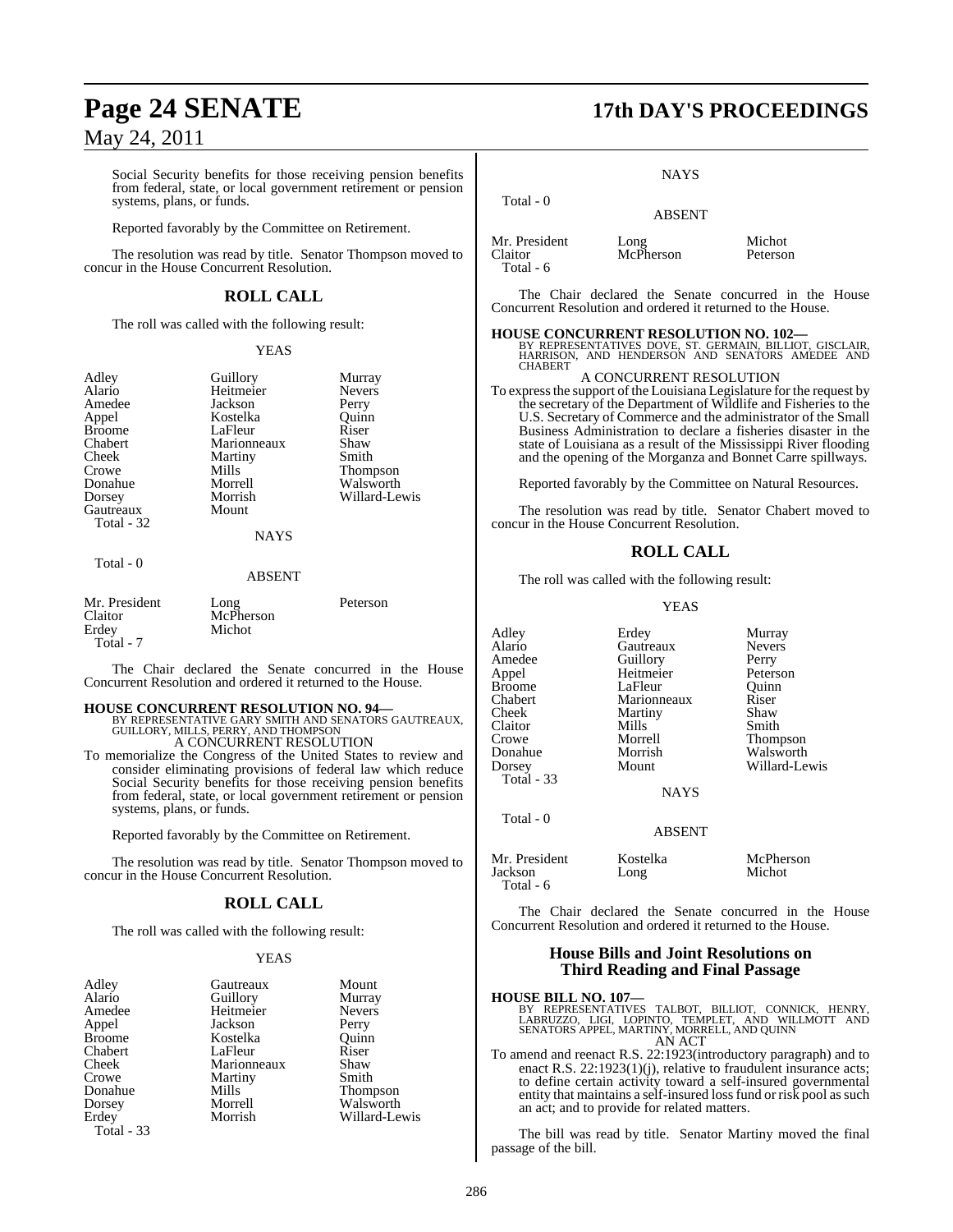Social Security benefits for those receiving pension benefits from federal, state, or local government retirement or pension systems, plans, or funds.

Reported favorably by the Committee on Retirement.

The resolution was read by title. Senator Thompson moved to concur in the House Concurrent Resolution.

## ROLL CALL

The roll was called with the following result:

YEAS

| | | |
|---|---|---|
| Adley | Guillory | Murray |
| Alario | Heitmeier | Nevers |
| Amedee | Jackson | Perry |
| Appel | Kostelka | Quinn |
| Broome | LaFleur | Riser |
| Chabert | Marionneaux | Shaw |
| Cheek | Martiny | Smith |
| Crowe | Mills | Thompson |
| Donahue | Morrell | Walsworth |
| Dorsey | Morrish | Willard-Lewis |
| Gautreaux | Mount | |
| Total - 32 | | |

NAYS

Total - 0

ABSENT

| | | |
|---|---|---|
| Mr. President | Long | Peterson |
| Claitor | McPherson | |
| Erdey | Michot | |
| Total - 7 | | |

The Chair declared the Senate concurred in the House Concurrent Resolution and ordered it returned to the House.

**HOUSE CONCURRENT RESOLUTION NO. 94—**
BY REPRESENTATIVE GARY SMITH AND SENATORS GAUTREAUX, GUILLORY, MILLS, PERRY, AND THOMPSON
A CONCURRENT RESOLUTION

To memorialize the Congress of the United States to review and consider eliminating provisions of federal law which reduce Social Security benefits for those receiving pension benefits from federal, state, or local government retirement or pension systems, plans, or funds.

Reported favorably by the Committee on Retirement.

The resolution was read by title. Senator Thompson moved to concur in the House Concurrent Resolution.

## ROLL CALL

The roll was called with the following result:

YEAS

| | | |
|---|---|---|
| Adley | Gautreaux | Mount |
| Alario | Guillory | Murray |
| Amedee | Heitmeier | Nevers |
| Appel | Jackson | Perry |
| Broome | Kostelka | Quinn |
| Chabert | LaFleur | Riser |
| Cheek | Marionneaux | Shaw |
| Crowe | Martiny | Smith |
| Donahue | Mills | Thompson |
| Dorsey | Morrell | Walsworth |
| Erdey | Morrish | Willard-Lewis |
| Total - 33 | | |

NAYS

Total - 0

ABSENT

| | | |
|---|---|---|
| Mr. President | Long | Michot |
| Claitor | McPherson | Peterson |
| Total - 6 | | |

The Chair declared the Senate concurred in the House Concurrent Resolution and ordered it returned to the House.

**HOUSE CONCURRENT RESOLUTION NO. 102—**
BY REPRESENTATIVES DOVE, ST. GERMAIN, BILLIOT, GISCLAIR, HARRISON, AND HENDERSON AND SENATORS AMEDEE AND CHABERT
A CONCURRENT RESOLUTION

To express the support of the Louisiana Legislature for the request by the secretary of the Department of Wildlife and Fisheries to the U.S. Secretary of Commerce and the administrator of the Small Business Administration to declare a fisheries disaster in the state of Louisiana as a result of the Mississippi River flooding and the opening of the Morganza and Bonnet Carre spillways.

Reported favorably by the Committee on Natural Resources.

The resolution was read by title. Senator Chabert moved to concur in the House Concurrent Resolution.

## ROLL CALL

The roll was called with the following result:

YEAS

| | | |
|---|---|---|
| Adley | Erdey | Murray |
| Alario | Gautreaux | Nevers |
| Amedee | Guillory | Perry |
| Appel | Heitmeier | Peterson |
| Broome | LaFleur | Quinn |
| Chabert | Marionneaux | Riser |
| Cheek | Martiny | Shaw |
| Claitor | Mills | Smith |
| Crowe | Morrell | Thompson |
| Donahue | Morrish | Walsworth |
| Dorsey | Mount | Willard-Lewis |
| Total - 33 | | |

NAYS

Total - 0

ABSENT

| | | |
|---|---|---|
| Mr. President | Kostelka | McPherson |
| Jackson | Long | Michot |
| Total - 6 | | |

The Chair declared the Senate concurred in the House Concurrent Resolution and ordered it returned to the House.

## House Bills and Joint Resolutions on Third Reading and Final Passage

**HOUSE BILL NO. 107—**
BY REPRESENTATIVES TALBOT, BILLIOT, CONNICK, HENRY, LABRUZZO, LIGI, LOPINTO, TEMPLET, AND WILLMOTT AND SENATORS APPEL, MARTINY, MORRELL, AND QUINN
AN ACT

To amend and reenact R.S. 22:1923(introductory paragraph) and to enact R.S. 22:1923(1)(j), relative to fraudulent insurance acts; to define certain activity toward a self-insured governmental entity that maintains a self-insured loss fund or risk pool as such an act; and to provide for related matters.

The bill was read by title. Senator Martiny moved the final passage of the bill.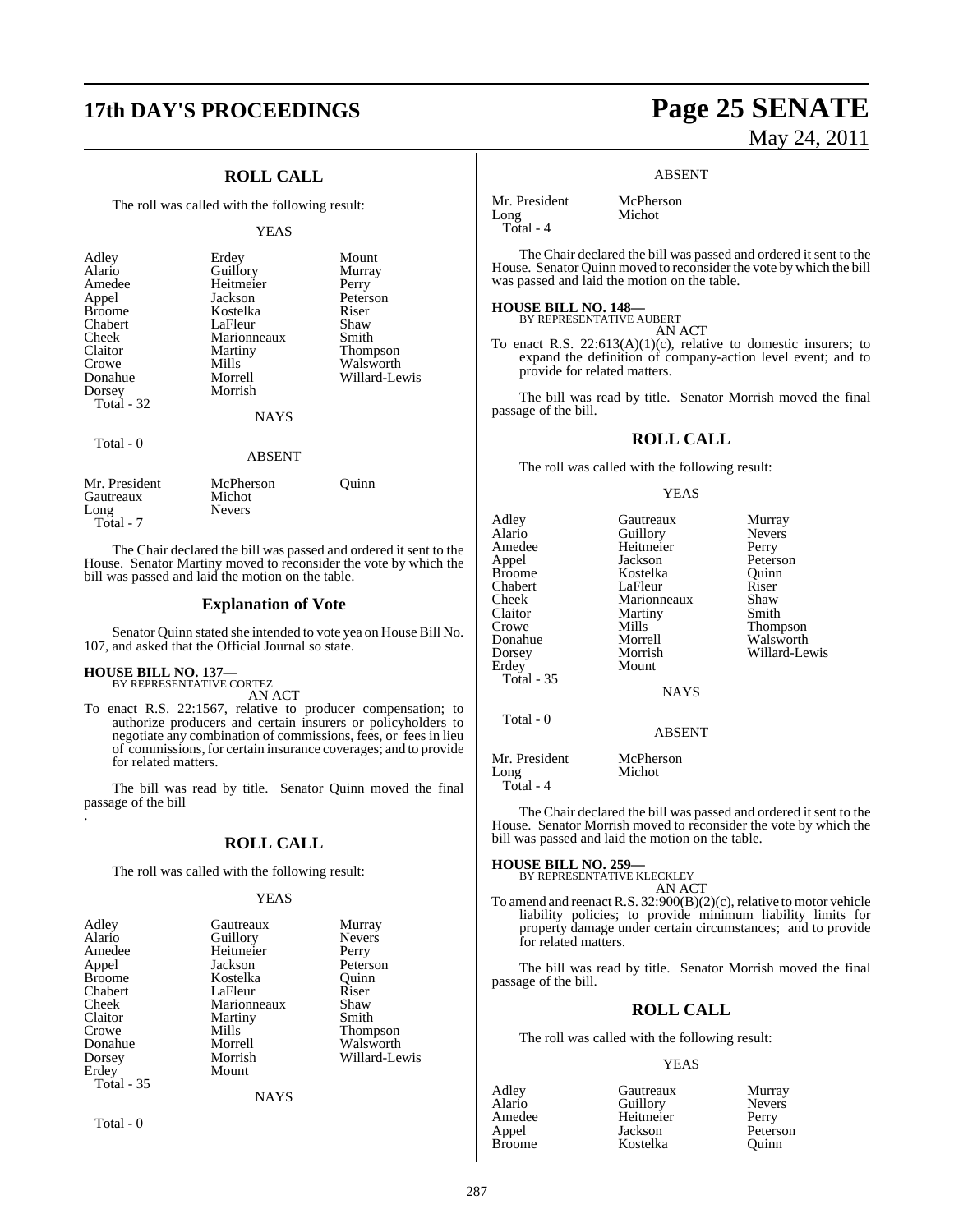## ROLL CALL

The roll was called with the following result:

YEAS

| | | |
|---|---|---|
| Adley | Erdey | Mount |
| Alario | Guillory | Murray |
| Amedee | Heitmeier | Perry |
| Appel | Jackson | Peterson |
| Broome | Kostelka | Riser |
| Chabert | LaFleur | Shaw |
| Cheek | Marionneaux | Smith |
| Claitor | Martiny | Thompson |
| Crowe | Mills | Walsworth |
| Donahue | Morrell | Willard-Lewis |
| Dorsey | Morrish | |
| Total - 32 | | |

NAYS

Total - 0

ABSENT

| | | |
|---|---|---|
| Mr. President | McPherson | Quinn |
| Gautreaux | Michot | |
| Long | Nevers | |
| Total - 7 | | |

The Chair declared the bill was passed and ordered it sent to the House. Senator Martiny moved to reconsider the vote by which the bill was passed and laid the motion on the table.

## Explanation of Vote

Senator Quinn stated she intended to vote yea on House Bill No. 107, and asked that the Official Journal so state.

**HOUSE BILL NO. 137—**
BY REPRESENTATIVE CORTEZ
AN ACT

To enact R.S. 22:1567, relative to producer compensation; to authorize producers and certain insurers or policyholders to negotiate any combination of commissions, fees, or fees in lieu of commissions, for certain insurance coverages; and to provide for related matters.

The bill was read by title. Senator Quinn moved the final passage of the bill
.

## ROLL CALL

The roll was called with the following result:

YEAS

| | | |
|---|---|---|
| Adley | Gautreaux | Murray |
| Alario | Guillory | Nevers |
| Amedee | Heitmeier | Perry |
| Appel | Jackson | Peterson |
| Broome | Kostelka | Quinn |
| Chabert | LaFleur | Riser |
| Cheek | Marionneaux | Shaw |
| Claitor | Martiny | Smith |
| Crowe | Mills | Thompson |
| Donahue | Morrell | Walsworth |
| Dorsey | Morrish | Willard-Lewis |
| Erdey | Mount | |
| Total - 35 | | |

NAYS

Total - 0

ABSENT

| | |
|---|---|
| Mr. President | McPherson |
| Long | Michot |
| Total - 4 | |

The Chair declared the bill was passed and ordered it sent to the House. Senator Quinn moved to reconsider the vote by which the bill was passed and laid the motion on the table.

**HOUSE BILL NO. 148—**
BY REPRESENTATIVE AUBERT
AN ACT

To enact R.S. 22:613(A)(1)(c), relative to domestic insurers; to expand the definition of company-action level event; and to provide for related matters.

The bill was read by title. Senator Morrish moved the final passage of the bill.

## ROLL CALL

The roll was called with the following result:

YEAS

| | | |
|---|---|---|
| Adley | Gautreaux | Murray |
| Alario | Guillory | Nevers |
| Amedee | Heitmeier | Perry |
| Appel | Jackson | Peterson |
| Broome | Kostelka | Quinn |
| Chabert | LaFleur | Riser |
| Cheek | Marionneaux | Shaw |
| Claitor | Martiny | Smith |
| Crowe | Mills | Thompson |
| Donahue | Morrell | Walsworth |
| Dorsey | Morrish | Willard-Lewis |
| Erdey | Mount | |
| Total - 35 | | |

NAYS

Total - 0

ABSENT

| | |
|---|---|
| Mr. President | McPherson |
| Long | Michot |
| Total - 4 | |

The Chair declared the bill was passed and ordered it sent to the House. Senator Morrish moved to reconsider the vote by which the bill was passed and laid the motion on the table.

**HOUSE BILL NO. 259—**
BY REPRESENTATIVE KLECKLEY
AN ACT

To amend and reenact R.S. 32:900(B)(2)(c), relative to motor vehicle liability policies; to provide minimum liability limits for property damage under certain circumstances; and to provide for related matters.

The bill was read by title. Senator Morrish moved the final passage of the bill.

## ROLL CALL

The roll was called with the following result:

YEAS

| | | |
|---|---|---|
| Adley | Gautreaux | Murray |
| Alario | Guillory | Nevers |
| Amedee | Heitmeier | Perry |
| Appel | Jackson | Peterson |
| Broome | Kostelka | Quinn |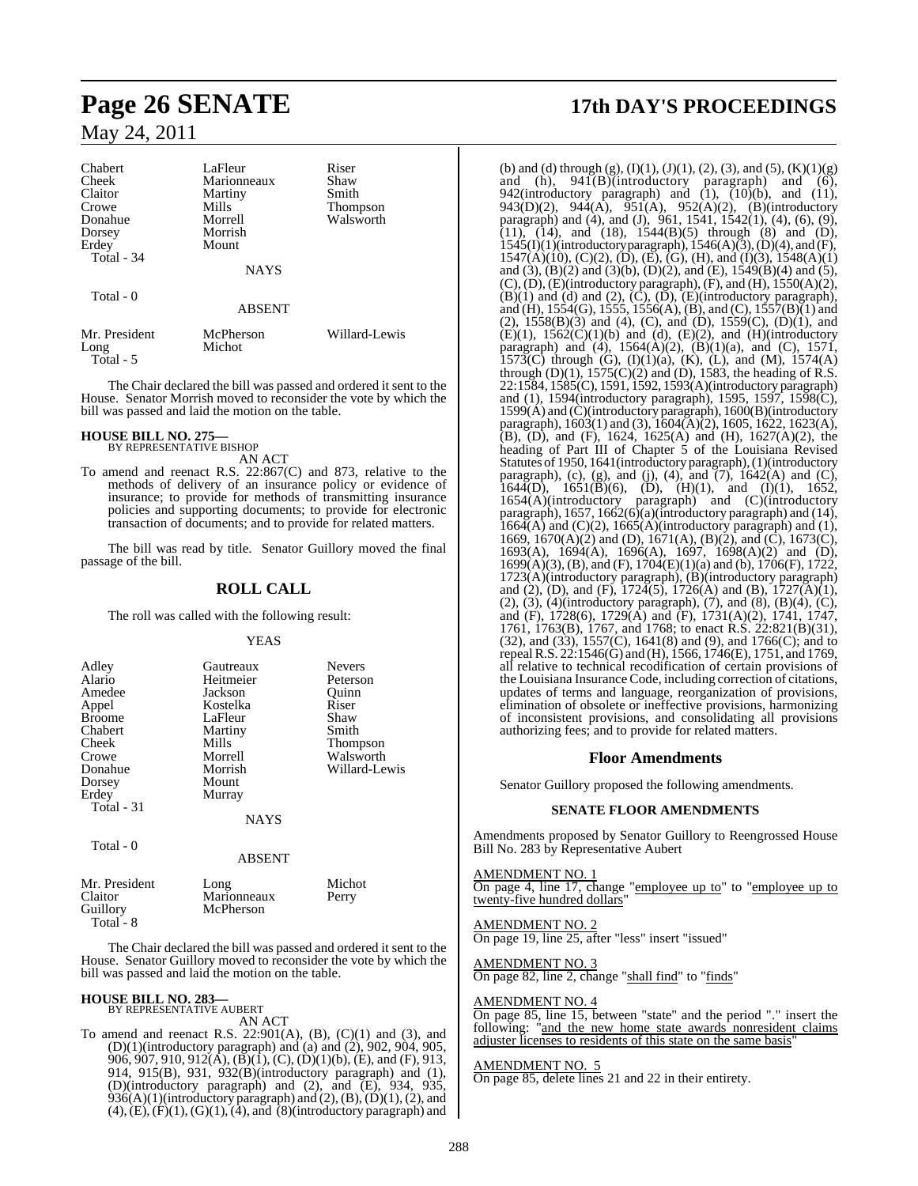| | | |
|---|---|---|
| Chabert | LaFleur | Riser |
| Cheek | Marionneaux | Shaw |
| Claitor | Martiny | Smith |
| Crowe | Mills | Thompson |
| Donahue | Morrell | Walsworth |
| Dorsey | Morrish | |
| Erdey | Mount | |
| Total - 34 | | |

NAYS

Total - 0

ABSENT

| | | |
|---|---|---|
| Mr. President | McPherson | Willard-Lewis |
| Long | Michot | |
| Total - 5 | | |

The Chair declared the bill was passed and ordered it sent to the House. Senator Morrish moved to reconsider the vote by which the bill was passed and laid the motion on the table.

**HOUSE BILL NO. 275—**
BY REPRESENTATIVE BISHOP
AN ACT

To amend and reenact R.S. 22:867(C) and 873, relative to the methods of delivery of an insurance policy or evidence of insurance; to provide for methods of transmitting insurance policies and supporting documents; to provide for electronic transaction of documents; and to provide for related matters.

The bill was read by title. Senator Guillory moved the final passage of the bill.

## ROLL CALL

The roll was called with the following result:

YEAS

| | | |
|---|---|---|
| Adley | Gautreaux | Nevers |
| Alario | Heitmeier | Peterson |
| Amedee | Jackson | Quinn |
| Appel | Kostelka | Riser |
| Broome | LaFleur | Shaw |
| Chabert | Martiny | Smith |
| Cheek | Mills | Thompson |
| Crowe | Morrell | Walsworth |
| Donahue | Morrish | Willard-Lewis |
| Dorsey | Mount | |
| Erdey | Murray | |
| Total - 31 | | |

NAYS

Total - 0

ABSENT

| | | |
|---|---|---|
| Mr. President | Long | Michot |
| Claitor | Marionneaux | Perry |
| Guillory | McPherson | |
| Total - 8 | | |

The Chair declared the bill was passed and ordered it sent to the House. Senator Guillory moved to reconsider the vote by which the bill was passed and laid the motion on the table.

**HOUSE BILL NO. 283—**
BY REPRESENTATIVE AUBERT
AN ACT

To amend and reenact R.S. 22:901(A), (B), (C)(1) and (3), and (D)(1)(introductory paragraph) and (a) and (2), 902, 904, 905, 906, 907, 910, 912(A), (B)(1), (C), (D)(1)(b), (E), and (F), 913, 914, 915(B), 931, 932(B)(introductory paragraph) and (1), (D)(introductory paragraph) and (2), and (E), 934, 935, 936(A)(1)(introductory paragraph) and (2), (B), (D)(1), (2), and (4), (E), (F)(1), (G)(1), (4), and (8)(introductory paragraph) and (b) and (d) through (g), (I)(1), (J)(1), (2), (3), and (5), (K)(1)(g) and (h), 941(B)(introductory paragraph) and (6), 942(introductory paragraph) and (1), (10)(b), and (11), 943(D)(2), 944(A), 951(A), 952(A)(2), (B)(introductory paragraph) and (4), and (J), 961, 1541, 1542(1), (4), (6), (9), (11), (14), and (18), 1544(B)(5) through (8) and (D), 1545(I)(1)(introductory paragraph), 1546(A)(3), (D)(4), and (F), 1547(A)(10), (C)(2), (D), (E), (G), (H), and (I)(3), 1548(A)(1) and (3), (B)(2) and (3)(b), (D)(2), and (E), 1549(B)(4) and (5), (C), (D), (E)(introductory paragraph), (F), and (H), 1550(A)(2), (B)(1) and (d) and (2), (C), (D), (E)(introductory paragraph), and (H), 1554(G), 1555, 1556(A), (B), and (C), 1557(B)(1) and (2), 1558(B)(3) and (4), (C), and (D), 1559(C), (D)(1), and (E)(1), 1562(C)(1)(b) and (d), (E)(2), and (H)(introductory paragraph) and (4), 1564(A)(2), (B)(1)(a), and (C), 1571, 1573(C) through (G), (I)(1)(a), (K), (L), and (M), 1574(A) through (D)(1), 1575(C)(2) and (D), 1583, the heading of R.S. 22:1584, 1585(C), 1591, 1592, 1593(A)(introductory paragraph) and (1), 1594(introductory paragraph), 1595, 1597, 1598(C), 1599(A) and (C)(introductory paragraph), 1600(B)(introductory paragraph), 1603(1) and (3), 1604(A)(2), 1605, 1622, 1623(A), (B), (D), and (F), 1624, 1625(A) and (H), 1627(A)(2), the heading of Part III of Chapter 5 of the Louisiana Revised Statutes of 1950, 1641(introductory paragraph), (1)(introductory paragraph), (c), (g), and (j), (4), and (7), 1642(A) and (C), 1644(D), 1651(B)(6), (D), (H)(1), and (I)(1), 1652, 1654(A)(introductory paragraph) and (C)(introductory paragraph), 1657, 1662(6)(a)(introductory paragraph) and (14), 1664(A) and (C)(2), 1665(A)(introductory paragraph) and (1), 1669, 1670(A)(2) and (D), 1671(A), (B)(2), and (C), 1673(C), 1693(A), 1694(A), 1696(A), 1697, 1698(A)(2) and (D), 1699(A)(3), (B), and (F), 1704(E)(1)(a) and (b), 1706(F), 1722, 1723(A)(introductory paragraph), (B)(introductory paragraph) and (2), (D), and (F), 1724(5), 1726(A) and (B), 1727(A)(1), (2), (3), (4)(introductory paragraph), (7), and (8), (B)(4), (C), and (F), 1728(6), 1729(A) and (F), 1731(A)(2), 1741, 1747, 1761, 1763(B), 1767, and 1768; to enact R.S. 22:821(B)(31), (32), and (33), 1557(C), 1641(8) and (9), and 1766(C); and to repeal R.S. 22:1546(G) and (H), 1566, 1746(E), 1751, and 1769, all relative to technical recodification of certain provisions of the Louisiana Insurance Code, including correction of citations, updates of terms and language, reorganization of provisions, elimination of obsolete or ineffective provisions, harmonizing of inconsistent provisions, and consolidating all provisions authorizing fees; and to provide for related matters.

## Floor Amendments

Senator Guillory proposed the following amendments.

### SENATE FLOOR AMENDMENTS

Amendments proposed by Senator Guillory to Reengrossed House Bill No. 283 by Representative Aubert

AMENDMENT NO. 1
On page 4, line 17, change "employee up to" to "employee up to twenty-five hundred dollars"

AMENDMENT NO. 2
On page 19, line 25, after "less" insert "issued"

AMENDMENT NO. 3
On page 82, line 2, change "shall find" to "finds"

AMENDMENT NO. 4
On page 85, line 15, between "state" and the period "." insert the following: "and the new home state awards nonresident claims adjuster licenses to residents of this state on the same basis"

AMENDMENT NO. 5
On page 85, delete lines 21 and 22 in their entirety.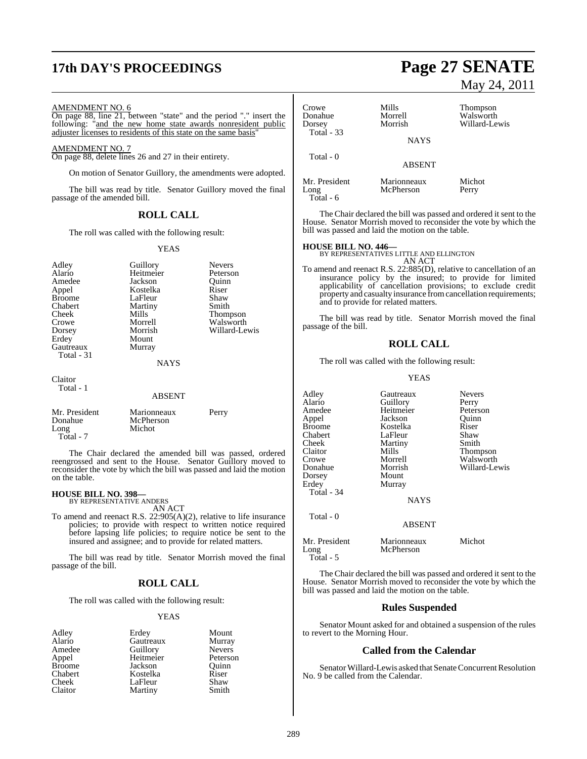AMENDMENT NO. 6

On page 88, line 21, between "state" and the period "." insert the following: "and the new home state awards nonresident public adjuster licenses to residents of this state on the same basis"

AMENDMENT NO. 7

On page 88, delete lines 26 and 27 in their entirety.

On motion of Senator Guillory, the amendments were adopted.

The bill was read by title. Senator Guillory moved the final passage of the amended bill.

## ROLL CALL

The roll was called with the following result:

YEAS

| | | |
|---|---|---|
| Adley | Guillory | Nevers |
| Alario | Heitmeier | Peterson |
| Amedee | Jackson | Quinn |
| Appel | Kostelka | Riser |
| Broome | LaFleur | Shaw |
| Chabert | Martiny | Smith |
| Cheek | Mills | Thompson |
| Crowe | Morrell | Walsworth |
| Dorsey | Morrish | Willard-Lewis |
| Erdey | Mount | |
| Gautreaux | Murray | |
| Total - 31 | | |

NAYS

Claitor
Total - 1

ABSENT

| | | |
|---|---|---|
| Mr. President | Marionneaux | Perry |
| Donahue | McPherson | |
| Long | Michot | |
| Total - 7 | | |

The Chair declared the amended bill was passed, ordered reengrossed and sent to the House. Senator Guillory moved to reconsider the vote by which the bill was passed and laid the motion on the table.

**HOUSE BILL NO. 398—**
BY REPRESENTATIVE ANDERS
AN ACT

To amend and reenact R.S. 22:905(A)(2), relative to life insurance policies; to provide with respect to written notice required before lapsing life policies; to require notice be sent to the insured and assignee; and to provide for related matters.

The bill was read by title. Senator Morrish moved the final passage of the bill.

## ROLL CALL

The roll was called with the following result:

YEAS

| | | |
|---|---|---|
| Adley | Erdey | Mount |
| Alario | Gautreaux | Murray |
| Amedee | Guillory | Nevers |
| Appel | Heitmeier | Peterson |
| Broome | Jackson | Quinn |
| Chabert | Kostelka | Riser |
| Cheek | LaFleur | Shaw |
| Claitor | Martiny | Smith |
| Crowe | Mills | Thompson |
| Donahue | Morrell | Walsworth |
| Dorsey | Morrish | Willard-Lewis |
| Total - 33 | | |

NAYS

Total - 0

ABSENT

| | | |
|---|---|---|
| Mr. President | Marionneaux | Michot |
| Long | McPherson | Perry |
| Total - 6 | | |

The Chair declared the bill was passed and ordered it sent to the House. Senator Morrish moved to reconsider the vote by which the bill was passed and laid the motion on the table.

**HOUSE BILL NO. 446—**
BY REPRESENTATIVES LITTLE AND ELLINGTON
AN ACT

To amend and reenact R.S. 22:885(D), relative to cancellation of an insurance policy by the insured; to provide for limited applicability of cancellation provisions; to exclude credit property and casualty insurance from cancellation requirements; and to provide for related matters.

The bill was read by title. Senator Morrish moved the final passage of the bill.

## ROLL CALL

The roll was called with the following result:

YEAS

| | | |
|---|---|---|
| Adley | Gautreaux | Nevers |
| Alario | Guillory | Perry |
| Amedee | Heitmeier | Peterson |
| Appel | Jackson | Quinn |
| Broome | Kostelka | Riser |
| Chabert | LaFleur | Shaw |
| Cheek | Martiny | Smith |
| Claitor | Mills | Thompson |
| Crowe | Morrell | Walsworth |
| Donahue | Morrish | Willard-Lewis |
| Dorsey | Mount | |
| Erdey | Murray | |
| Total - 34 | | |

NAYS

Total - 0

ABSENT

| | | |
|---|---|---|
| Mr. President | Marionneaux | Michot |
| Long | McPherson | |
| Total - 5 | | |

The Chair declared the bill was passed and ordered it sent to the House. Senator Morrish moved to reconsider the vote by which the bill was passed and laid the motion on the table.

## Rules Suspended

Senator Mount asked for and obtained a suspension of the rules to revert to the Morning Hour.

## Called from the Calendar

Senator Willard-Lewis asked that Senate Concurrent Resolution No. 9 be called from the Calendar.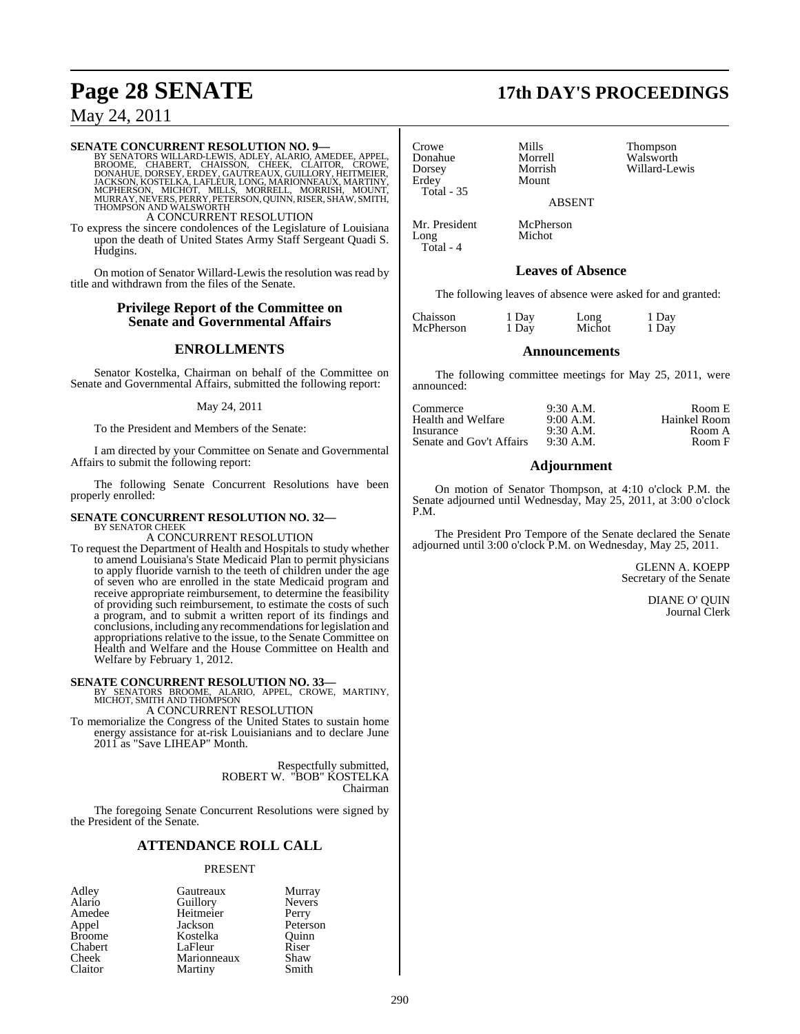**SENATE CONCURRENT RESOLUTION NO. 9—**
BY SENATORS WILLARD-LEWIS, ADLEY, ALARIO, AMEDEE, APPEL, BROOME, CHABERT, CHAISSON, CHEEK, CLAITOR, CROWE, DONAHUE, DORSEY, ERDEY, GAUTREAUX, GUILLORY, HEITMEIER, JACKSON, KOSTELKA, LAFLEUR, LONG, MARIONNEAUX, MARTINY, MCPHERSON, MICHOT, MILLS, MORRELL, MORRISH, MOUNT, MURRAY, NEVERS, PERRY, PETERSON, QUINN, RISER, SHAW, SMITH, THOMPSON AND WALSWORTH

A CONCURRENT RESOLUTION

To express the sincere condolences of the Legislature of Louisiana upon the death of United States Army Staff Sergeant Quadi S. Hudgins.

On motion of Senator Willard-Lewis the resolution was read by title and withdrawn from the files of the Senate.

## Privilege Report of the Committee on Senate and Governmental Affairs

## ENROLLMENTS

Senator Kostelka, Chairman on behalf of the Committee on Senate and Governmental Affairs, submitted the following report:

May 24, 2011

To the President and Members of the Senate:

I am directed by your Committee on Senate and Governmental Affairs to submit the following report:

The following Senate Concurrent Resolutions have been properly enrolled:

**SENATE CONCURRENT RESOLUTION NO. 32—**
BY SENATOR CHEEK

A CONCURRENT RESOLUTION

To request the Department of Health and Hospitals to study whether to amend Louisiana's State Medicaid Plan to permit physicians to apply fluoride varnish to the teeth of children under the age of seven who are enrolled in the state Medicaid program and receive appropriate reimbursement, to determine the feasibility of providing such reimbursement, to estimate the costs of such a program, and to submit a written report of its findings and conclusions, including any recommendations for legislation and appropriations relative to the issue, to the Senate Committee on Health and Welfare and the House Committee on Health and Welfare by February 1, 2012.

**SENATE CONCURRENT RESOLUTION NO. 33—**
BY SENATORS BROOME, ALARIO, APPEL, CROWE, MARTINY, MICHOT, SMITH AND THOMPSON

A CONCURRENT RESOLUTION

To memorialize the Congress of the United States to sustain home energy assistance for at-risk Louisianians and to declare June 2011 as "Save LIHEAP" Month.

Respectfully submitted,
ROBERT W. "BOB" KOSTELKA
Chairman

The foregoing Senate Concurrent Resolutions were signed by the President of the Senate.

## ATTENDANCE ROLL CALL

PRESENT

| | | |
|---|---|---|
| Adley | Gautreaux | Murray |
| Alario | Guillory | Nevers |
| Amedee | Heitmeier | Perry |
| Appel | Jackson | Peterson |
| Broome | Kostelka | Quinn |
| Chabert | LaFleur | Riser |
| Cheek | Marionneaux | Shaw |
| Claitor | Martiny | Smith |
| Crowe | Mills | Thompson |
| Donahue | Morrell | Walsworth |
| Dorsey | Morrish | Willard-Lewis |
| Erdey | Mount | |

Total - 35

ABSENT

| | |
|---|---|
| Mr. President | McPherson |
| Long | Michot |

Total - 4

## Leaves of Absence

The following leaves of absence were asked for and granted:

| | | | |
|---|---|---|---|
| Chaisson | 1 Day | Long | 1 Day |
| McPherson | 1 Day | Michot | 1 Day |

## Announcements

The following committee meetings for May 25, 2011, were announced:

| | | |
|---|---|---|
| Commerce | 9:30 A.M. | Room E |
| Health and Welfare | 9:00 A.M. | Hainkel Room |
| Insurance | 9:30 A.M. | Room A |
| Senate and Gov't Affairs | 9:30 A.M. | Room F |

## Adjournment

On motion of Senator Thompson, at 4:10 o'clock P.M. the Senate adjourned until Wednesday, May 25, 2011, at 3:00 o'clock P.M.

The President Pro Tempore of the Senate declared the Senate adjourned until 3:00 o'clock P.M. on Wednesday, May 25, 2011.

GLENN A. KOEPP
Secretary of the Senate

DIANE O' QUIN
Journal Clerk